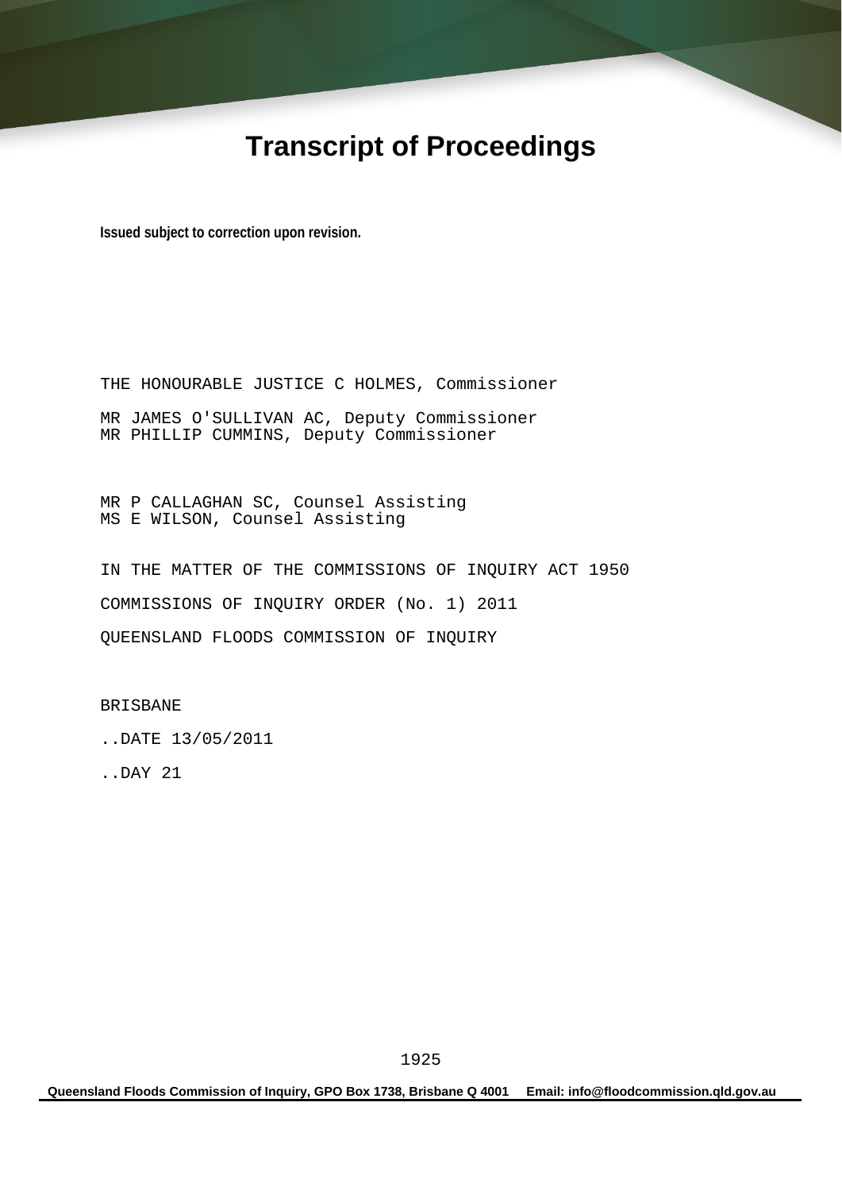# Transcript of Proceedings

**Issued subject to correction upon revision.**

THE HONOURABLE JUSTICE C HOLMES, Commissioner

MR JAMES O'SULLIVAN AC, Deputy Commissioner
MR PHILLIP CUMMINS, Deputy Commissioner

MR P CALLAGHAN SC, Counsel Assisting
MS E WILSON, Counsel Assisting

IN THE MATTER OF THE COMMISSIONS OF INQUIRY ACT 1950

COMMISSIONS OF INQUIRY ORDER (No. 1) 2011

QUEENSLAND FLOODS COMMISSION OF INQUIRY

BRISBANE

..DATE 13/05/2011

..DAY 21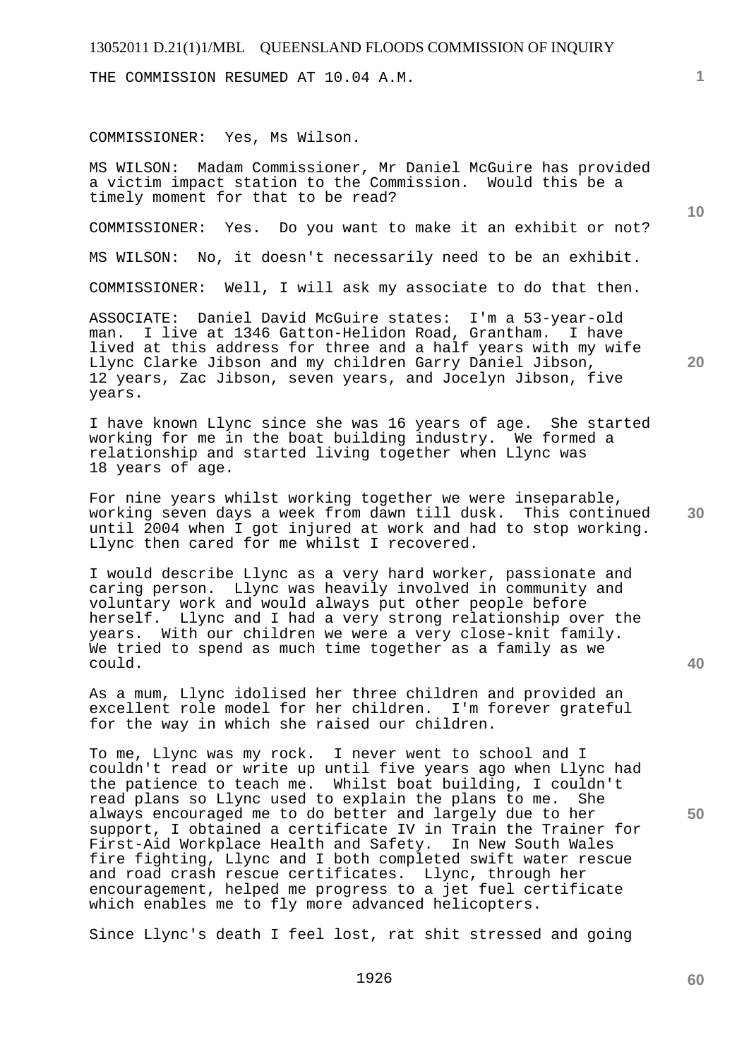THE COMMISSION RESUMED AT 10.04 A.M.

COMMISSIONER: Yes, Ms Wilson.

MS WILSON: Madam Commissioner, Mr Daniel McGuire has provided a victim impact station to the Commission. Would this be a timely moment for that to be read?

COMMISSIONER: Yes. Do you want to make it an exhibit or not?

MS WILSON: No, it doesn't necessarily need to be an exhibit.

COMMISSIONER: Well, I will ask my associate to do that then.

ASSOCIATE: Daniel David McGuire states: I'm a 53-year-old man. I live at 1346 Gatton-Helidon Road, Grantham. I have lived at this address for three and a half years with my wife Llync Clarke Jibson and my children Garry Daniel Jibson, 12 years, Zac Jibson, seven years, and Jocelyn Jibson, five years.

I have known Llync since she was 16 years of age. She started working for me in the boat building industry. We formed a relationship and started living together when Llync was 18 years of age.

For nine years whilst working together we were inseparable, working seven days a week from dawn till dusk. This continued until 2004 when I got injured at work and had to stop working. Llync then cared for me whilst I recovered.

I would describe Llync as a very hard worker, passionate and caring person. Llync was heavily involved in community and voluntary work and would always put other people before herself. Llync and I had a very strong relationship over the years. With our children we were a very close-knit family. We tried to spend as much time together as a family as we could.

As a mum, Llync idolised her three children and provided an excellent role model for her children. I'm forever grateful for the way in which she raised our children.

To me, Llync was my rock. I never went to school and I couldn't read or write up until five years ago when Llync had the patience to teach me. Whilst boat building, I couldn't read plans so Llync used to explain the plans to me. She always encouraged me to do better and largely due to her support, I obtained a certificate IV in Train the Trainer for First-Aid Workplace Health and Safety. In New South Wales fire fighting, Llync and I both completed swift water rescue and road crash rescue certificates. Llync, through her encouragement, helped me progress to a jet fuel certificate which enables me to fly more advanced helicopters.

Since Llync's death I feel lost, rat shit stressed and going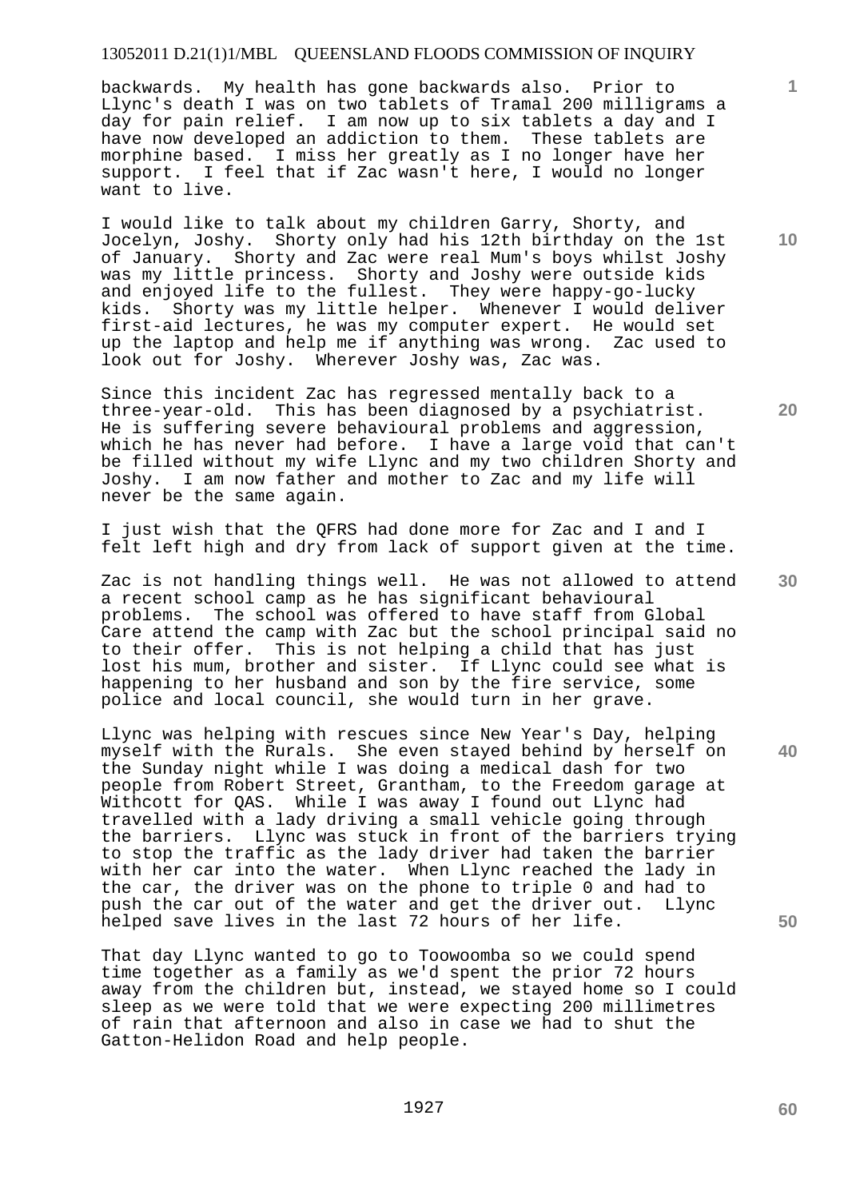backwards. My health has gone backwards also. Prior to Llync's death I was on two tablets of Tramal 200 milligrams a day for pain relief. I am now up to six tablets a day and I have now developed an addiction to them. These tablets are morphine based. I miss her greatly as I no longer have her support. I feel that if Zac wasn't here, I would no longer want to live.

I would like to talk about my children Garry, Shorty, and Jocelyn, Joshy. Shorty only had his 12th birthday on the 1st of January. Shorty and Zac were real Mum's boys whilst Joshy was my little princess. Shorty and Joshy were outside kids and enjoyed life to the fullest. They were happy-go-lucky kids. Shorty was my little helper. Whenever I would deliver first-aid lectures, he was my computer expert. He would set up the laptop and help me if anything was wrong. Zac used to look out for Joshy. Wherever Joshy was, Zac was.

Since this incident Zac has regressed mentally back to a three-year-old. This has been diagnosed by a psychiatrist. He is suffering severe behavioural problems and aggression, which he has never had before. I have a large void that can't be filled without my wife Llync and my two children Shorty and Joshy. I am now father and mother to Zac and my life will never be the same again.

I just wish that the QFRS had done more for Zac and I and I felt left high and dry from lack of support given at the time.

Zac is not handling things well. He was not allowed to attend a recent school camp as he has significant behavioural problems. The school was offered to have staff from Global Care attend the camp with Zac but the school principal said no to their offer. This is not helping a child that has just lost his mum, brother and sister. If Llync could see what is happening to her husband and son by the fire service, some police and local council, she would turn in her grave.

Llync was helping with rescues since New Year's Day, helping myself with the Rurals. She even stayed behind by herself on the Sunday night while I was doing a medical dash for two people from Robert Street, Grantham, to the Freedom garage at Withcott for QAS. While I was away I found out Llync had travelled with a lady driving a small vehicle going through the barriers. Llync was stuck in front of the barriers trying to stop the traffic as the lady driver had taken the barrier with her car into the water. When Llync reached the lady in the car, the driver was on the phone to triple 0 and had to push the car out of the water and get the driver out. Llync helped save lives in the last 72 hours of her life.

That day Llync wanted to go to Toowoomba so we could spend time together as a family as we'd spent the prior 72 hours away from the children but, instead, we stayed home so I could sleep as we were told that we were expecting 200 millimetres of rain that afternoon and also in case we had to shut the Gatton-Helidon Road and help people.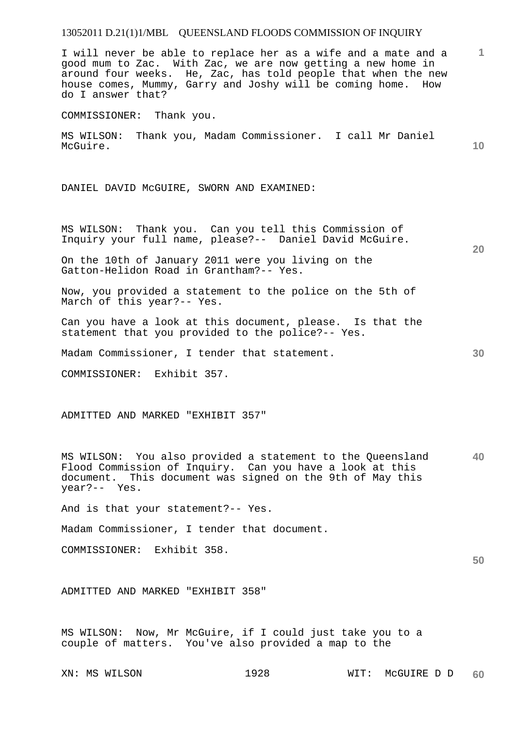I will never be able to replace her as a wife and a mate and a good mum to Zac. With Zac, we are now getting a new home in around four weeks. He, Zac, has told people that when the new house comes, Mummy, Garry and Joshy will be coming home. How do I answer that?

COMMISSIONER: Thank you.

MS WILSON: Thank you, Madam Commissioner. I call Mr Daniel McGuire.

DANIEL DAVID McGUIRE, SWORN AND EXAMINED:

MS WILSON: Thank you. Can you tell this Commission of Inquiry your full name, please?-- Daniel David McGuire.

On the 10th of January 2011 were you living on the Gatton-Helidon Road in Grantham?-- Yes.

Now, you provided a statement to the police on the 5th of March of this year?-- Yes.

Can you have a look at this document, please. Is that the statement that you provided to the police?-- Yes.

Madam Commissioner, I tender that statement.

COMMISSIONER: Exhibit 357.

ADMITTED AND MARKED "EXHIBIT 357"

MS WILSON: You also provided a statement to the Queensland Flood Commission of Inquiry. Can you have a look at this document. This document was signed on the 9th of May this year?-- Yes.

And is that your statement?-- Yes.

Madam Commissioner, I tender that document.

COMMISSIONER: Exhibit 358.

ADMITTED AND MARKED "EXHIBIT 358"

MS WILSON: Now, Mr McGuire, if I could just take you to a couple of matters. You've also provided a map to the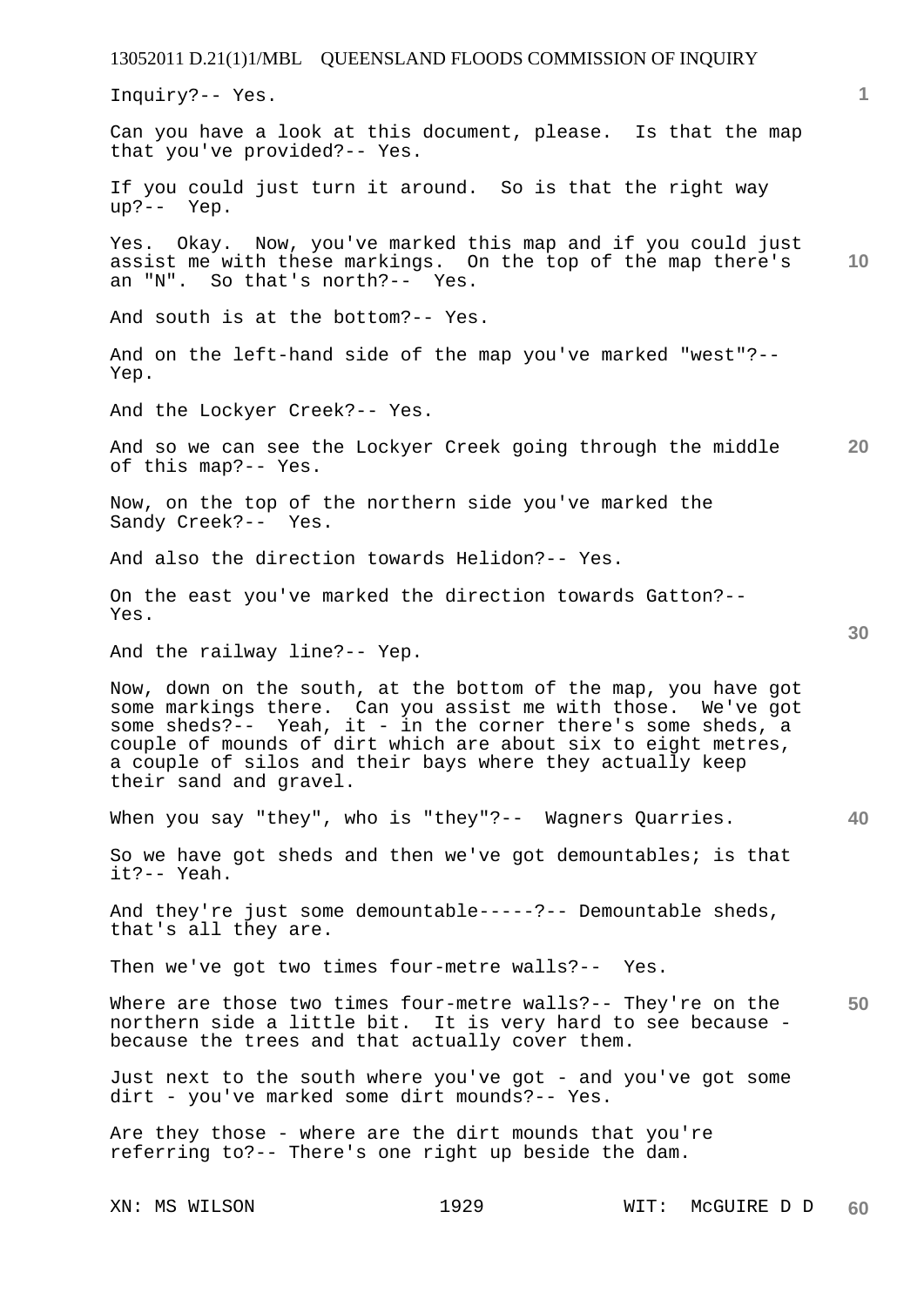Inquiry?-- Yes.

Can you have a look at this document, please. Is that the map that you've provided?-- Yes.

If you could just turn it around. So is that the right way up?-- Yep.

Yes. Okay. Now, you've marked this map and if you could just assist me with these markings. On the top of the map there's an "N". So that's north?-- Yes.

And south is at the bottom?-- Yes.

And on the left-hand side of the map you've marked "west"?-- Yep.

And the Lockyer Creek?-- Yes.

And so we can see the Lockyer Creek going through the middle of this map?-- Yes.

Now, on the top of the northern side you've marked the Sandy Creek?-- Yes.

And also the direction towards Helidon?-- Yes.

On the east you've marked the direction towards Gatton?-- Yes.

And the railway line?-- Yep.

Now, down on the south, at the bottom of the map, you have got some markings there. Can you assist me with those. We've got some sheds?-- Yeah, it - in the corner there's some sheds, a couple of mounds of dirt which are about six to eight metres, a couple of silos and their bays where they actually keep their sand and gravel.

When you say "they", who is "they"?-- Wagners Quarries.

So we have got sheds and then we've got demountables; is that it?-- Yeah.

And they're just some demountable-----?-- Demountable sheds, that's all they are.

Then we've got two times four-metre walls?-- Yes.

Where are those two times four-metre walls?-- They're on the northern side a little bit. It is very hard to see because - because the trees and that actually cover them.

Just next to the south where you've got - and you've got some dirt - you've marked some dirt mounds?-- Yes.

Are they those - where are the dirt mounds that you're referring to?-- There's one right up beside the dam.

XN: MS WILSON    WIT: McGUIRE D D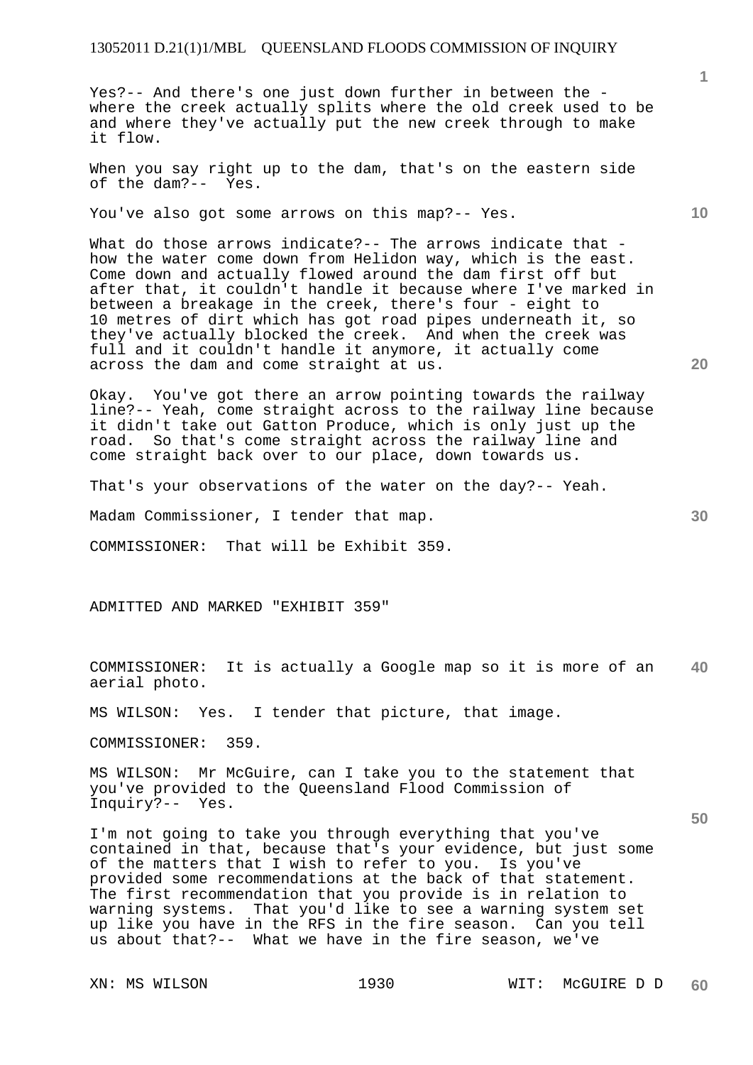Yes?-- And there's one just down further in between the - where the creek actually splits where the old creek used to be and where they've actually put the new creek through to make it flow.

When you say right up to the dam, that's on the eastern side of the dam?-- Yes.

You've also got some arrows on this map?-- Yes.

What do those arrows indicate?-- The arrows indicate that - how the water come down from Helidon way, which is the east. Come down and actually flowed around the dam first off but after that, it couldn't handle it because where I've marked in between a breakage in the creek, there's four - eight to 10 metres of dirt which has got road pipes underneath it, so they've actually blocked the creek. And when the creek was full and it couldn't handle it anymore, it actually come across the dam and come straight at us.

Okay. You've got there an arrow pointing towards the railway line?-- Yeah, come straight across to the railway line because it didn't take out Gatton Produce, which is only just up the road. So that's come straight across the railway line and come straight back over to our place, down towards us.

That's your observations of the water on the day?-- Yeah.

Madam Commissioner, I tender that map.

COMMISSIONER: That will be Exhibit 359.

ADMITTED AND MARKED "EXHIBIT 359"

COMMISSIONER: It is actually a Google map so it is more of an aerial photo.

MS WILSON: Yes. I tender that picture, that image.

COMMISSIONER: 359.

MS WILSON: Mr McGuire, can I take you to the statement that you've provided to the Queensland Flood Commission of Inquiry?-- Yes.

I'm not going to take you through everything that you've contained in that, because that's your evidence, but just some of the matters that I wish to refer to you. Is you've provided some recommendations at the back of that statement. The first recommendation that you provide is in relation to warning systems. That you'd like to see a warning system set up like you have in the RFS in the fire season. Can you tell us about that?-- What we have in the fire season, we've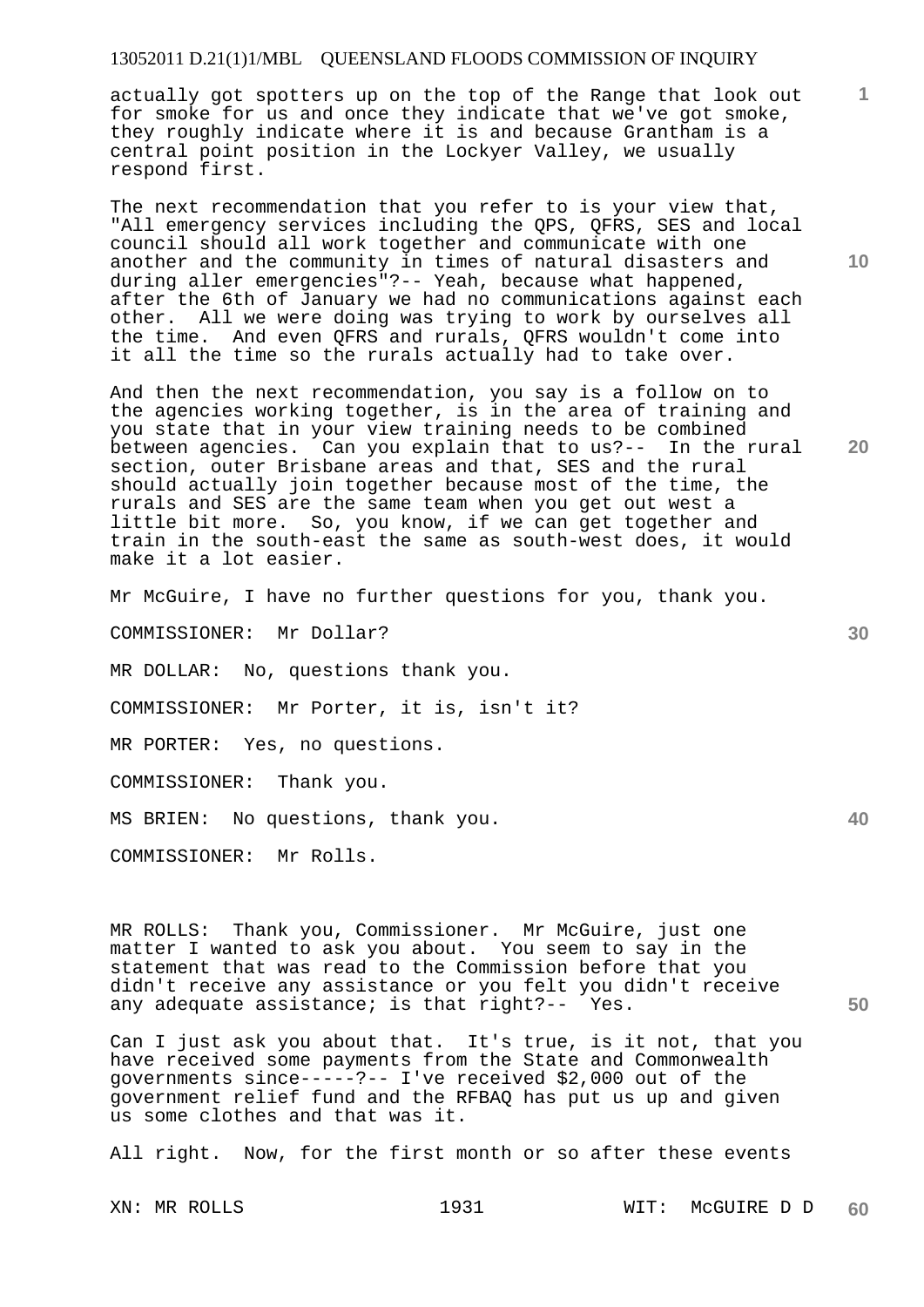actually got spotters up on the top of the Range that look out for smoke for us and once they indicate that we've got smoke, they roughly indicate where it is and because Grantham is a central point position in the Lockyer Valley, we usually respond first.

The next recommendation that you refer to is your view that, "All emergency services including the QPS, QFRS, SES and local council should all work together and communicate with one another and the community in times of natural disasters and during aller emergencies"?-- Yeah, because what happened, after the 6th of January we had no communications against each other. All we were doing was trying to work by ourselves all the time. And even QFRS and rurals, QFRS wouldn't come into it all the time so the rurals actually had to take over.

And then the next recommendation, you say is a follow on to the agencies working together, is in the area of training and you state that in your view training needs to be combined between agencies. Can you explain that to us?-- In the rural section, outer Brisbane areas and that, SES and the rural should actually join together because most of the time, the rurals and SES are the same team when you get out west a little bit more. So, you know, if we can get together and train in the south-east the same as south-west does, it would make it a lot easier.

Mr McGuire, I have no further questions for you, thank you.

COMMISSIONER: Mr Dollar?

MR DOLLAR: No, questions thank you.

COMMISSIONER: Mr Porter, it is, isn't it?

MR PORTER: Yes, no questions.

COMMISSIONER: Thank you.

MS BRIEN: No questions, thank you.

COMMISSIONER: Mr Rolls.

MR ROLLS: Thank you, Commissioner. Mr McGuire, just one matter I wanted to ask you about. You seem to say in the statement that was read to the Commission before that you didn't receive any assistance or you felt you didn't receive any adequate assistance; is that right?-- Yes.

Can I just ask you about that. It's true, is it not, that you have received some payments from the State and Commonwealth governments since-----?-- I've received $2,000 out of the government relief fund and the RFBAQ has put us up and given us some clothes and that was it.

All right. Now, for the first month or so after these events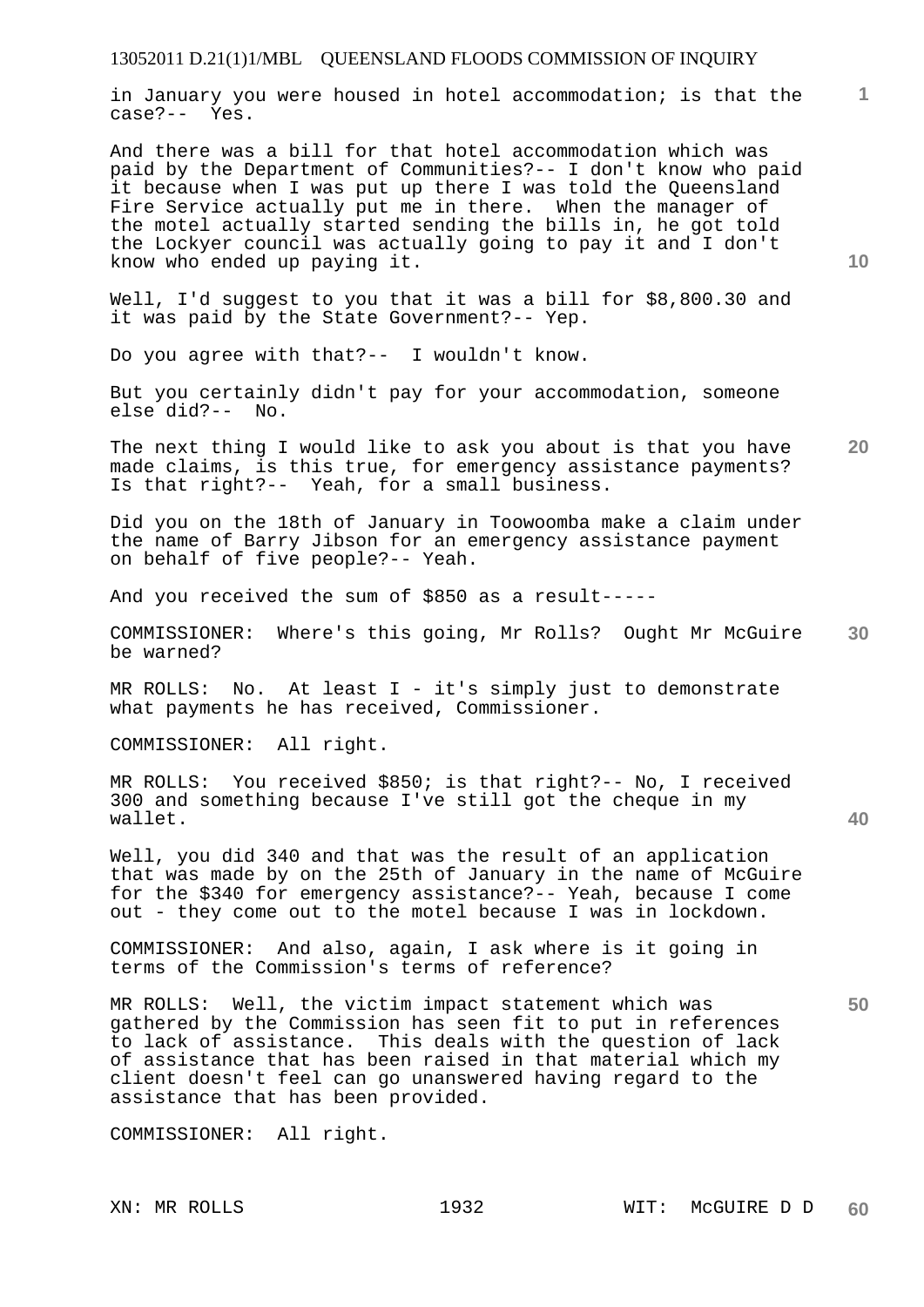in January you were housed in hotel accommodation; is that the case?-- Yes.

And there was a bill for that hotel accommodation which was paid by the Department of Communities?-- I don't know who paid it because when I was put up there I was told the Queensland Fire Service actually put me in there. When the manager of the motel actually started sending the bills in, he got told the Lockyer council was actually going to pay it and I don't know who ended up paying it.

Well, I'd suggest to you that it was a bill for $8,800.30 and it was paid by the State Government?-- Yep.

Do you agree with that?-- I wouldn't know.

But you certainly didn't pay for your accommodation, someone else did?-- No.

The next thing I would like to ask you about is that you have made claims, is this true, for emergency assistance payments? Is that right?-- Yeah, for a small business.

Did you on the 18th of January in Toowoomba make a claim under the name of Barry Jibson for an emergency assistance payment on behalf of five people?-- Yeah.

And you received the sum of $850 as a result-----

COMMISSIONER: Where's this going, Mr Rolls? Ought Mr McGuire be warned?

MR ROLLS: No. At least I - it's simply just to demonstrate what payments he has received, Commissioner.

COMMISSIONER: All right.

MR ROLLS: You received $850; is that right?-- No, I received 300 and something because I've still got the cheque in my wallet.

Well, you did 340 and that was the result of an application that was made by on the 25th of January in the name of McGuire for the $340 for emergency assistance?-- Yeah, because I come out - they come out to the motel because I was in lockdown.

COMMISSIONER: And also, again, I ask where is it going in terms of the Commission's terms of reference?

MR ROLLS: Well, the victim impact statement which was gathered by the Commission has seen fit to put in references to lack of assistance. This deals with the question of lack of assistance that has been raised in that material which my client doesn't feel can go unanswered having regard to the assistance that has been provided.

COMMISSIONER: All right.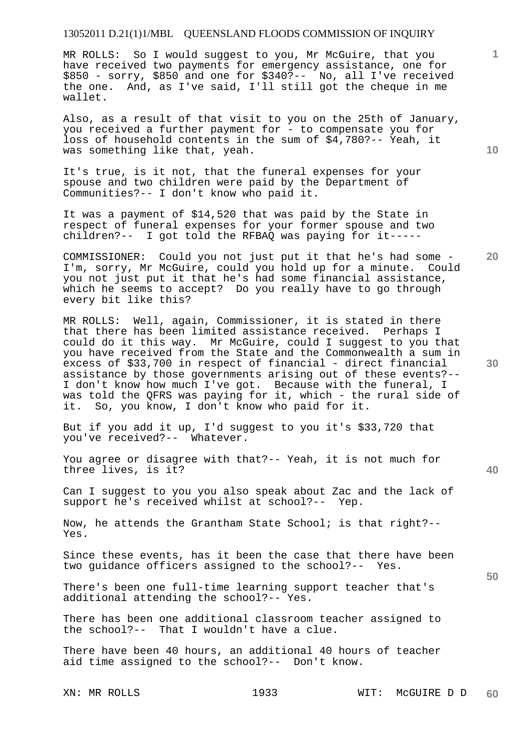MR ROLLS: So I would suggest to you, Mr McGuire, that you have received two payments for emergency assistance, one for $850 - sorry, $850 and one for $340?-- No, all I've received the one. And, as I've said, I'll still got the cheque in me wallet.

Also, as a result of that visit to you on the 25th of January, you received a further payment for - to compensate you for loss of household contents in the sum of $4,780?-- Yeah, it was something like that, yeah.

It's true, is it not, that the funeral expenses for your spouse and two children were paid by the Department of Communities?-- I don't know who paid it.

It was a payment of $14,520 that was paid by the State in respect of funeral expenses for your former spouse and two children?-- I got told the RFBAQ was paying for it-----

COMMISSIONER: Could you not just put it that he's had some - I'm, sorry, Mr McGuire, could you hold up for a minute. Could you not just put it that he's had some financial assistance, which he seems to accept? Do you really have to go through every bit like this?

MR ROLLS: Well, again, Commissioner, it is stated in there that there has been limited assistance received. Perhaps I could do it this way. Mr McGuire, could I suggest to you that you have received from the State and the Commonwealth a sum in excess of $33,700 in respect of financial - direct financial assistance by those governments arising out of these events?-- I don't know how much I've got. Because with the funeral, I was told the QFRS was paying for it, which - the rural side of it. So, you know, I don't know who paid for it.

But if you add it up, I'd suggest to you it's $33,720 that you've received?-- Whatever.

You agree or disagree with that?-- Yeah, it is not much for three lives, is it?

Can I suggest to you you also speak about Zac and the lack of support he's received whilst at school?-- Yep.

Now, he attends the Grantham State School; is that right?-- Yes.

Since these events, has it been the case that there have been two guidance officers assigned to the school?-- Yes.

There's been one full-time learning support teacher that's additional attending the school?-- Yes.

There has been one additional classroom teacher assigned to the school?-- That I wouldn't have a clue.

There have been 40 hours, an additional 40 hours of teacher aid time assigned to the school?-- Don't know.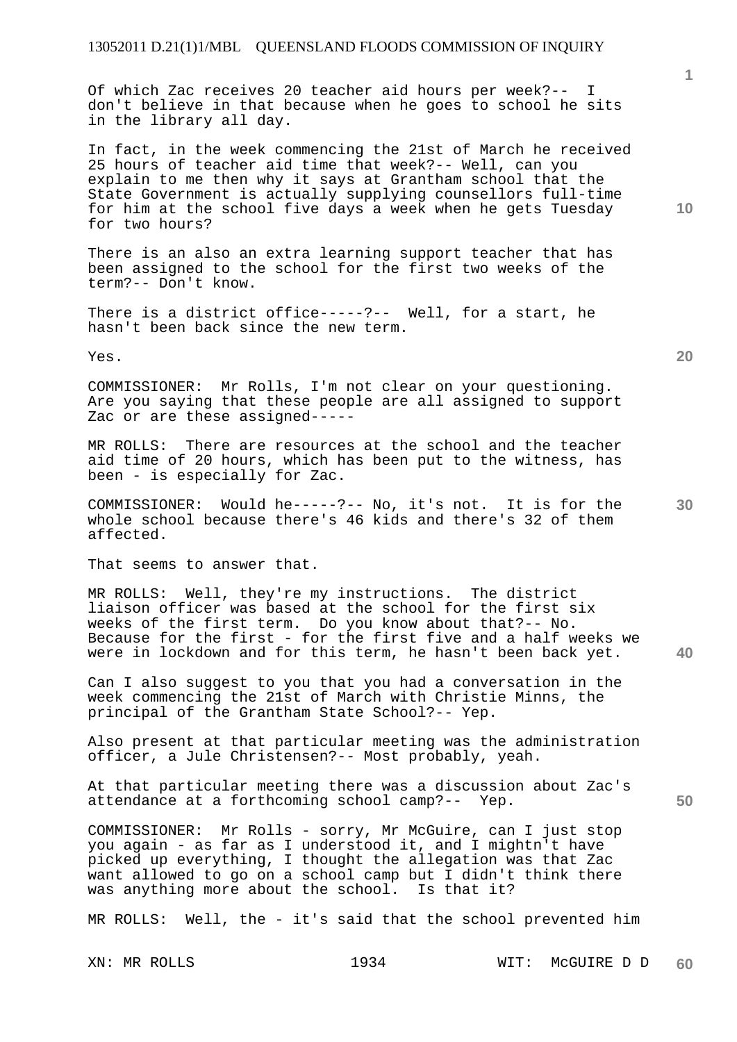Of which Zac receives 20 teacher aid hours per week?-- I don't believe in that because when he goes to school he sits in the library all day.

In fact, in the week commencing the 21st of March he received 25 hours of teacher aid time that week?-- Well, can you explain to me then why it says at Grantham school that the State Government is actually supplying counsellors full-time for him at the school five days a week when he gets Tuesday for two hours?

There is an also an extra learning support teacher that has been assigned to the school for the first two weeks of the term?-- Don't know.

There is a district office-----?-- Well, for a start, he hasn't been back since the new term.

Yes.

COMMISSIONER: Mr Rolls, I'm not clear on your questioning. Are you saying that these people are all assigned to support Zac or are these assigned-----

MR ROLLS: There are resources at the school and the teacher aid time of 20 hours, which has been put to the witness, has been - is especially for Zac.

COMMISSIONER: Would he-----?-- No, it's not. It is for the whole school because there's 46 kids and there's 32 of them affected.

That seems to answer that.

MR ROLLS: Well, they're my instructions. The district liaison officer was based at the school for the first six weeks of the first term. Do you know about that?-- No. Because for the first - for the first five and a half weeks we were in lockdown and for this term, he hasn't been back yet.

Can I also suggest to you that you had a conversation in the week commencing the 21st of March with Christie Minns, the principal of the Grantham State School?-- Yep.

Also present at that particular meeting was the administration officer, a Jule Christensen?-- Most probably, yeah.

At that particular meeting there was a discussion about Zac's attendance at a forthcoming school camp?-- Yep.

COMMISSIONER: Mr Rolls - sorry, Mr McGuire, can I just stop you again - as far as I understood it, and I mightn't have picked up everything, I thought the allegation was that Zac want allowed to go on a school camp but I didn't think there was anything more about the school. Is that it?

MR ROLLS: Well, the - it's said that the school prevented him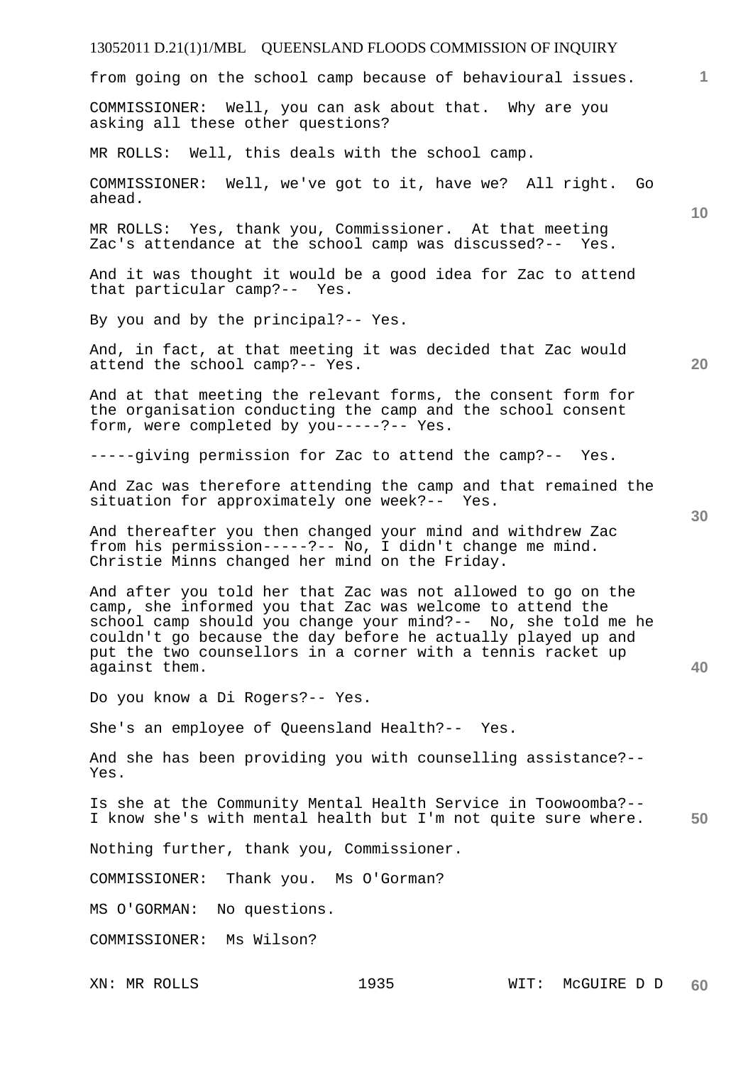from going on the school camp because of behavioural issues.

COMMISSIONER: Well, you can ask about that. Why are you asking all these other questions?

MR ROLLS: Well, this deals with the school camp.

COMMISSIONER: Well, we've got to it, have we? All right. Go ahead.

MR ROLLS: Yes, thank you, Commissioner. At that meeting Zac's attendance at the school camp was discussed?-- Yes.

And it was thought it would be a good idea for Zac to attend that particular camp?-- Yes.

By you and by the principal?-- Yes.

And, in fact, at that meeting it was decided that Zac would attend the school camp?-- Yes.

And at that meeting the relevant forms, the consent form for the organisation conducting the camp and the school consent form, were completed by you-----?-- Yes.

-----giving permission for Zac to attend the camp?-- Yes.

And Zac was therefore attending the camp and that remained the situation for approximately one week?-- Yes.

And thereafter you then changed your mind and withdrew Zac from his permission-----?-- No, I didn't change me mind. Christie Minns changed her mind on the Friday.

And after you told her that Zac was not allowed to go on the camp, she informed you that Zac was welcome to attend the school camp should you change your mind?-- No, she told me he couldn't go because the day before he actually played up and put the two counsellors in a corner with a tennis racket up against them.

Do you know a Di Rogers?-- Yes.

She's an employee of Queensland Health?-- Yes.

And she has been providing you with counselling assistance?-- Yes.

Is she at the Community Mental Health Service in Toowoomba?-- I know she's with mental health but I'm not quite sure where.

Nothing further, thank you, Commissioner.

COMMISSIONER: Thank you. Ms O'Gorman?

MS O'GORMAN: No questions.

COMMISSIONER: Ms Wilson?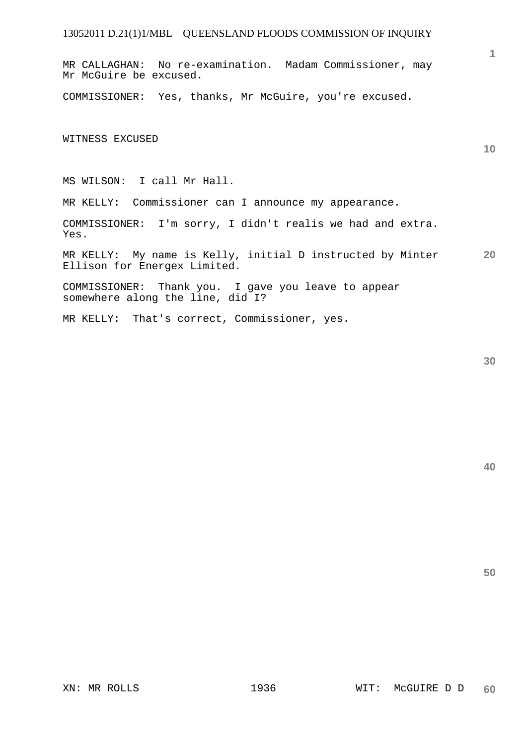MR CALLAGHAN: No re-examination. Madam Commissioner, may Mr McGuire be excused.

COMMISSIONER: Yes, thanks, Mr McGuire, you're excused.

WITNESS EXCUSED

MS WILSON: I call Mr Hall.

MR KELLY: Commissioner can I announce my appearance.

COMMISSIONER: I'm sorry, I didn't realis we had and extra. Yes.

MR KELLY: My name is Kelly, initial D instructed by Minter Ellison for Energex Limited.

COMMISSIONER: Thank you. I gave you leave to appear somewhere along the line, did I?

MR KELLY: That's correct, Commissioner, yes.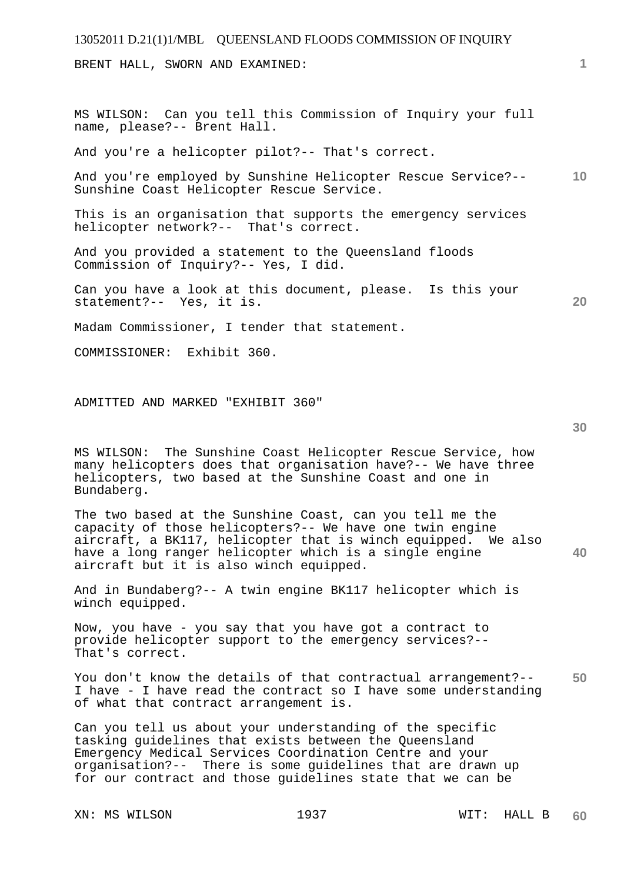BRENT HALL, SWORN AND EXAMINED:

MS WILSON: Can you tell this Commission of Inquiry your full name, please?-- Brent Hall.

And you're a helicopter pilot?-- That's correct.

And you're employed by Sunshine Helicopter Rescue Service?-- Sunshine Coast Helicopter Rescue Service.

This is an organisation that supports the emergency services helicopter network?-- That's correct.

And you provided a statement to the Queensland floods Commission of Inquiry?-- Yes, I did.

Can you have a look at this document, please. Is this your statement?-- Yes, it is.

Madam Commissioner, I tender that statement.

COMMISSIONER: Exhibit 360.

ADMITTED AND MARKED "EXHIBIT 360"

MS WILSON: The Sunshine Coast Helicopter Rescue Service, how many helicopters does that organisation have?-- We have three helicopters, two based at the Sunshine Coast and one in Bundaberg.

The two based at the Sunshine Coast, can you tell me the capacity of those helicopters?-- We have one twin engine aircraft, a BK117, helicopter that is winch equipped. We also have a long ranger helicopter which is a single engine aircraft but it is also winch equipped.

And in Bundaberg?-- A twin engine BK117 helicopter which is winch equipped.

Now, you have - you say that you have got a contract to provide helicopter support to the emergency services?-- That's correct.

You don't know the details of that contractual arrangement?-- I have - I have read the contract so I have some understanding of what that contract arrangement is.

Can you tell us about your understanding of the specific tasking guidelines that exists between the Queensland Emergency Medical Services Coordination Centre and your organisation?-- There is some guidelines that are drawn up for our contract and those guidelines state that we can be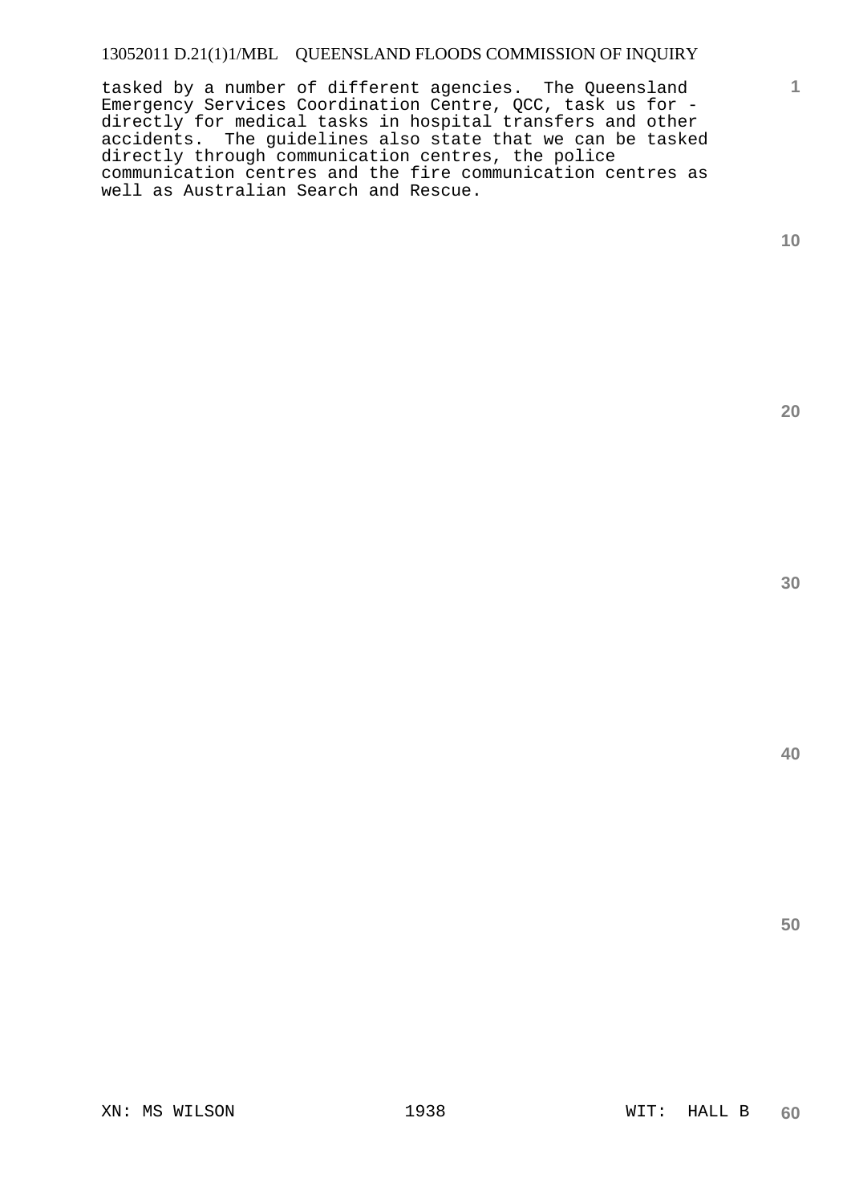tasked by a number of different agencies. The Queensland Emergency Services Coordination Centre, QCC, task us for - directly for medical tasks in hospital transfers and other accidents. The guidelines also state that we can be tasked directly through communication centres, the police communication centres and the fire communication centres as well as Australian Search and Rescue.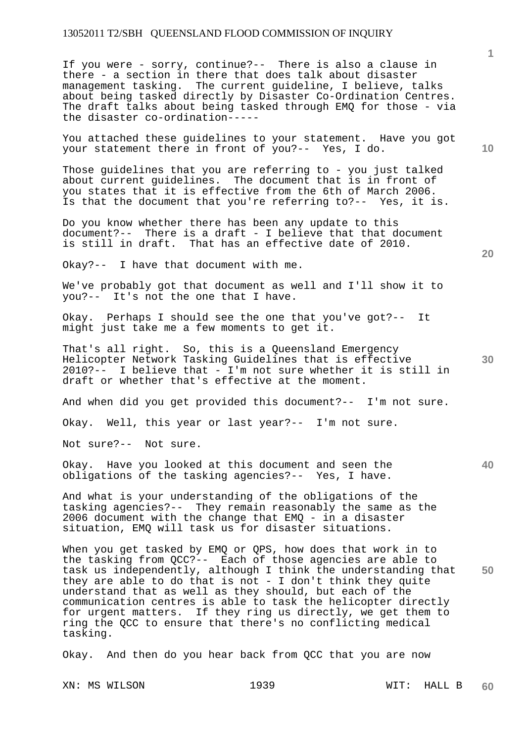If you were - sorry, continue?-- There is also a clause in there - a section in there that does talk about disaster management tasking. The current guideline, I believe, talks about being tasked directly by Disaster Co-Ordination Centres. The draft talks about being tasked through EMQ for those - via the disaster co-ordination-----

You attached these guidelines to your statement. Have you got your statement there in front of you?-- Yes, I do.

Those guidelines that you are referring to - you just talked about current guidelines. The document that is in front of you states that it is effective from the 6th of March 2006. Is that the document that you're referring to?-- Yes, it is.

Do you know whether there has been any update to this document?-- There is a draft - I believe that that document is still in draft. That has an effective date of 2010.

Okay?-- I have that document with me.

We've probably got that document as well and I'll show it to you?-- It's not the one that I have.

Okay. Perhaps I should see the one that you've got?-- It might just take me a few moments to get it.

That's all right. So, this is a Queensland Emergency Helicopter Network Tasking Guidelines that is effective 2010?-- I believe that - I'm not sure whether it is still in draft or whether that's effective at the moment.

And when did you get provided this document?-- I'm not sure.

Okay. Well, this year or last year?-- I'm not sure.

Not sure?-- Not sure.

Okay. Have you looked at this document and seen the obligations of the tasking agencies?-- Yes, I have.

And what is your understanding of the obligations of the tasking agencies?-- They remain reasonably the same as the 2006 document with the change that EMQ - in a disaster situation, EMQ will task us for disaster situations.

When you get tasked by EMQ or QPS, how does that work in to the tasking from QCC?-- Each of those agencies are able to task us independently, although I think the understanding that they are able to do that is not - I don't think they quite understand that as well as they should, but each of the communication centres is able to task the helicopter directly for urgent matters. If they ring us directly, we get them to ring the QCC to ensure that there's no conflicting medical tasking.

Okay. And then do you hear back from QCC that you are now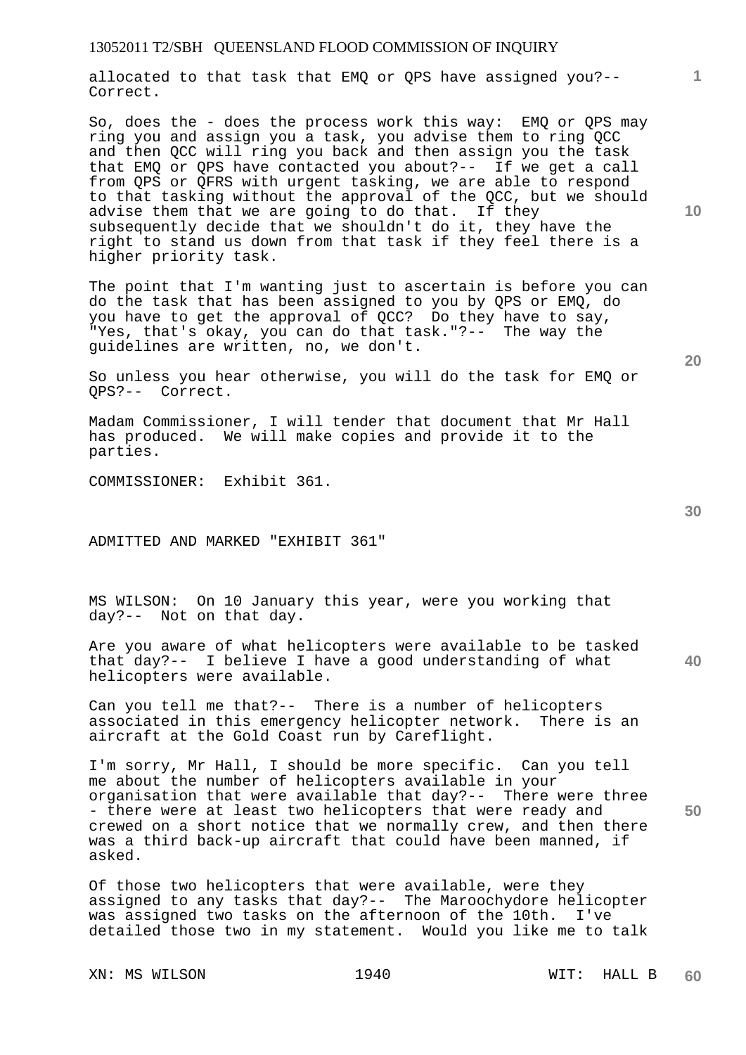allocated to that task that EMQ or QPS have assigned you?-- Correct.

So, does the - does the process work this way: EMQ or QPS may ring you and assign you a task, you advise them to ring QCC and then QCC will ring you back and then assign you the task that EMQ or QPS have contacted you about?-- If we get a call from QPS or QFRS with urgent tasking, we are able to respond to that tasking without the approval of the QCC, but we should advise them that we are going to do that. If they subsequently decide that we shouldn't do it, they have the right to stand us down from that task if they feel there is a higher priority task.

The point that I'm wanting just to ascertain is before you can do the task that has been assigned to you by QPS or EMQ, do you have to get the approval of QCC? Do they have to say, "Yes, that's okay, you can do that task."?-- The way the guidelines are written, no, we don't.

So unless you hear otherwise, you will do the task for EMQ or QPS?-- Correct.

Madam Commissioner, I will tender that document that Mr Hall has produced. We will make copies and provide it to the parties.

COMMISSIONER: Exhibit 361.

ADMITTED AND MARKED "EXHIBIT 361"

MS WILSON: On 10 January this year, were you working that day?-- Not on that day.

Are you aware of what helicopters were available to be tasked that day?-- I believe I have a good understanding of what helicopters were available.

Can you tell me that?-- There is a number of helicopters associated in this emergency helicopter network. There is an aircraft at the Gold Coast run by Careflight.

I'm sorry, Mr Hall, I should be more specific. Can you tell me about the number of helicopters available in your organisation that were available that day?-- There were three - there were at least two helicopters that were ready and crewed on a short notice that we normally crew, and then there was a third back-up aircraft that could have been manned, if asked.

Of those two helicopters that were available, were they assigned to any tasks that day?-- The Maroochydore helicopter was assigned two tasks on the afternoon of the 10th. I've detailed those two in my statement. Would you like me to talk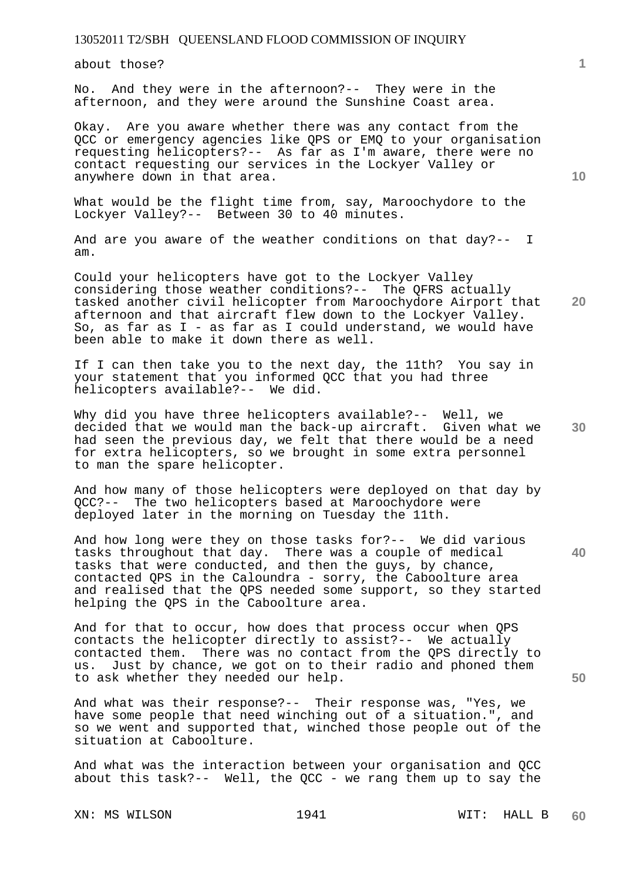about those?

No. And they were in the afternoon?-- They were in the afternoon, and they were around the Sunshine Coast area.

Okay. Are you aware whether there was any contact from the QCC or emergency agencies like QPS or EMQ to your organisation requesting helicopters?-- As far as I'm aware, there were no contact requesting our services in the Lockyer Valley or anywhere down in that area.

What would be the flight time from, say, Maroochydore to the Lockyer Valley?-- Between 30 to 40 minutes.

And are you aware of the weather conditions on that day?-- I am.

Could your helicopters have got to the Lockyer Valley considering those weather conditions?-- The QFRS actually tasked another civil helicopter from Maroochydore Airport that afternoon and that aircraft flew down to the Lockyer Valley. So, as far as I - as far as I could understand, we would have been able to make it down there as well.

If I can then take you to the next day, the 11th? You say in your statement that you informed QCC that you had three helicopters available?-- We did.

Why did you have three helicopters available?-- Well, we decided that we would man the back-up aircraft. Given what we had seen the previous day, we felt that there would be a need for extra helicopters, so we brought in some extra personnel to man the spare helicopter.

And how many of those helicopters were deployed on that day by QCC?-- The two helicopters based at Maroochydore were deployed later in the morning on Tuesday the 11th.

And how long were they on those tasks for?-- We did various tasks throughout that day. There was a couple of medical tasks that were conducted, and then the guys, by chance, contacted QPS in the Caloundra - sorry, the Caboolture area and realised that the QPS needed some support, so they started helping the QPS in the Caboolture area.

And for that to occur, how does that process occur when QPS contacts the helicopter directly to assist?-- We actually contacted them. There was no contact from the QPS directly to us. Just by chance, we got on to their radio and phoned them to ask whether they needed our help.

And what was their response?-- Their response was, "Yes, we have some people that need winching out of a situation.", and so we went and supported that, winched those people out of the situation at Caboolture.

And what was the interaction between your organisation and QCC about this task?-- Well, the QCC - we rang them up to say the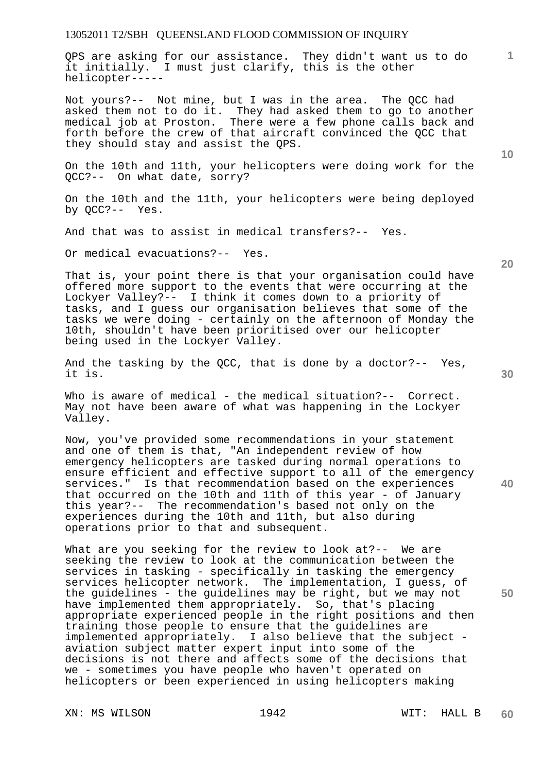QPS are asking for our assistance. They didn't want us to do it initially. I must just clarify, this is the other helicopter-----

Not yours?-- Not mine, but I was in the area. The QCC had asked them not to do it. They had asked them to go to another medical job at Proston. There were a few phone calls back and forth before the crew of that aircraft convinced the QCC that they should stay and assist the QPS.

On the 10th and 11th, your helicopters were doing work for the QCC?-- On what date, sorry?

On the 10th and the 11th, your helicopters were being deployed by QCC?-- Yes.

And that was to assist in medical transfers?-- Yes.

Or medical evacuations?-- Yes.

That is, your point there is that your organisation could have offered more support to the events that were occurring at the Lockyer Valley?-- I think it comes down to a priority of tasks, and I guess our organisation believes that some of the tasks we were doing - certainly on the afternoon of Monday the 10th, shouldn't have been prioritised over our helicopter being used in the Lockyer Valley.

And the tasking by the QCC, that is done by a doctor?-- Yes, it is.

Who is aware of medical - the medical situation?-- Correct. May not have been aware of what was happening in the Lockyer Valley.

Now, you've provided some recommendations in your statement and one of them is that, "An independent review of how emergency helicopters are tasked during normal operations to ensure efficient and effective support to all of the emergency services." Is that recommendation based on the experiences that occurred on the 10th and 11th of this year - of January this year?-- The recommendation's based not only on the experiences during the 10th and 11th, but also during operations prior to that and subsequent.

What are you seeking for the review to look at?-- We are seeking the review to look at the communication between the services in tasking - specifically in tasking the emergency services helicopter network. The implementation, I guess, of the guidelines - the guidelines may be right, but we may not have implemented them appropriately. So, that's placing appropriate experienced people in the right positions and then training those people to ensure that the guidelines are implemented appropriately. I also believe that the subject - aviation subject matter expert input into some of the decisions is not there and affects some of the decisions that we - sometimes you have people who haven't operated on helicopters or been experienced in using helicopters making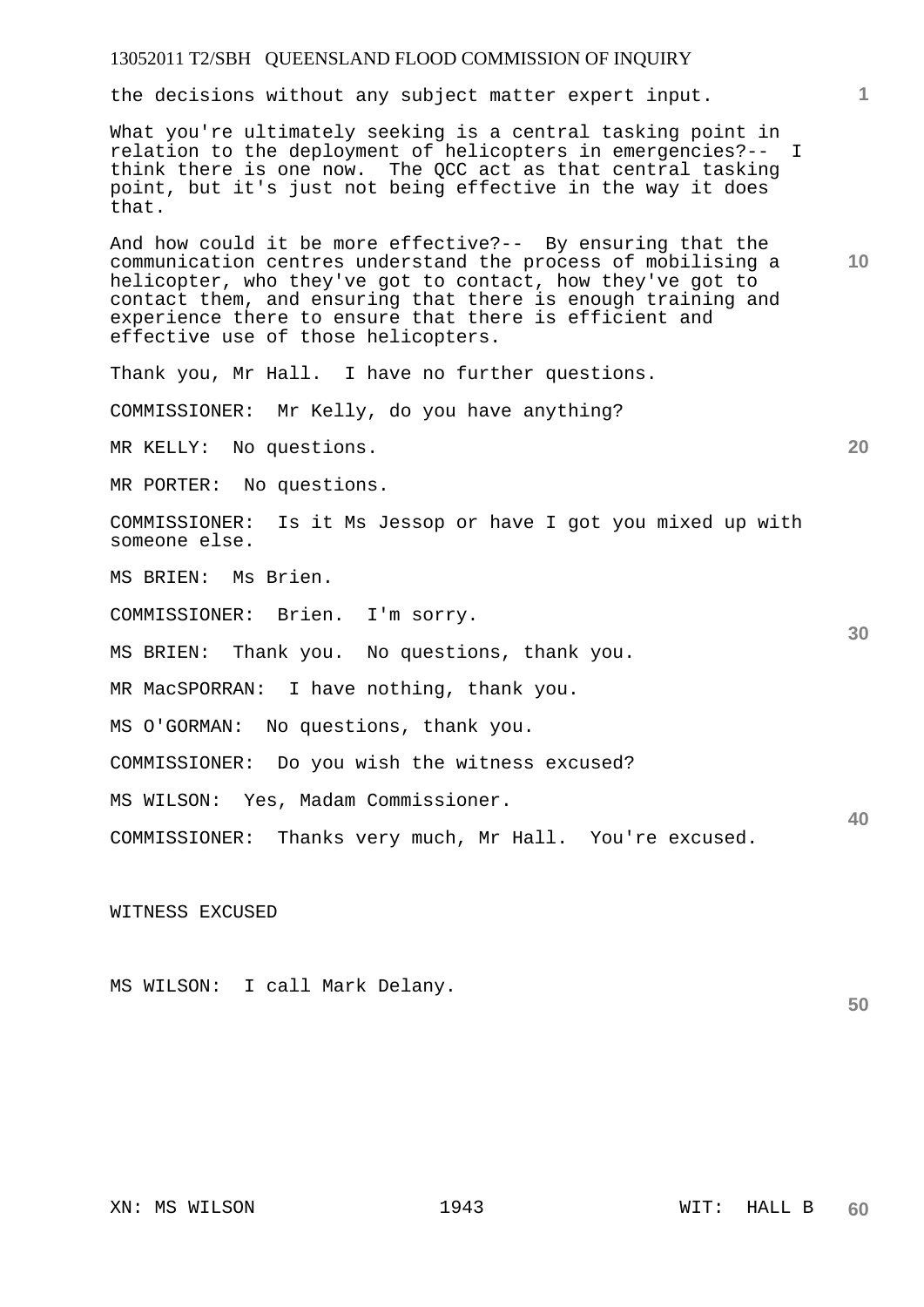the decisions without any subject matter expert input.

What you're ultimately seeking is a central tasking point in relation to the deployment of helicopters in emergencies?-- I think there is one now. The QCC act as that central tasking point, but it's just not being effective in the way it does that.

And how could it be more effective?-- By ensuring that the communication centres understand the process of mobilising a helicopter, who they've got to contact, how they've got to contact them, and ensuring that there is enough training and experience there to ensure that there is efficient and effective use of those helicopters.

Thank you, Mr Hall. I have no further questions.

COMMISSIONER: Mr Kelly, do you have anything?

MR KELLY: No questions.

MR PORTER: No questions.

COMMISSIONER: Is it Ms Jessop or have I got you mixed up with someone else.

MS BRIEN: Ms Brien.

COMMISSIONER: Brien. I'm sorry.

MS BRIEN: Thank you. No questions, thank you.

MR MacSPORRAN: I have nothing, thank you.

MS O'GORMAN: No questions, thank you.

COMMISSIONER: Do you wish the witness excused?

MS WILSON: Yes, Madam Commissioner.

COMMISSIONER: Thanks very much, Mr Hall. You're excused.

WITNESS EXCUSED

MS WILSON: I call Mark Delany.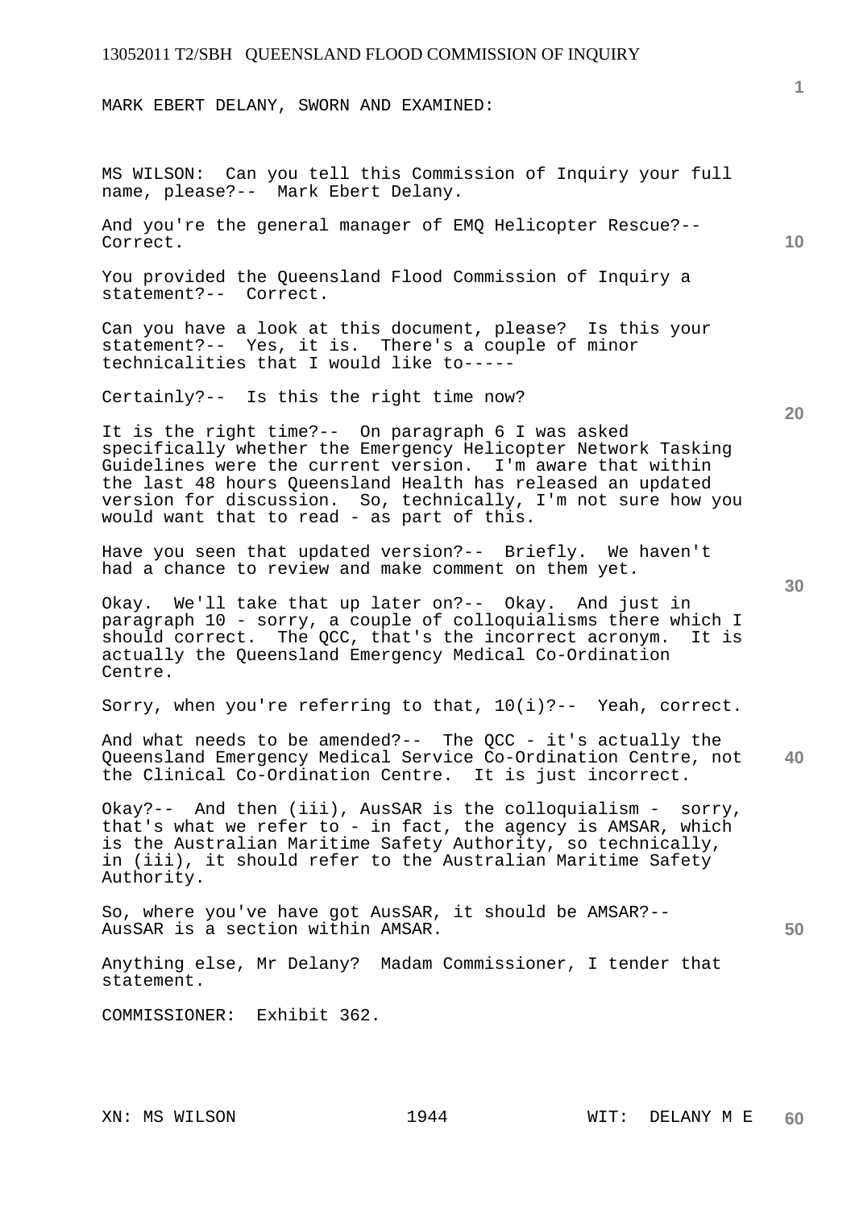MARK EBERT DELANY, SWORN AND EXAMINED:

MS WILSON: Can you tell this Commission of Inquiry your full name, please?-- Mark Ebert Delany.

And you're the general manager of EMQ Helicopter Rescue?-- Correct.

You provided the Queensland Flood Commission of Inquiry a statement?-- Correct.

Can you have a look at this document, please? Is this your statement?-- Yes, it is. There's a couple of minor technicalities that I would like to-----

Certainly?-- Is this the right time now?

It is the right time?-- On paragraph 6 I was asked specifically whether the Emergency Helicopter Network Tasking Guidelines were the current version. I'm aware that within the last 48 hours Queensland Health has released an updated version for discussion. So, technically, I'm not sure how you would want that to read - as part of this.

Have you seen that updated version?-- Briefly. We haven't had a chance to review and make comment on them yet.

Okay. We'll take that up later on?-- Okay. And just in paragraph 10 - sorry, a couple of colloquialisms there which I should correct. The QCC, that's the incorrect acronym. It is actually the Queensland Emergency Medical Co-Ordination Centre.

Sorry, when you're referring to that, 10(i)?-- Yeah, correct.

And what needs to be amended?-- The QCC - it's actually the Queensland Emergency Medical Service Co-Ordination Centre, not the Clinical Co-Ordination Centre. It is just incorrect.

Okay?-- And then (iii), AusSAR is the colloquialism - sorry, that's what we refer to - in fact, the agency is AMSAR, which is the Australian Maritime Safety Authority, so technically, in (iii), it should refer to the Australian Maritime Safety Authority.

So, where you've have got AusSAR, it should be AMSAR?-- AusSAR is a section within AMSAR.

Anything else, Mr Delany? Madam Commissioner, I tender that statement.

COMMISSIONER: Exhibit 362.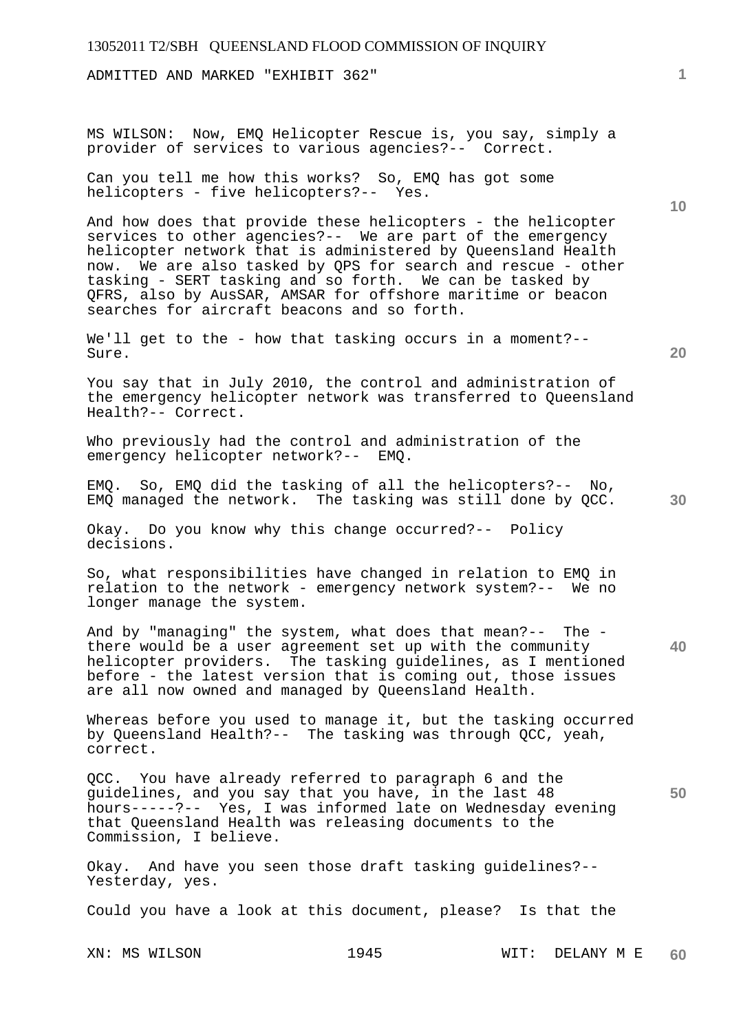ADMITTED AND MARKED "EXHIBIT 362"

MS WILSON: Now, EMQ Helicopter Rescue is, you say, simply a provider of services to various agencies?-- Correct.

Can you tell me how this works? So, EMQ has got some helicopters - five helicopters?-- Yes.

And how does that provide these helicopters - the helicopter services to other agencies?-- We are part of the emergency helicopter network that is administered by Queensland Health now. We are also tasked by QPS for search and rescue - other tasking - SERT tasking and so forth. We can be tasked by QFRS, also by AusSAR, AMSAR for offshore maritime or beacon searches for aircraft beacons and so forth.

We'll get to the - how that tasking occurs in a moment?-- Sure.

You say that in July 2010, the control and administration of the emergency helicopter network was transferred to Queensland Health?-- Correct.

Who previously had the control and administration of the emergency helicopter network?-- EMQ.

EMQ. So, EMQ did the tasking of all the helicopters?-- No, EMQ managed the network. The tasking was still done by QCC.

Okay. Do you know why this change occurred?-- Policy decisions.

So, what responsibilities have changed in relation to EMQ in relation to the network - emergency network system?-- We no longer manage the system.

And by "managing" the system, what does that mean?-- The - there would be a user agreement set up with the community helicopter providers. The tasking guidelines, as I mentioned before - the latest version that is coming out, those issues are all now owned and managed by Queensland Health.

Whereas before you used to manage it, but the tasking occurred by Queensland Health?-- The tasking was through QCC, yeah, correct.

QCC. You have already referred to paragraph 6 and the guidelines, and you say that you have, in the last 48 hours-----?-- Yes, I was informed late on Wednesday evening that Queensland Health was releasing documents to the Commission, I believe.

Okay. And have you seen those draft tasking guidelines?-- Yesterday, yes.

Could you have a look at this document, please? Is that the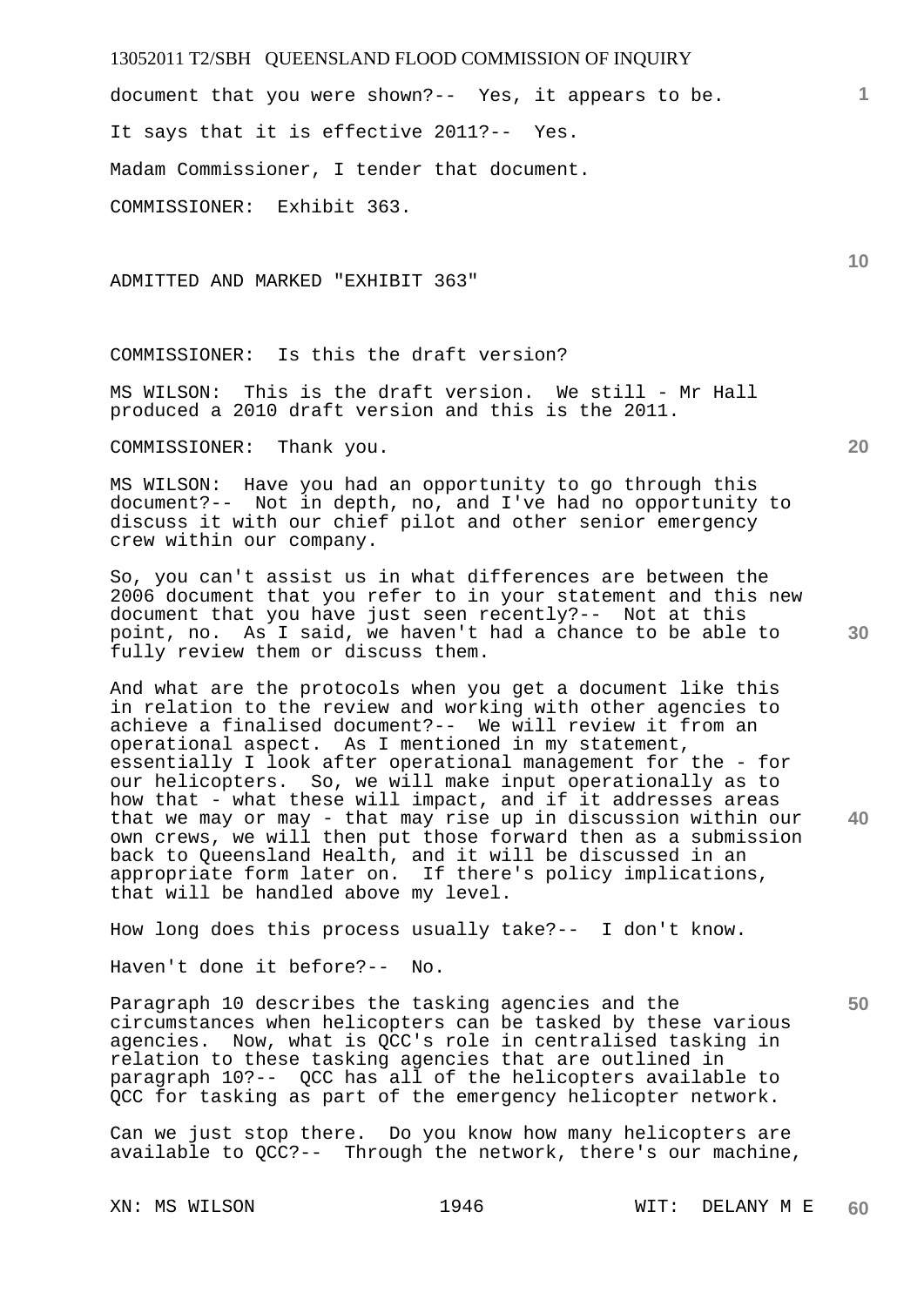document that you were shown?-- Yes, it appears to be.

It says that it is effective 2011?-- Yes.

Madam Commissioner, I tender that document.

COMMISSIONER: Exhibit 363.

ADMITTED AND MARKED "EXHIBIT 363"

COMMISSIONER: Is this the draft version?

MS WILSON: This is the draft version. We still - Mr Hall produced a 2010 draft version and this is the 2011.

COMMISSIONER: Thank you.

MS WILSON: Have you had an opportunity to go through this document?-- Not in depth, no, and I've had no opportunity to discuss it with our chief pilot and other senior emergency crew within our company.

So, you can't assist us in what differences are between the 2006 document that you refer to in your statement and this new document that you have just seen recently?-- Not at this point, no. As I said, we haven't had a chance to be able to fully review them or discuss them.

And what are the protocols when you get a document like this in relation to the review and working with other agencies to achieve a finalised document?-- We will review it from an operational aspect. As I mentioned in my statement, essentially I look after operational management for the - for our helicopters. So, we will make input operationally as to how that - what these will impact, and if it addresses areas that we may or may - that may rise up in discussion within our own crews, we will then put those forward then as a submission back to Queensland Health, and it will be discussed in an appropriate form later on. If there's policy implications, that will be handled above my level.

How long does this process usually take?-- I don't know.

Haven't done it before?-- No.

Paragraph 10 describes the tasking agencies and the circumstances when helicopters can be tasked by these various agencies. Now, what is QCC's role in centralised tasking in relation to these tasking agencies that are outlined in paragraph 10?-- QCC has all of the helicopters available to QCC for tasking as part of the emergency helicopter network.

Can we just stop there. Do you know how many helicopters are available to QCC?-- Through the network, there's our machine,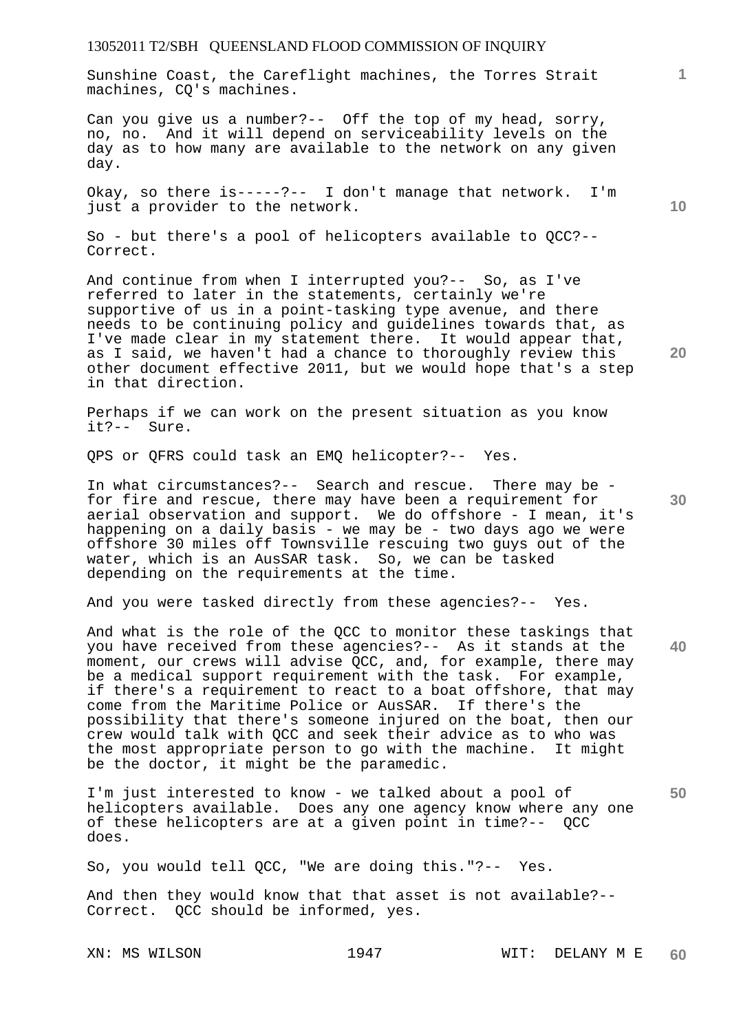Sunshine Coast, the Careflight machines, the Torres Strait machines, CQ's machines.

Can you give us a number?-- Off the top of my head, sorry, no, no. And it will depend on serviceability levels on the day as to how many are available to the network on any given day.

Okay, so there is-----?-- I don't manage that network. I'm just a provider to the network.

So - but there's a pool of helicopters available to QCC?-- Correct.

And continue from when I interrupted you?-- So, as I've referred to later in the statements, certainly we're supportive of us in a point-tasking type avenue, and there needs to be continuing policy and guidelines towards that, as I've made clear in my statement there. It would appear that, as I said, we haven't had a chance to thoroughly review this other document effective 2011, but we would hope that's a step in that direction.

Perhaps if we can work on the present situation as you know it?-- Sure.

QPS or QFRS could task an EMQ helicopter?-- Yes.

In what circumstances?-- Search and rescue. There may be - for fire and rescue, there may have been a requirement for aerial observation and support. We do offshore - I mean, it's happening on a daily basis - we may be - two days ago we were offshore 30 miles off Townsville rescuing two guys out of the water, which is an AusSAR task. So, we can be tasked depending on the requirements at the time.

And you were tasked directly from these agencies?-- Yes.

And what is the role of the QCC to monitor these taskings that you have received from these agencies?-- As it stands at the moment, our crews will advise QCC, and, for example, there may be a medical support requirement with the task. For example, if there's a requirement to react to a boat offshore, that may come from the Maritime Police or AusSAR. If there's the possibility that there's someone injured on the boat, then our crew would talk with QCC and seek their advice as to who was the most appropriate person to go with the machine. It might be the doctor, it might be the paramedic.

I'm just interested to know - we talked about a pool of helicopters available. Does any one agency know where any one of these helicopters are at a given point in time?-- QCC does.

So, you would tell QCC, "We are doing this."?-- Yes.

And then they would know that that asset is not available?-- Correct. QCC should be informed, yes.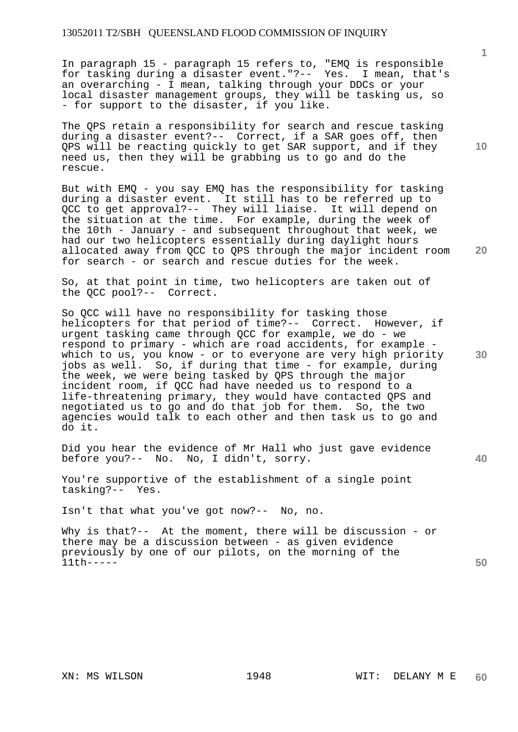In paragraph 15 - paragraph 15 refers to, "EMQ is responsible for tasking during a disaster event."?-- Yes. I mean, that's an overarching - I mean, talking through your DDCs or your local disaster management groups, they will be tasking us, so - for support to the disaster, if you like.

The QPS retain a responsibility for search and rescue tasking during a disaster event?-- Correct, if a SAR goes off, then QPS will be reacting quickly to get SAR support, and if they need us, then they will be grabbing us to go and do the rescue.

But with EMQ - you say EMQ has the responsibility for tasking during a disaster event. It still has to be referred up to QCC to get approval?-- They will liaise. It will depend on the situation at the time. For example, during the week of the 10th - January - and subsequent throughout that week, we had our two helicopters essentially during daylight hours allocated away from QCC to QPS through the major incident room for search - or search and rescue duties for the week.

So, at that point in time, two helicopters are taken out of the QCC pool?-- Correct.

So QCC will have no responsibility for tasking those helicopters for that period of time?-- Correct. However, if urgent tasking came through QCC for example, we do - we respond to primary - which are road accidents, for example - which to us, you know - or to everyone are very high priority jobs as well. So, if during that time - for example, during the week, we were being tasked by QPS through the major incident room, if QCC had have needed us to respond to a life-threatening primary, they would have contacted QPS and negotiated us to go and do that job for them. So, the two agencies would talk to each other and then task us to go and do it.

Did you hear the evidence of Mr Hall who just gave evidence before you?-- No. No, I didn't, sorry.

You're supportive of the establishment of a single point tasking?-- Yes.

Isn't that what you've got now?-- No, no.

Why is that?-- At the moment, there will be discussion - or there may be a discussion between - as given evidence previously by one of our pilots, on the morning of the 11th-----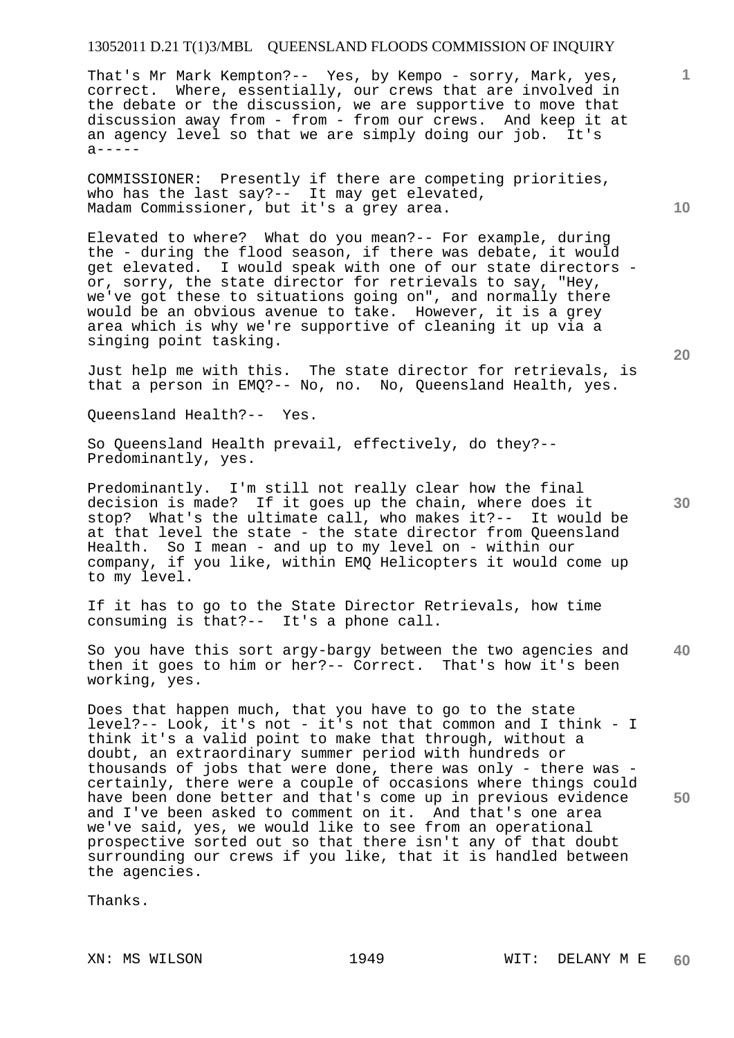That's Mr Mark Kempton?-- Yes, by Kempo - sorry, Mark, yes, correct. Where, essentially, our crews that are involved in the debate or the discussion, we are supportive to move that discussion away from - from - from our crews. And keep it at an agency level so that we are simply doing our job. It's a-----

COMMISSIONER: Presently if there are competing priorities, who has the last say?-- It may get elevated, Madam Commissioner, but it's a grey area.

Elevated to where? What do you mean?-- For example, during the - during the flood season, if there was debate, it would get elevated. I would speak with one of our state directors - or, sorry, the state director for retrievals to say, "Hey, we've got these to situations going on", and normally there would be an obvious avenue to take. However, it is a grey area which is why we're supportive of cleaning it up via a singing point tasking.

Just help me with this. The state director for retrievals, is that a person in EMQ?-- No, no. No, Queensland Health, yes.

Queensland Health?-- Yes.

So Queensland Health prevail, effectively, do they?-- Predominantly, yes.

Predominantly. I'm still not really clear how the final decision is made? If it goes up the chain, where does it stop? What's the ultimate call, who makes it?-- It would be at that level the state - the state director from Queensland Health. So I mean - and up to my level on - within our company, if you like, within EMQ Helicopters it would come up to my level.

If it has to go to the State Director Retrievals, how time consuming is that?-- It's a phone call.

So you have this sort argy-bargy between the two agencies and then it goes to him or her?-- Correct. That's how it's been working, yes.

Does that happen much, that you have to go to the state level?-- Look, it's not - it's not that common and I think - I think it's a valid point to make that through, without a doubt, an extraordinary summer period with hundreds or thousands of jobs that were done, there was only - there was - certainly, there were a couple of occasions where things could have been done better and that's come up in previous evidence and I've been asked to comment on it. And that's one area we've said, yes, we would like to see from an operational prospective sorted out so that there isn't any of that doubt surrounding our crews if you like, that it is handled between the agencies.

Thanks.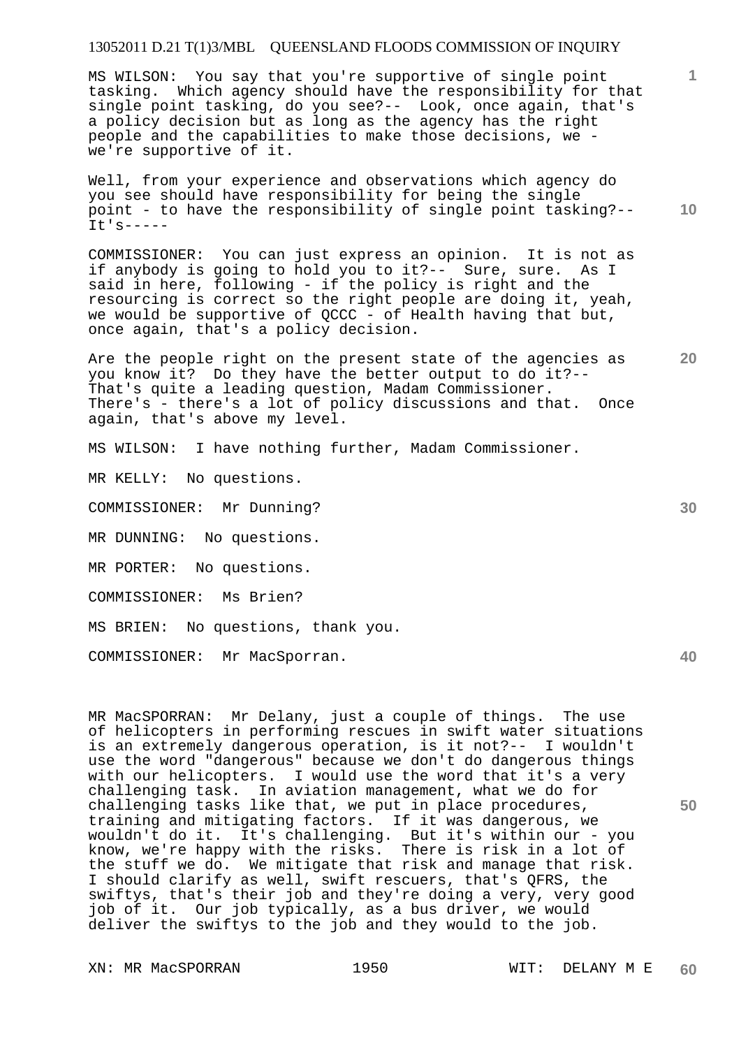MS WILSON: You say that you're supportive of single point tasking. Which agency should have the responsibility for that single point tasking, do you see?-- Look, once again, that's a policy decision but as long as the agency has the right people and the capabilities to make those decisions, we - we're supportive of it.

Well, from your experience and observations which agency do you see should have responsibility for being the single point - to have the responsibility of single point tasking?-- It's-----

COMMISSIONER: You can just express an opinion. It is not as if anybody is going to hold you to it?-- Sure, sure. As I said in here, following - if the policy is right and the resourcing is correct so the right people are doing it, yeah, we would be supportive of QCCC - of Health having that but, once again, that's a policy decision.

Are the people right on the present state of the agencies as you know it? Do they have the better output to do it?-- That's quite a leading question, Madam Commissioner. There's - there's a lot of policy discussions and that. Once again, that's above my level.

MS WILSON: I have nothing further, Madam Commissioner.

MR KELLY: No questions.

COMMISSIONER: Mr Dunning?

MR DUNNING: No questions.

MR PORTER: No questions.

COMMISSIONER: Ms Brien?

MS BRIEN: No questions, thank you.

COMMISSIONER: Mr MacSporran.

MR MacSPORRAN: Mr Delany, just a couple of things. The use of helicopters in performing rescues in swift water situations is an extremely dangerous operation, is it not?-- I wouldn't use the word "dangerous" because we don't do dangerous things with our helicopters. I would use the word that it's a very challenging task. In aviation management, what we do for challenging tasks like that, we put in place procedures, training and mitigating factors. If it was dangerous, we wouldn't do it. It's challenging. But it's within our - you know, we're happy with the risks. There is risk in a lot of the stuff we do. We mitigate that risk and manage that risk. I should clarify as well, swift rescuers, that's QFRS, the swiftys, that's their job and they're doing a very, very good job of it. Our job typically, as a bus driver, we would deliver the swiftys to the job and they would to the job.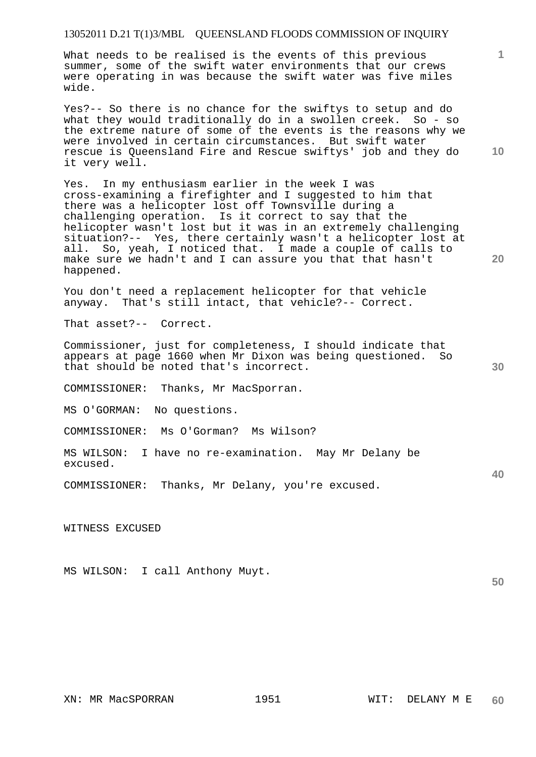What needs to be realised is the events of this previous summer, some of the swift water environments that our crews were operating in was because the swift water was five miles wide.

Yes?-- So there is no chance for the swiftys to setup and do what they would traditionally do in a swollen creek. So - so the extreme nature of some of the events is the reasons why we were involved in certain circumstances. But swift water rescue is Queensland Fire and Rescue swiftys' job and they do it very well.

Yes. In my enthusiasm earlier in the week I was cross-examining a firefighter and I suggested to him that there was a helicopter lost off Townsville during a challenging operation. Is it correct to say that the helicopter wasn't lost but it was in an extremely challenging situation?-- Yes, there certainly wasn't a helicopter lost at all. So, yeah, I noticed that. I made a couple of calls to make sure we hadn't and I can assure you that that hasn't happened.

You don't need a replacement helicopter for that vehicle anyway. That's still intact, that vehicle?-- Correct.

That asset?-- Correct.

Commissioner, just for completeness, I should indicate that appears at page 1660 when Mr Dixon was being questioned. So that should be noted that's incorrect.

COMMISSIONER: Thanks, Mr MacSporran.

MS O'GORMAN: No questions.

COMMISSIONER: Ms O'Gorman? Ms Wilson?

MS WILSON: I have no re-examination. May Mr Delany be excused.

COMMISSIONER: Thanks, Mr Delany, you're excused.

WITNESS EXCUSED

MS WILSON: I call Anthony Muyt.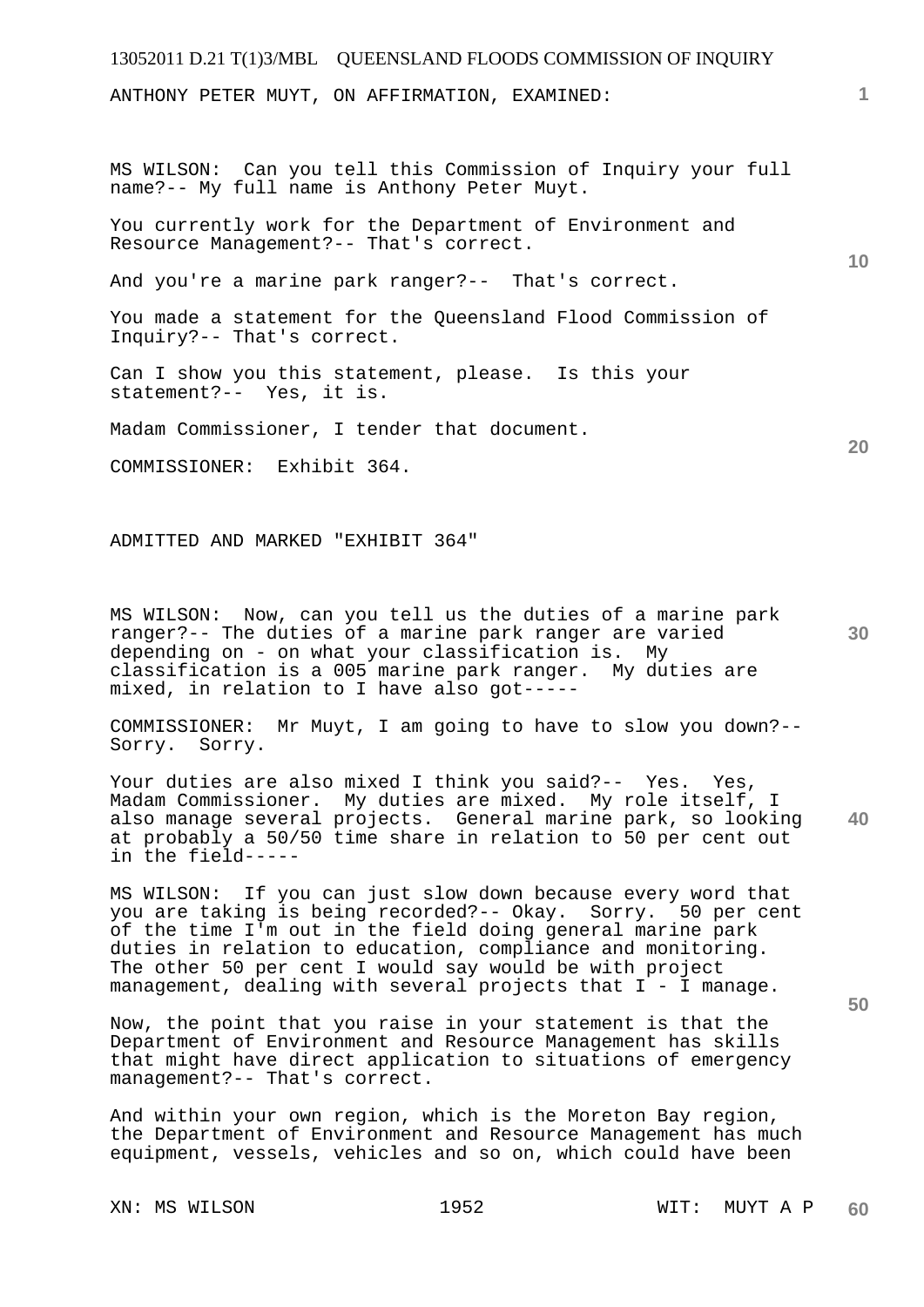ANTHONY PETER MUYT, ON AFFIRMATION, EXAMINED:

MS WILSON: Can you tell this Commission of Inquiry your full name?-- My full name is Anthony Peter Muyt.

You currently work for the Department of Environment and Resource Management?-- That's correct.

And you're a marine park ranger?-- That's correct.

You made a statement for the Queensland Flood Commission of Inquiry?-- That's correct.

Can I show you this statement, please. Is this your statement?-- Yes, it is.

Madam Commissioner, I tender that document.

COMMISSIONER: Exhibit 364.

ADMITTED AND MARKED "EXHIBIT 364"

MS WILSON: Now, can you tell us the duties of a marine park ranger?-- The duties of a marine park ranger are varied depending on - on what your classification is. My classification is a 005 marine park ranger. My duties are mixed, in relation to I have also got-----

COMMISSIONER: Mr Muyt, I am going to have to slow you down?-- Sorry. Sorry.

Your duties are also mixed I think you said?-- Yes. Yes, Madam Commissioner. My duties are mixed. My role itself, I also manage several projects. General marine park, so looking at probably a 50/50 time share in relation to 50 per cent out in the field-----

MS WILSON: If you can just slow down because every word that you are taking is being recorded?-- Okay. Sorry. 50 per cent of the time I'm out in the field doing general marine park duties in relation to education, compliance and monitoring. The other 50 per cent I would say would be with project management, dealing with several projects that I - I manage.

Now, the point that you raise in your statement is that the Department of Environment and Resource Management has skills that might have direct application to situations of emergency management?-- That's correct.

And within your own region, which is the Moreton Bay region, the Department of Environment and Resource Management has much equipment, vessels, vehicles and so on, which could have been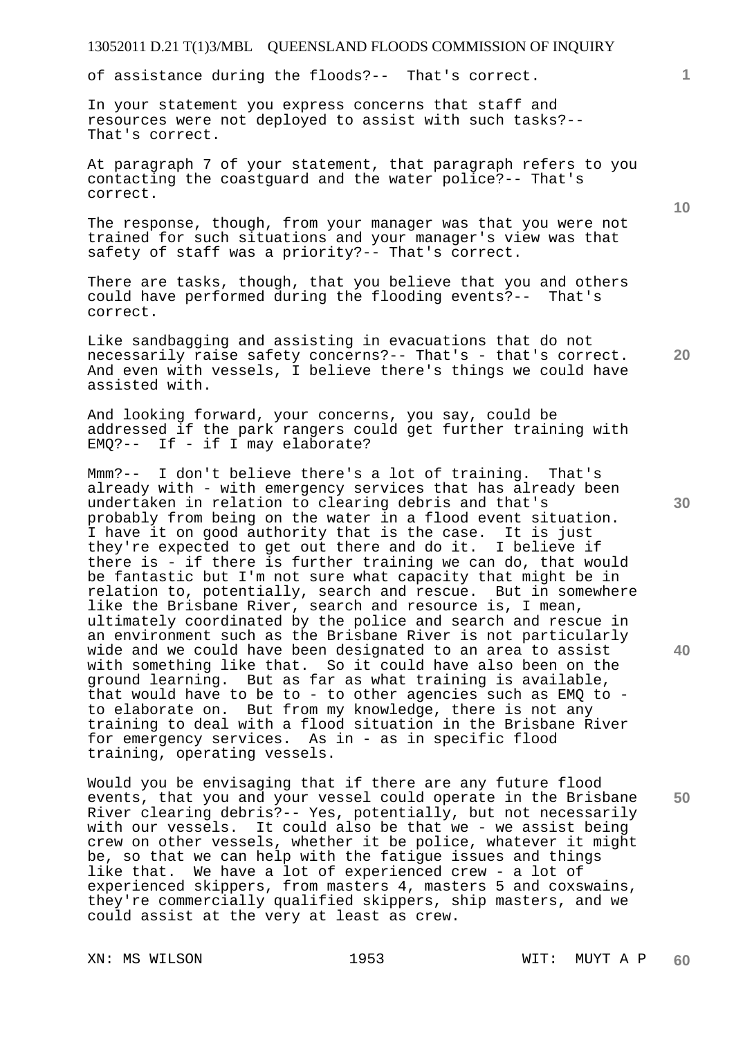of assistance during the floods?-- That's correct.

In your statement you express concerns that staff and resources were not deployed to assist with such tasks?-- That's correct.

At paragraph 7 of your statement, that paragraph refers to you contacting the coastguard and the water police?-- That's correct.

The response, though, from your manager was that you were not trained for such situations and your manager's view was that safety of staff was a priority?-- That's correct.

There are tasks, though, that you believe that you and others could have performed during the flooding events?-- That's correct.

Like sandbagging and assisting in evacuations that do not necessarily raise safety concerns?-- That's - that's correct. And even with vessels, I believe there's things we could have assisted with.

And looking forward, your concerns, you say, could be addressed if the park rangers could get further training with EMQ?-- If - if I may elaborate?

Mmm?-- I don't believe there's a lot of training. That's already with - with emergency services that has already been undertaken in relation to clearing debris and that's probably from being on the water in a flood event situation. I have it on good authority that is the case. It is just they're expected to get out there and do it. I believe if there is - if there is further training we can do, that would be fantastic but I'm not sure what capacity that might be in relation to, potentially, search and rescue. But in somewhere like the Brisbane River, search and resource is, I mean, ultimately coordinated by the police and search and rescue in an environment such as the Brisbane River is not particularly wide and we could have been designated to an area to assist with something like that. So it could have also been on the ground learning. But as far as what training is available, that would have to be to - to other agencies such as EMQ to - to elaborate on. But from my knowledge, there is not any training to deal with a flood situation in the Brisbane River for emergency services. As in - as in specific flood training, operating vessels.

Would you be envisaging that if there are any future flood events, that you and your vessel could operate in the Brisbane River clearing debris?-- Yes, potentially, but not necessarily with our vessels. It could also be that we - we assist being crew on other vessels, whether it be police, whatever it might be, so that we can help with the fatigue issues and things like that. We have a lot of experienced crew - a lot of experienced skippers, from masters 4, masters 5 and coxswains, they're commercially qualified skippers, ship masters, and we could assist at the very at least as crew.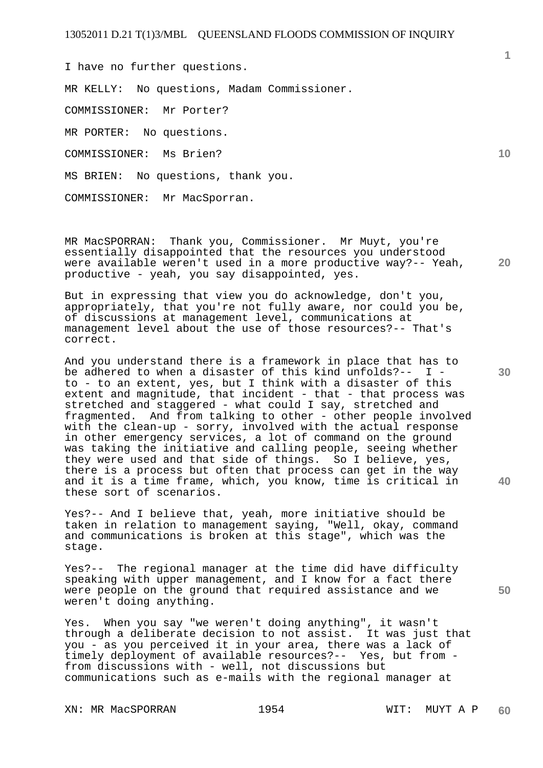I have no further questions.

MR KELLY: No questions, Madam Commissioner.

COMMISSIONER: Mr Porter?

MR PORTER: No questions.

COMMISSIONER: Ms Brien?

MS BRIEN: No questions, thank you.

COMMISSIONER: Mr MacSporran.

MR MacSPORRAN: Thank you, Commissioner. Mr Muyt, you're essentially disappointed that the resources you understood were available weren't used in a more productive way?-- Yeah, productive - yeah, you say disappointed, yes.

But in expressing that view you do acknowledge, don't you, appropriately, that you're not fully aware, nor could you be, of discussions at management level, communications at management level about the use of those resources?-- That's correct.

And you understand there is a framework in place that has to be adhered to when a disaster of this kind unfolds?-- I - to - to an extent, yes, but I think with a disaster of this extent and magnitude, that incident - that - that process was stretched and staggered - what could I say, stretched and fragmented. And from talking to other - other people involved with the clean-up - sorry, involved with the actual response in other emergency services, a lot of command on the ground was taking the initiative and calling people, seeing whether they were used and that side of things. So I believe, yes, there is a process but often that process can get in the way and it is a time frame, which, you know, time is critical in these sort of scenarios.

Yes?-- And I believe that, yeah, more initiative should be taken in relation to management saying, "Well, okay, command and communications is broken at this stage", which was the stage.

Yes?-- The regional manager at the time did have difficulty speaking with upper management, and I know for a fact there were people on the ground that required assistance and we weren't doing anything.

Yes. When you say "we weren't doing anything", it wasn't through a deliberate decision to not assist. It was just that you - as you perceived it in your area, there was a lack of timely deployment of available resources?-- Yes, but from - from discussions with - well, not discussions but communications such as e-mails with the regional manager at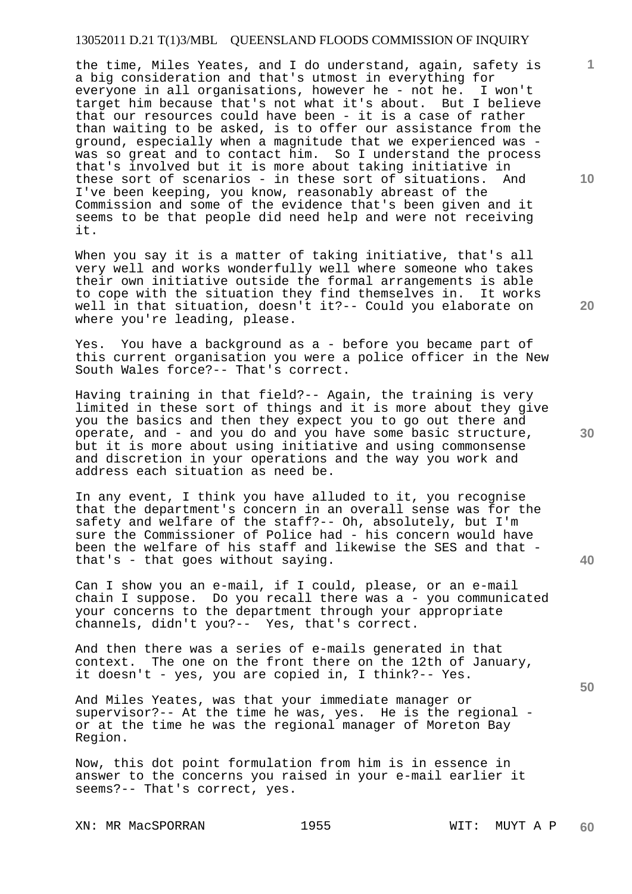the time, Miles Yeates, and I do understand, again, safety is a big consideration and that's utmost in everything for everyone in all organisations, however he - not he. I won't target him because that's not what it's about. But I believe that our resources could have been - it is a case of rather than waiting to be asked, is to offer our assistance from the ground, especially when a magnitude that we experienced was - was so great and to contact him. So I understand the process that's involved but it is more about taking initiative in these sort of scenarios - in these sort of situations. And I've been keeping, you know, reasonably abreast of the Commission and some of the evidence that's been given and it seems to be that people did need help and were not receiving it.

When you say it is a matter of taking initiative, that's all very well and works wonderfully well where someone who takes their own initiative outside the formal arrangements is able to cope with the situation they find themselves in. It works well in that situation, doesn't it?-- Could you elaborate on where you're leading, please.

Yes. You have a background as a - before you became part of this current organisation you were a police officer in the New South Wales force?-- That's correct.

Having training in that field?-- Again, the training is very limited in these sort of things and it is more about they give you the basics and then they expect you to go out there and operate, and - and you do and you have some basic structure, but it is more about using initiative and using commonsense and discretion in your operations and the way you work and address each situation as need be.

In any event, I think you have alluded to it, you recognise that the department's concern in an overall sense was for the safety and welfare of the staff?-- Oh, absolutely, but I'm sure the Commissioner of Police had - his concern would have been the welfare of his staff and likewise the SES and that - that's - that goes without saying.

Can I show you an e-mail, if I could, please, or an e-mail chain I suppose. Do you recall there was a - you communicated your concerns to the department through your appropriate channels, didn't you?-- Yes, that's correct.

And then there was a series of e-mails generated in that context. The one on the front there on the 12th of January, it doesn't - yes, you are copied in, I think?-- Yes.

And Miles Yeates, was that your immediate manager or supervisor?-- At the time he was, yes. He is the regional - or at the time he was the regional manager of Moreton Bay Region.

Now, this dot point formulation from him is in essence in answer to the concerns you raised in your e-mail earlier it seems?-- That's correct, yes.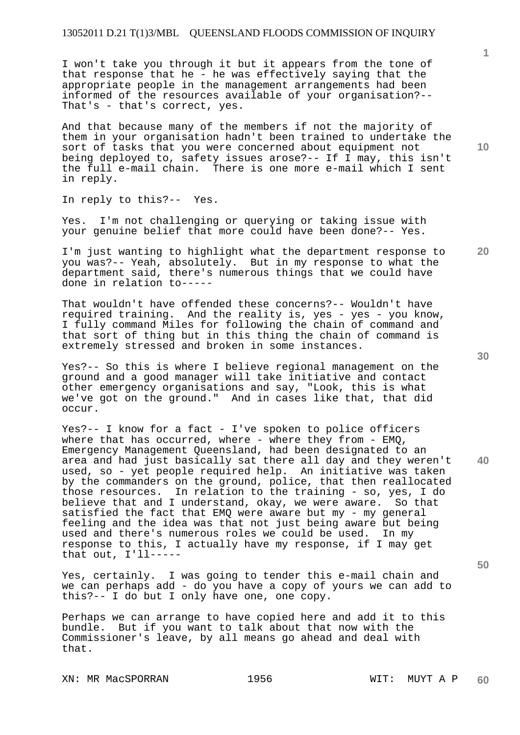I won't take you through it but it appears from the tone of that response that he - he was effectively saying that the appropriate people in the management arrangements had been informed of the resources available of your organisation?-- That's - that's correct, yes.

And that because many of the members if not the majority of them in your organisation hadn't been trained to undertake the sort of tasks that you were concerned about equipment not being deployed to, safety issues arose?-- If I may, this isn't the full e-mail chain. There is one more e-mail which I sent in reply.

In reply to this?-- Yes.

Yes. I'm not challenging or querying or taking issue with your genuine belief that more could have been done?-- Yes.

I'm just wanting to highlight what the department response to you was?-- Yeah, absolutely. But in my response to what the department said, there's numerous things that we could have done in relation to-----

That wouldn't have offended these concerns?-- Wouldn't have required training. And the reality is, yes - yes - you know, I fully command Miles for following the chain of command and that sort of thing but in this thing the chain of command is extremely stressed and broken in some instances.

Yes?-- So this is where I believe regional management on the ground and a good manager will take initiative and contact other emergency organisations and say, "Look, this is what we've got on the ground." And in cases like that, that did occur.

Yes?-- I know for a fact - I've spoken to police officers where that has occurred, where - where they from - EMQ, Emergency Management Queensland, had been designated to an area and had just basically sat there all day and they weren't used, so - yet people required help. An initiative was taken by the commanders on the ground, police, that then reallocated those resources. In relation to the training - so, yes, I do believe that and I understand, okay, we were aware. So that satisfied the fact that EMQ were aware but my - my general feeling and the idea was that not just being aware but being used and there's numerous roles we could be used. In my response to this, I actually have my response, if I may get that out, I'll-----

Yes, certainly. I was going to tender this e-mail chain and we can perhaps add - do you have a copy of yours we can add to this?-- I do but I only have one, one copy.

Perhaps we can arrange to have copied here and add it to this bundle. But if you want to talk about that now with the Commissioner's leave, by all means go ahead and deal with that.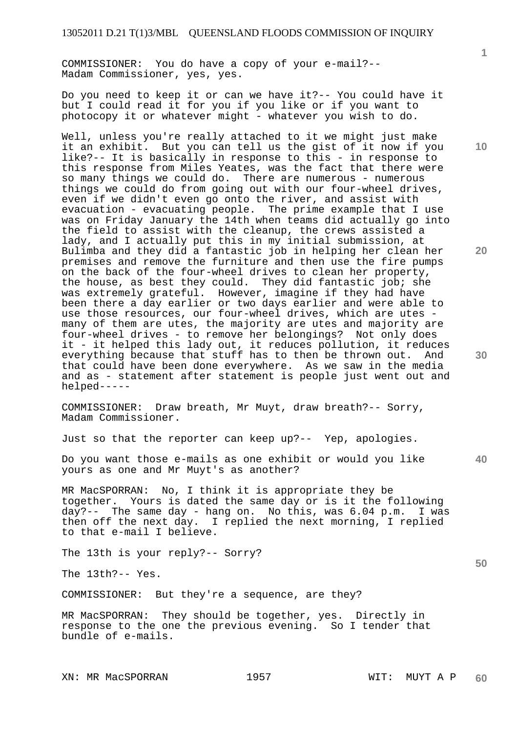COMMISSIONER: You do have a copy of your e-mail?-- Madam Commissioner, yes, yes.

Do you need to keep it or can we have it?-- You could have it but I could read it for you if you like or if you want to photocopy it or whatever might - whatever you wish to do.

Well, unless you're really attached to it we might just make it an exhibit. But you can tell us the gist of it now if you like?-- It is basically in response to this - in response to this response from Miles Yeates, was the fact that there were so many things we could do. There are numerous - numerous things we could do from going out with our four-wheel drives, even if we didn't even go onto the river, and assist with evacuation - evacuating people. The prime example that I use was on Friday January the 14th when teams did actually go into the field to assist with the cleanup, the crews assisted a lady, and I actually put this in my initial submission, at Bulimba and they did a fantastic job in helping her clean her premises and remove the furniture and then use the fire pumps on the back of the four-wheel drives to clean her property, the house, as best they could. They did fantastic job; she was extremely grateful. However, imagine if they had have been there a day earlier or two days earlier and were able to use those resources, our four-wheel drives, which are utes - many of them are utes, the majority are utes and majority are four-wheel drives - to remove her belongings? Not only does it - it helped this lady out, it reduces pollution, it reduces everything because that stuff has to then be thrown out. And that could have been done everywhere. As we saw in the media and as - statement after statement is people just went out and helped-----

COMMISSIONER: Draw breath, Mr Muyt, draw breath?-- Sorry, Madam Commissioner.

Just so that the reporter can keep up?-- Yep, apologies.

Do you want those e-mails as one exhibit or would you like yours as one and Mr Muyt's as another?

MR MacSPORRAN: No, I think it is appropriate they be together. Yours is dated the same day or is it the following day?-- The same day - hang on. No this, was 6.04 p.m. I was then off the next day. I replied the next morning, I replied to that e-mail I believe.

The 13th is your reply?-- Sorry?

The 13th?-- Yes.

COMMISSIONER: But they're a sequence, are they?

MR MacSPORRAN: They should be together, yes. Directly in response to the one the previous evening. So I tender that bundle of e-mails.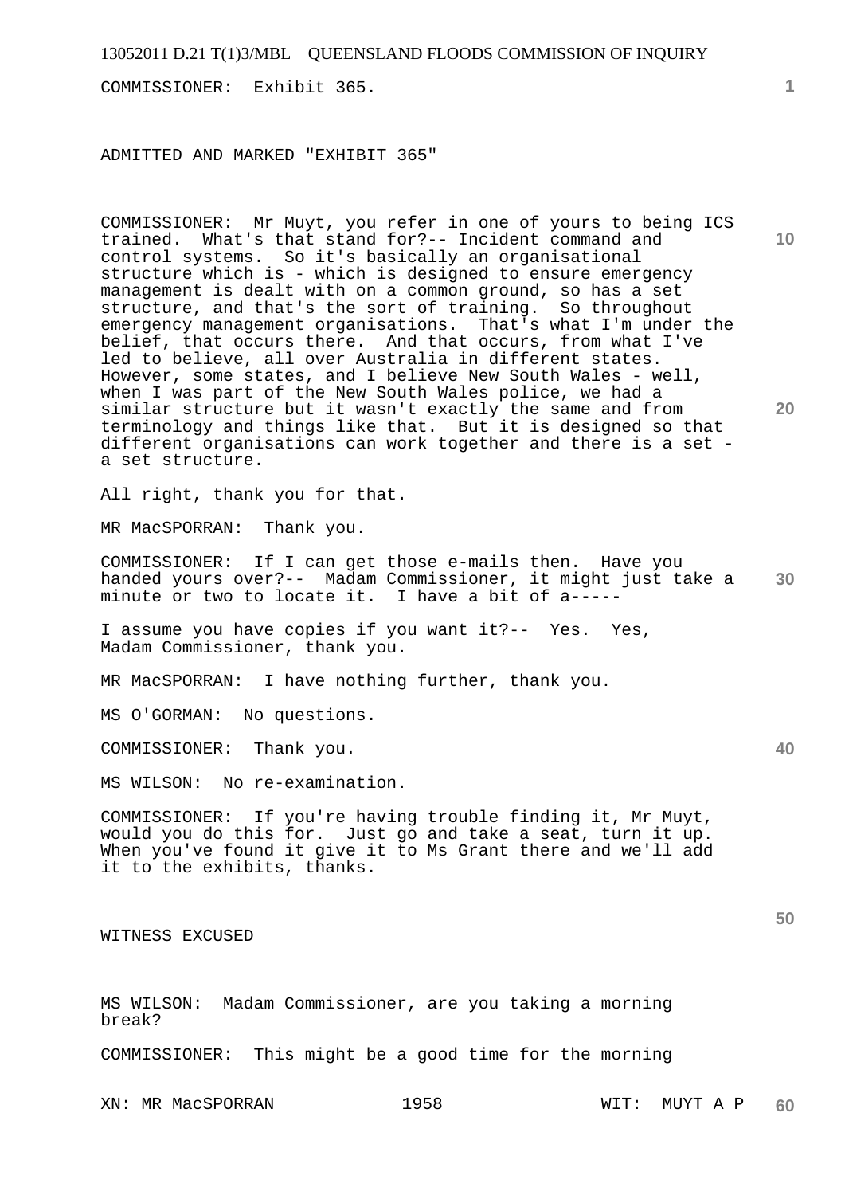COMMISSIONER: Exhibit 365.

ADMITTED AND MARKED "EXHIBIT 365"

COMMISSIONER: Mr Muyt, you refer in one of yours to being ICS trained. What's that stand for?-- Incident command and control systems. So it's basically an organisational structure which is - which is designed to ensure emergency management is dealt with on a common ground, so has a set structure, and that's the sort of training. So throughout emergency management organisations. That's what I'm under the belief, that occurs there. And that occurs, from what I've led to believe, all over Australia in different states. However, some states, and I believe New South Wales - well, when I was part of the New South Wales police, we had a similar structure but it wasn't exactly the same and from terminology and things like that. But it is designed so that different organisations can work together and there is a set - a set structure.

All right, thank you for that.

MR MacSPORRAN: Thank you.

COMMISSIONER: If I can get those e-mails then. Have you handed yours over?-- Madam Commissioner, it might just take a minute or two to locate it. I have a bit of a-----

I assume you have copies if you want it?-- Yes. Yes, Madam Commissioner, thank you.

MR MacSPORRAN: I have nothing further, thank you.

MS O'GORMAN: No questions.

COMMISSIONER: Thank you.

MS WILSON: No re-examination.

COMMISSIONER: If you're having trouble finding it, Mr Muyt, would you do this for. Just go and take a seat, turn it up. When you've found it give it to Ms Grant there and we'll add it to the exhibits, thanks.

WITNESS EXCUSED

MS WILSON: Madam Commissioner, are you taking a morning break?

COMMISSIONER: This might be a good time for the morning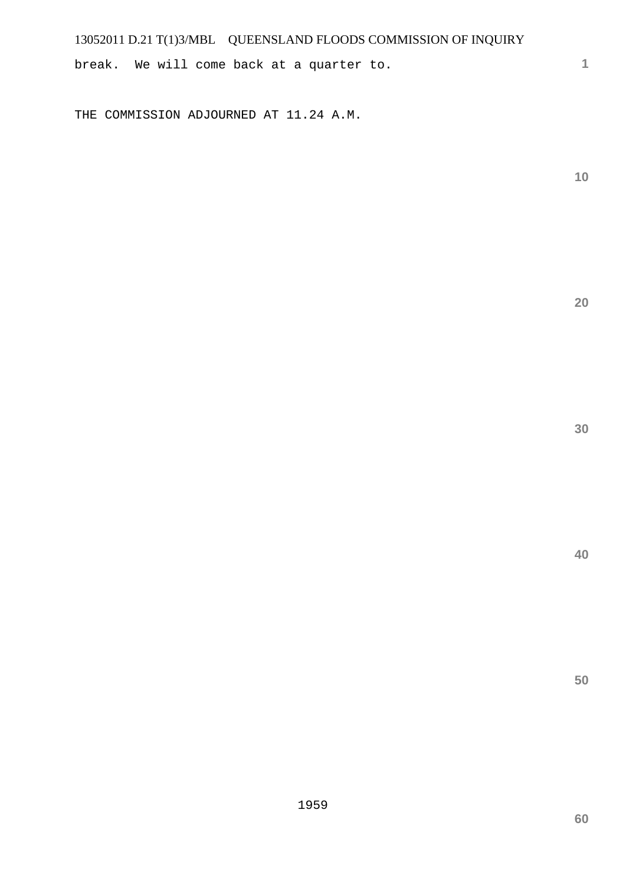break.  We will come back at a quarter to.

THE COMMISSION ADJOURNED AT 11.24 A.M.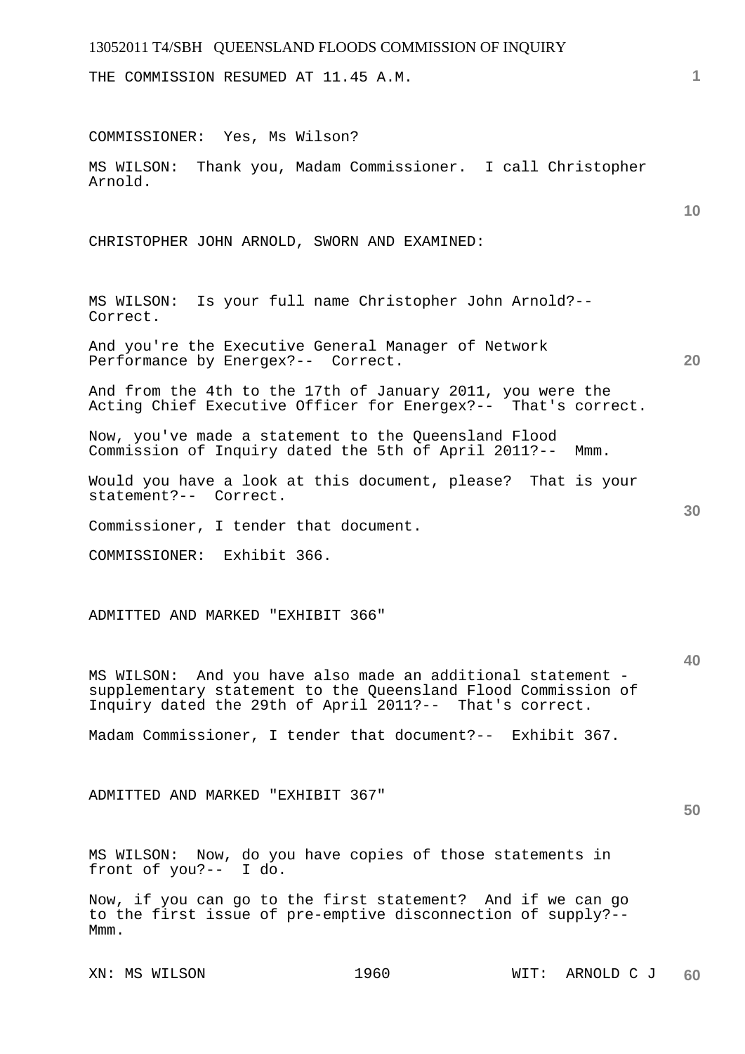THE COMMISSION RESUMED AT 11.45 A.M.

COMMISSIONER: Yes, Ms Wilson?

MS WILSON: Thank you, Madam Commissioner. I call Christopher Arnold.

CHRISTOPHER JOHN ARNOLD, SWORN AND EXAMINED:

MS WILSON: Is your full name Christopher John Arnold?-- Correct.

And you're the Executive General Manager of Network Performance by Energex?-- Correct.

And from the 4th to the 17th of January 2011, you were the Acting Chief Executive Officer for Energex?-- That's correct.

Now, you've made a statement to the Queensland Flood Commission of Inquiry dated the 5th of April 2011?-- Mmm.

Would you have a look at this document, please? That is your statement?-- Correct.

Commissioner, I tender that document.

COMMISSIONER: Exhibit 366.

ADMITTED AND MARKED "EXHIBIT 366"

MS WILSON: And you have also made an additional statement - supplementary statement to the Queensland Flood Commission of Inquiry dated the 29th of April 2011?-- That's correct.

Madam Commissioner, I tender that document?-- Exhibit 367.

ADMITTED AND MARKED "EXHIBIT 367"

MS WILSON: Now, do you have copies of those statements in front of you?-- I do.

Now, if you can go to the first statement? And if we can go to the first issue of pre-emptive disconnection of supply?-- Mmm.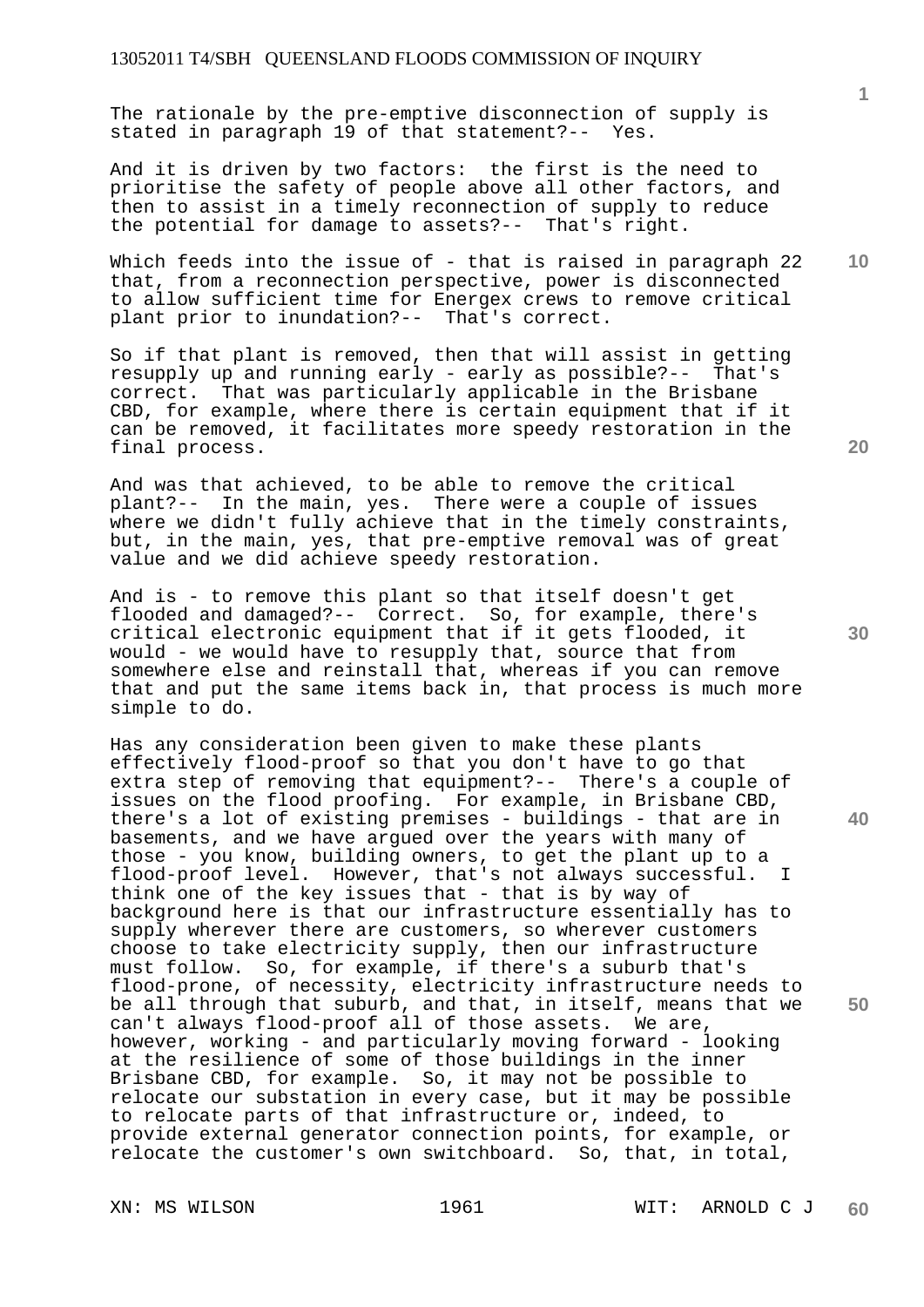The rationale by the pre-emptive disconnection of supply is stated in paragraph 19 of that statement?-- Yes.

And it is driven by two factors: the first is the need to prioritise the safety of people above all other factors, and then to assist in a timely reconnection of supply to reduce the potential for damage to assets?-- That's right.

Which feeds into the issue of - that is raised in paragraph 22 that, from a reconnection perspective, power is disconnected to allow sufficient time for Energex crews to remove critical plant prior to inundation?-- That's correct.

So if that plant is removed, then that will assist in getting resupply up and running early - early as possible?-- That's correct. That was particularly applicable in the Brisbane CBD, for example, where there is certain equipment that if it can be removed, it facilitates more speedy restoration in the final process.

And was that achieved, to be able to remove the critical plant?-- In the main, yes. There were a couple of issues where we didn't fully achieve that in the timely constraints, but, in the main, yes, that pre-emptive removal was of great value and we did achieve speedy restoration.

And is - to remove this plant so that itself doesn't get flooded and damaged?-- Correct. So, for example, there's critical electronic equipment that if it gets flooded, it would - we would have to resupply that, source that from somewhere else and reinstall that, whereas if you can remove that and put the same items back in, that process is much more simple to do.

Has any consideration been given to make these plants effectively flood-proof so that you don't have to go that extra step of removing that equipment?-- There's a couple of issues on the flood proofing. For example, in Brisbane CBD, there's a lot of existing premises - buildings - that are in basements, and we have argued over the years with many of those - you know, building owners, to get the plant up to a flood-proof level. However, that's not always successful. I think one of the key issues that - that is by way of background here is that our infrastructure essentially has to supply wherever there are customers, so wherever customers choose to take electricity supply, then our infrastructure must follow. So, for example, if there's a suburb that's flood-prone, of necessity, electricity infrastructure needs to be all through that suburb, and that, in itself, means that we can't always flood-proof all of those assets. We are, however, working - and particularly moving forward - looking at the resilience of some of those buildings in the inner Brisbane CBD, for example. So, it may not be possible to relocate our substation in every case, but it may be possible to relocate parts of that infrastructure or, indeed, to provide external generator connection points, for example, or relocate the customer's own switchboard. So, that, in total,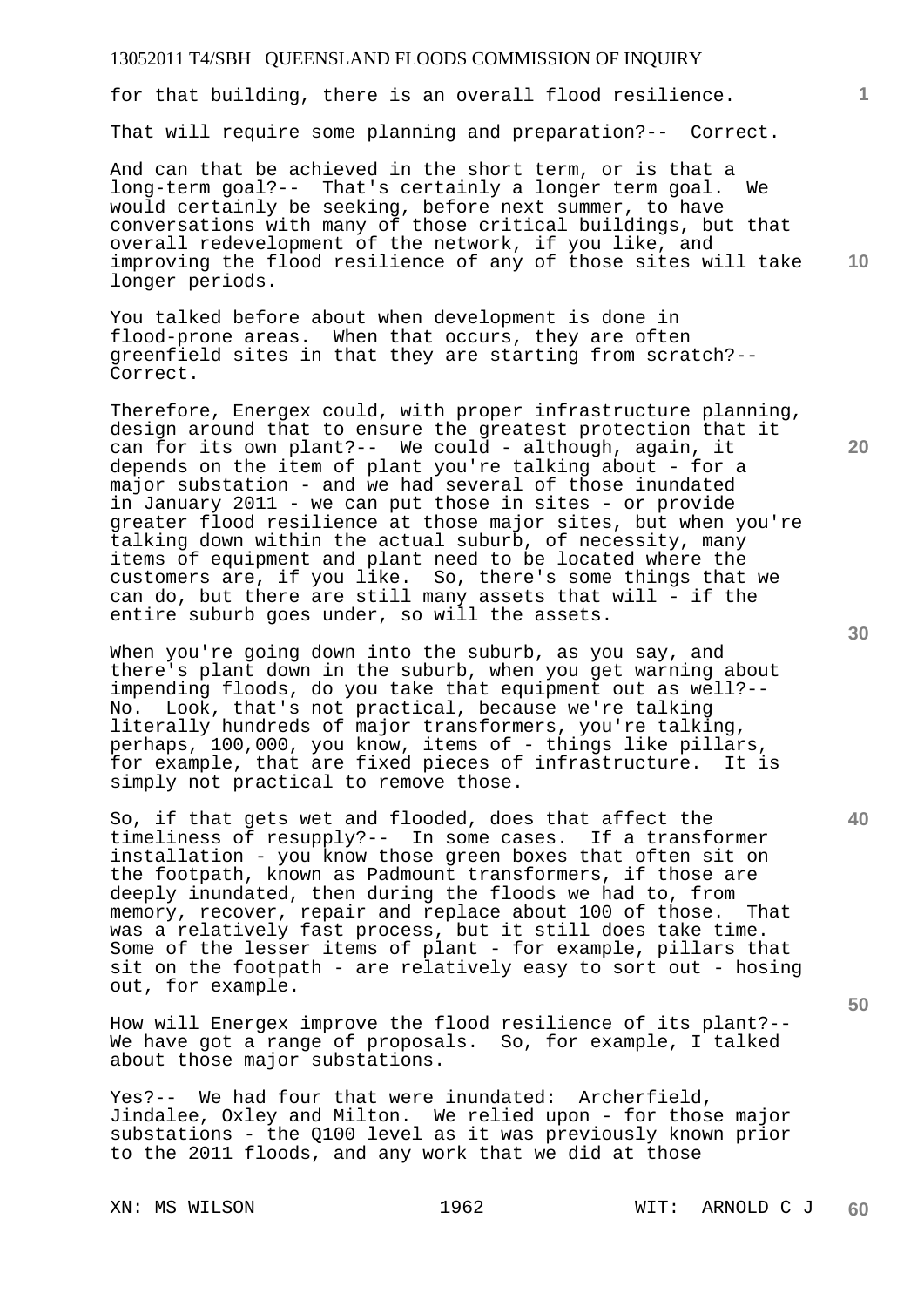for that building, there is an overall flood resilience.

That will require some planning and preparation?-- Correct.

And can that be achieved in the short term, or is that a long-term goal?-- That's certainly a longer term goal. We would certainly be seeking, before next summer, to have conversations with many of those critical buildings, but that overall redevelopment of the network, if you like, and improving the flood resilience of any of those sites will take longer periods.

You talked before about when development is done in flood-prone areas. When that occurs, they are often greenfield sites in that they are starting from scratch?-- Correct.

Therefore, Energex could, with proper infrastructure planning, design around that to ensure the greatest protection that it can for its own plant?-- We could - although, again, it depends on the item of plant you're talking about - for a major substation - and we had several of those inundated in January 2011 - we can put those in sites - or provide greater flood resilience at those major sites, but when you're talking down within the actual suburb, of necessity, many items of equipment and plant need to be located where the customers are, if you like. So, there's some things that we can do, but there are still many assets that will - if the entire suburb goes under, so will the assets.

When you're going down into the suburb, as you say, and there's plant down in the suburb, when you get warning about impending floods, do you take that equipment out as well?-- No. Look, that's not practical, because we're talking literally hundreds of major transformers, you're talking, perhaps, 100,000, you know, items of - things like pillars, for example, that are fixed pieces of infrastructure. It is simply not practical to remove those.

So, if that gets wet and flooded, does that affect the timeliness of resupply?-- In some cases. If a transformer installation - you know those green boxes that often sit on the footpath, known as Padmount transformers, if those are deeply inundated, then during the floods we had to, from memory, recover, repair and replace about 100 of those. That was a relatively fast process, but it still does take time. Some of the lesser items of plant - for example, pillars that sit on the footpath - are relatively easy to sort out - hosing out, for example.

How will Energex improve the flood resilience of its plant?-- We have got a range of proposals. So, for example, I talked about those major substations.

Yes?-- We had four that were inundated: Archerfield, Jindalee, Oxley and Milton. We relied upon - for those major substations - the Q100 level as it was previously known prior to the 2011 floods, and any work that we did at those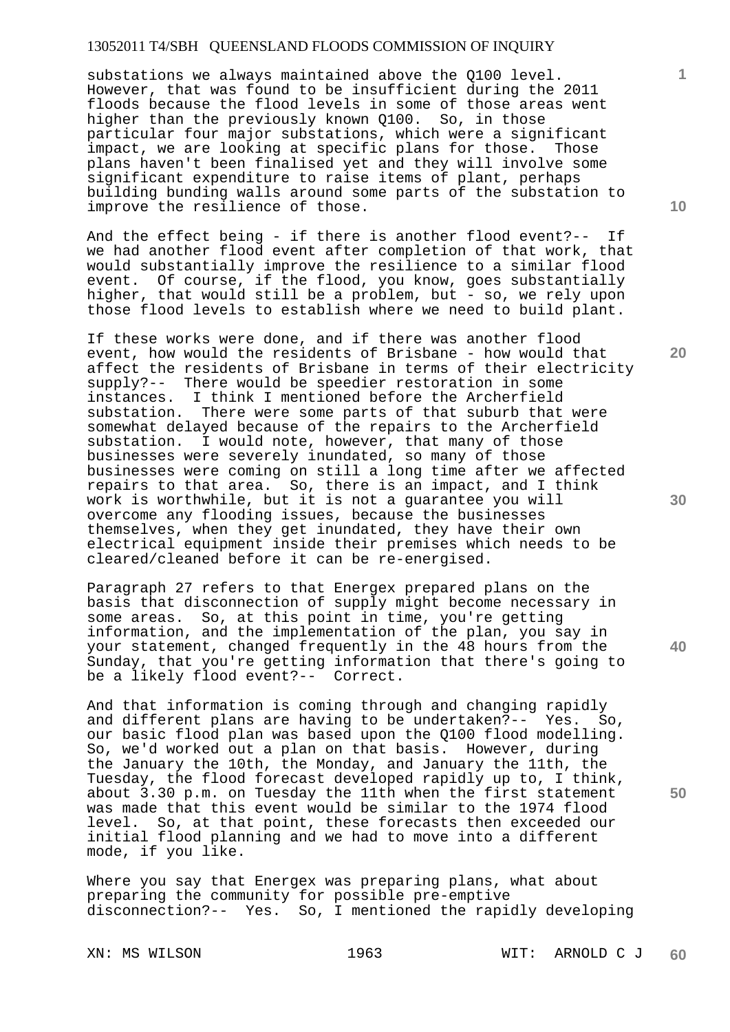substations we always maintained above the Q100 level. However, that was found to be insufficient during the 2011 floods because the flood levels in some of those areas went higher than the previously known Q100. So, in those particular four major substations, which were a significant impact, we are looking at specific plans for those. Those plans haven't been finalised yet and they will involve some significant expenditure to raise items of plant, perhaps building bunding walls around some parts of the substation to improve the resilience of those.

And the effect being - if there is another flood event?-- If we had another flood event after completion of that work, that would substantially improve the resilience to a similar flood event. Of course, if the flood, you know, goes substantially higher, that would still be a problem, but - so, we rely upon those flood levels to establish where we need to build plant.

If these works were done, and if there was another flood event, how would the residents of Brisbane - how would that affect the residents of Brisbane in terms of their electricity supply?-- There would be speedier restoration in some instances. I think I mentioned before the Archerfield substation. There were some parts of that suburb that were somewhat delayed because of the repairs to the Archerfield substation. I would note, however, that many of those businesses were severely inundated, so many of those businesses were coming on still a long time after we affected repairs to that area. So, there is an impact, and I think work is worthwhile, but it is not a guarantee you will overcome any flooding issues, because the businesses themselves, when they get inundated, they have their own electrical equipment inside their premises which needs to be cleared/cleaned before it can be re-energised.

Paragraph 27 refers to that Energex prepared plans on the basis that disconnection of supply might become necessary in some areas. So, at this point in time, you're getting information, and the implementation of the plan, you say in your statement, changed frequently in the 48 hours from the Sunday, that you're getting information that there's going to be a likely flood event?-- Correct.

And that information is coming through and changing rapidly and different plans are having to be undertaken?-- Yes. So, our basic flood plan was based upon the Q100 flood modelling. So, we'd worked out a plan on that basis. However, during the January the 10th, the Monday, and January the 11th, the Tuesday, the flood forecast developed rapidly up to, I think, about 3.30 p.m. on Tuesday the 11th when the first statement was made that this event would be similar to the 1974 flood level. So, at that point, these forecasts then exceeded our initial flood planning and we had to move into a different mode, if you like.

Where you say that Energex was preparing plans, what about preparing the community for possible pre-emptive disconnection?-- Yes. So, I mentioned the rapidly developing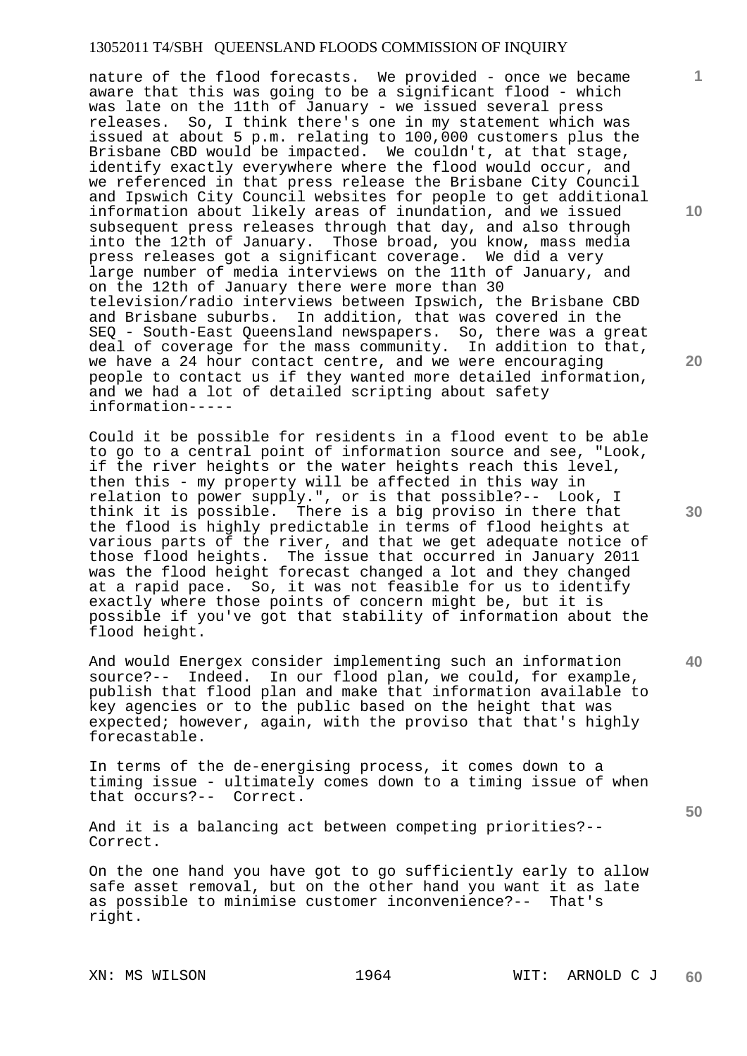nature of the flood forecasts. We provided - once we became aware that this was going to be a significant flood - which was late on the 11th of January - we issued several press releases. So, I think there's one in my statement which was issued at about 5 p.m. relating to 100,000 customers plus the Brisbane CBD would be impacted. We couldn't, at that stage, identify exactly everywhere where the flood would occur, and we referenced in that press release the Brisbane City Council and Ipswich City Council websites for people to get additional information about likely areas of inundation, and we issued subsequent press releases through that day, and also through into the 12th of January. Those broad, you know, mass media press releases got a significant coverage. We did a very large number of media interviews on the 11th of January, and on the 12th of January there were more than 30 television/radio interviews between Ipswich, the Brisbane CBD and Brisbane suburbs. In addition, that was covered in the SEQ - South-East Queensland newspapers. So, there was a great deal of coverage for the mass community. In addition to that, we have a 24 hour contact centre, and we were encouraging people to contact us if they wanted more detailed information, and we had a lot of detailed scripting about safety information-----

Could it be possible for residents in a flood event to be able to go to a central point of information source and see, "Look, if the river heights or the water heights reach this level, then this - my property will be affected in this way in relation to power supply.", or is that possible?-- Look, I think it is possible. There is a big proviso in there that the flood is highly predictable in terms of flood heights at various parts of the river, and that we get adequate notice of those flood heights. The issue that occurred in January 2011 was the flood height forecast changed a lot and they changed at a rapid pace. So, it was not feasible for us to identify exactly where those points of concern might be, but it is possible if you've got that stability of information about the flood height.

And would Energex consider implementing such an information source?-- Indeed. In our flood plan, we could, for example, publish that flood plan and make that information available to key agencies or to the public based on the height that was expected; however, again, with the proviso that that's highly forecastable.

In terms of the de-energising process, it comes down to a timing issue - ultimately comes down to a timing issue of when that occurs?-- Correct.

And it is a balancing act between competing priorities?-- Correct.

On the one hand you have got to go sufficiently early to allow safe asset removal, but on the other hand you want it as late as possible to minimise customer inconvenience?-- That's right.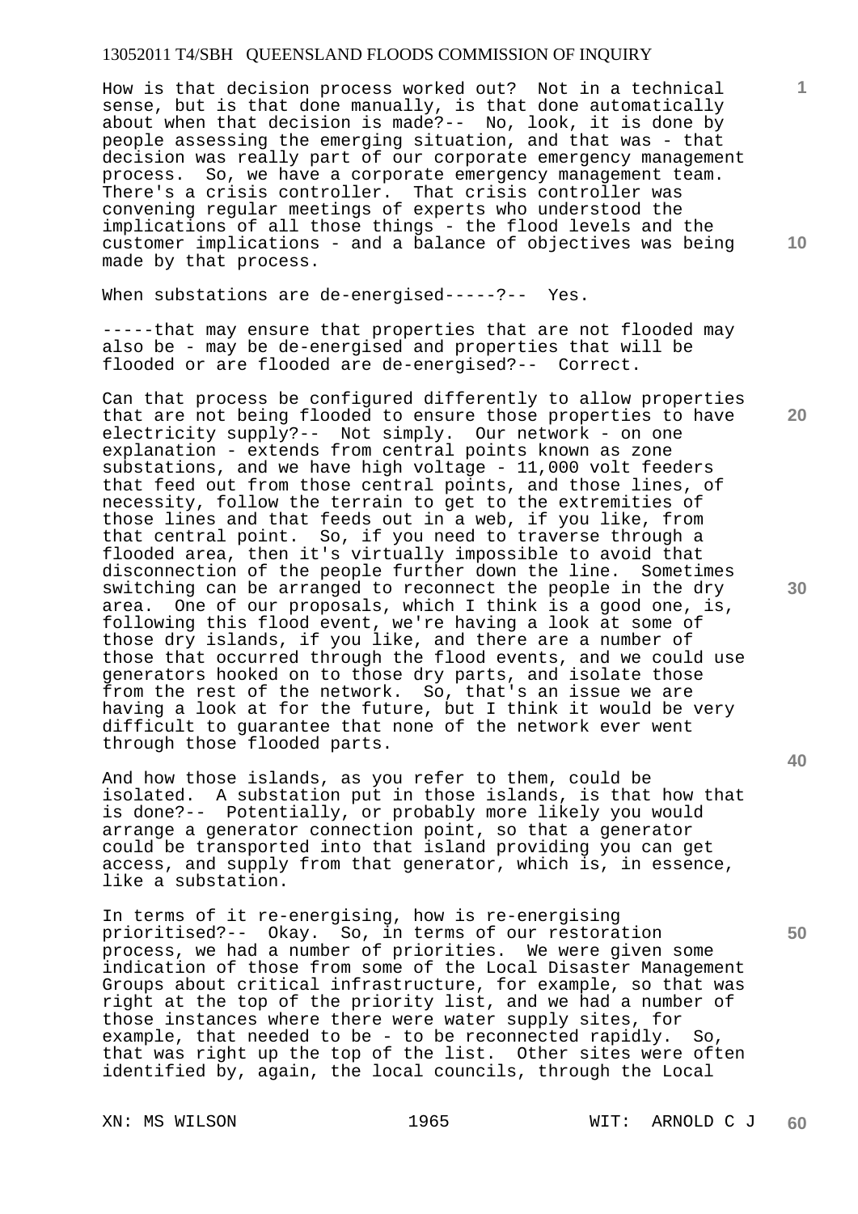How is that decision process worked out? Not in a technical sense, but is that done manually, is that done automatically about when that decision is made?-- No, look, it is done by people assessing the emerging situation, and that was - that decision was really part of our corporate emergency management process. So, we have a corporate emergency management team. There's a crisis controller. That crisis controller was convening regular meetings of experts who understood the implications of all those things - the flood levels and the customer implications - and a balance of objectives was being made by that process.

When substations are de-energised-----?-- Yes.

-----that may ensure that properties that are not flooded may also be - may be de-energised and properties that will be flooded or are flooded are de-energised?-- Correct.

Can that process be configured differently to allow properties that are not being flooded to ensure those properties to have electricity supply?-- Not simply. Our network - on one explanation - extends from central points known as zone substations, and we have high voltage - 11,000 volt feeders that feed out from those central points, and those lines, of necessity, follow the terrain to get to the extremities of those lines and that feeds out in a web, if you like, from that central point. So, if you need to traverse through a flooded area, then it's virtually impossible to avoid that disconnection of the people further down the line. Sometimes switching can be arranged to reconnect the people in the dry area. One of our proposals, which I think is a good one, is, following this flood event, we're having a look at some of those dry islands, if you like, and there are a number of those that occurred through the flood events, and we could use generators hooked on to those dry parts, and isolate those from the rest of the network. So, that's an issue we are having a look at for the future, but I think it would be very difficult to guarantee that none of the network ever went through those flooded parts.

And how those islands, as you refer to them, could be isolated. A substation put in those islands, is that how that is done?-- Potentially, or probably more likely you would arrange a generator connection point, so that a generator could be transported into that island providing you can get access, and supply from that generator, which is, in essence, like a substation.

In terms of it re-energising, how is re-energising prioritised?-- Okay. So, in terms of our restoration process, we had a number of priorities. We were given some indication of those from some of the Local Disaster Management Groups about critical infrastructure, for example, so that was right at the top of the priority list, and we had a number of those instances where there were water supply sites, for example, that needed to be - to be reconnected rapidly. So, that was right up the top of the list. Other sites were often identified by, again, the local councils, through the Local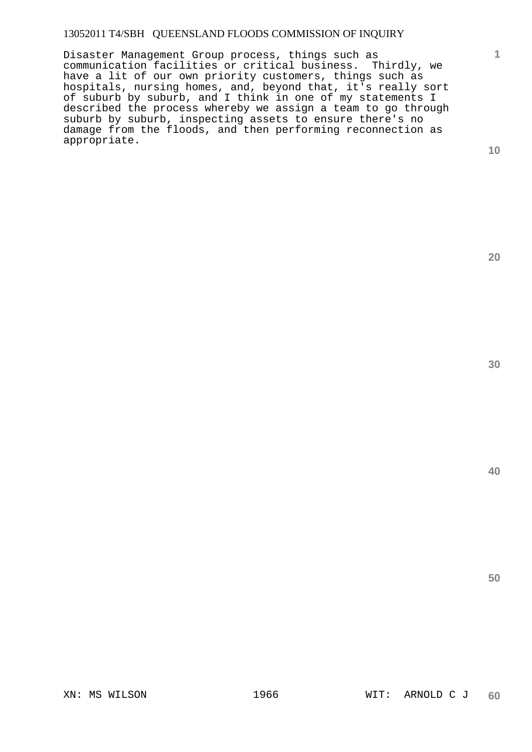Disaster Management Group process, things such as communication facilities or critical business. Thirdly, we have a lit of our own priority customers, things such as hospitals, nursing homes, and, beyond that, it's really sort of suburb by suburb, and I think in one of my statements I described the process whereby we assign a team to go through suburb by suburb, inspecting assets to ensure there's no damage from the floods, and then performing reconnection as appropriate.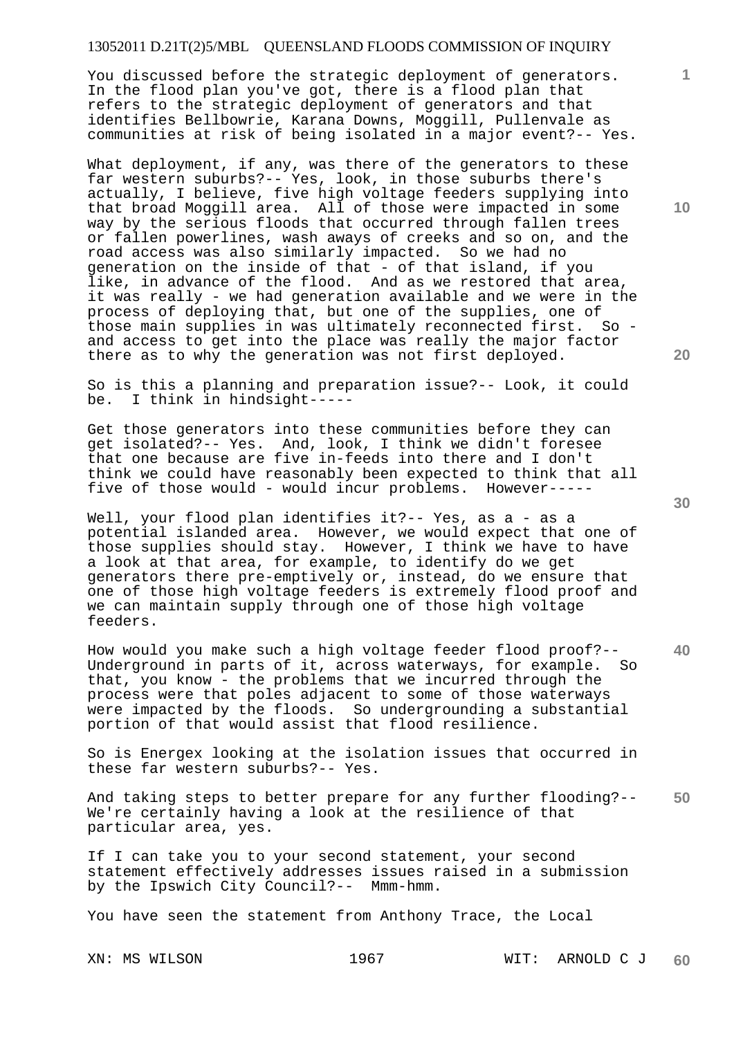You discussed before the strategic deployment of generators. In the flood plan you've got, there is a flood plan that refers to the strategic deployment of generators and that identifies Bellbowrie, Karana Downs, Moggill, Pullenvale as communities at risk of being isolated in a major event?-- Yes.

What deployment, if any, was there of the generators to these far western suburbs?-- Yes, look, in those suburbs there's actually, I believe, five high voltage feeders supplying into that broad Moggill area. All of those were impacted in some way by the serious floods that occurred through fallen trees or fallen powerlines, wash aways of creeks and so on, and the road access was also similarly impacted. So we had no generation on the inside of that - of that island, if you like, in advance of the flood. And as we restored that area, it was really - we had generation available and we were in the process of deploying that, but one of the supplies, one of those main supplies in was ultimately reconnected first. So - and access to get into the place was really the major factor there as to why the generation was not first deployed.

So is this a planning and preparation issue?-- Look, it could be. I think in hindsight-----

Get those generators into these communities before they can get isolated?-- Yes. And, look, I think we didn't foresee that one because are five in-feeds into there and I don't think we could have reasonably been expected to think that all five of those would - would incur problems. However-----

Well, your flood plan identifies it?-- Yes, as a - as a potential islanded area. However, we would expect that one of those supplies should stay. However, I think we have to have a look at that area, for example, to identify do we get generators there pre-emptively or, instead, do we ensure that one of those high voltage feeders is extremely flood proof and we can maintain supply through one of those high voltage feeders.

How would you make such a high voltage feeder flood proof?-- Underground in parts of it, across waterways, for example. So that, you know - the problems that we incurred through the process were that poles adjacent to some of those waterways were impacted by the floods. So undergrounding a substantial portion of that would assist that flood resilience.

So is Energex looking at the isolation issues that occurred in these far western suburbs?-- Yes.

And taking steps to better prepare for any further flooding?-- We're certainly having a look at the resilience of that particular area, yes.

If I can take you to your second statement, your second statement effectively addresses issues raised in a submission by the Ipswich City Council?-- Mmm-hmm.

You have seen the statement from Anthony Trace, the Local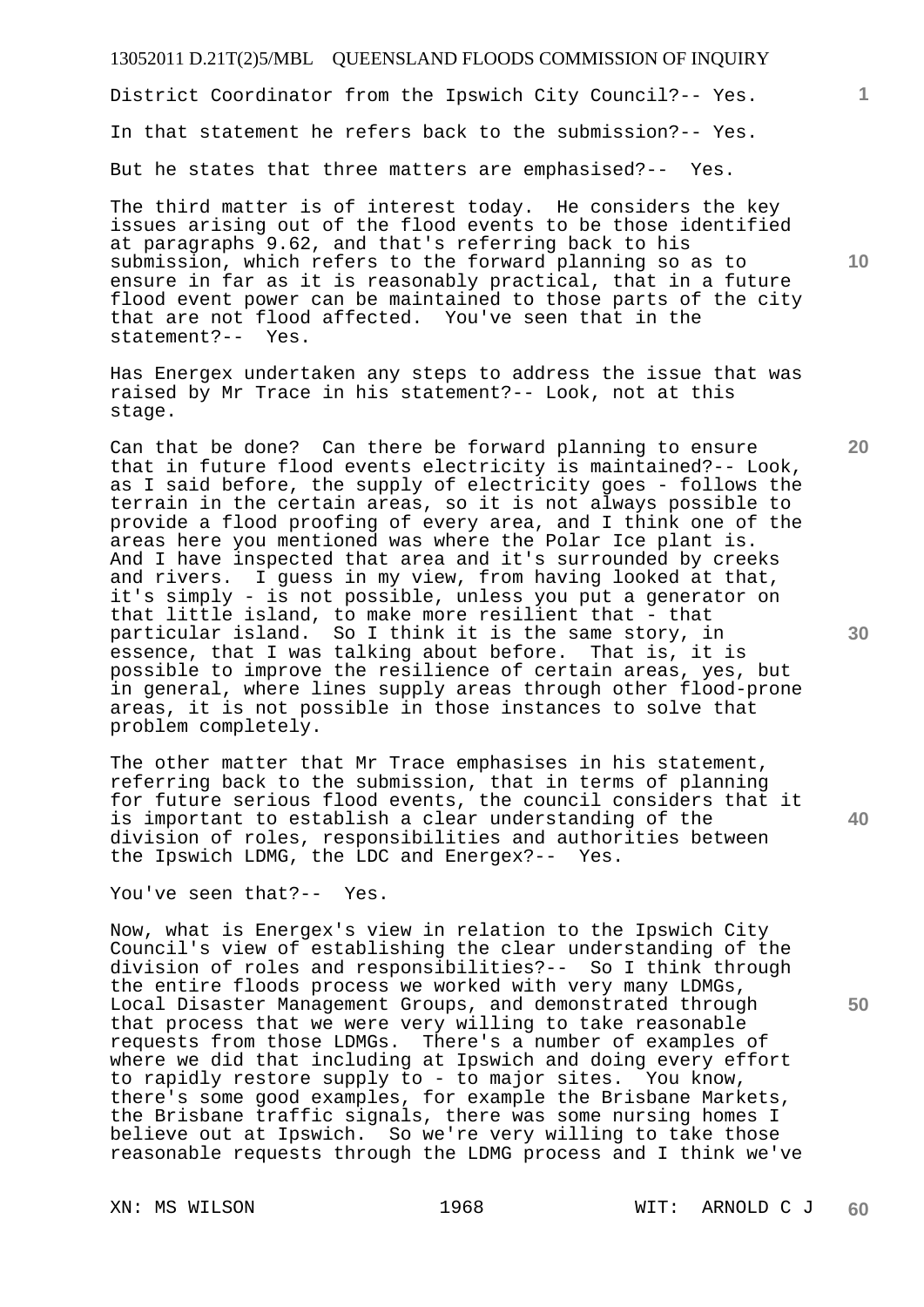District Coordinator from the Ipswich City Council?-- Yes.

In that statement he refers back to the submission?-- Yes.

But he states that three matters are emphasised?-- Yes.

The third matter is of interest today. He considers the key issues arising out of the flood events to be those identified at paragraphs 9.62, and that's referring back to his submission, which refers to the forward planning so as to ensure in far as it is reasonably practical, that in a future flood event power can be maintained to those parts of the city that are not flood affected. You've seen that in the statement?-- Yes.

Has Energex undertaken any steps to address the issue that was raised by Mr Trace in his statement?-- Look, not at this stage.

Can that be done? Can there be forward planning to ensure that in future flood events electricity is maintained?-- Look, as I said before, the supply of electricity goes - follows the terrain in the certain areas, so it is not always possible to provide a flood proofing of every area, and I think one of the areas here you mentioned was where the Polar Ice plant is. And I have inspected that area and it's surrounded by creeks and rivers. I guess in my view, from having looked at that, it's simply - is not possible, unless you put a generator on that little island, to make more resilient that - that particular island. So I think it is the same story, in essence, that I was talking about before. That is, it is possible to improve the resilience of certain areas, yes, but in general, where lines supply areas through other flood-prone areas, it is not possible in those instances to solve that problem completely.

The other matter that Mr Trace emphasises in his statement, referring back to the submission, that in terms of planning for future serious flood events, the council considers that it is important to establish a clear understanding of the division of roles, responsibilities and authorities between the Ipswich LDMG, the LDC and Energex?-- Yes.

You've seen that?-- Yes.

Now, what is Energex's view in relation to the Ipswich City Council's view of establishing the clear understanding of the division of roles and responsibilities?-- So I think through the entire floods process we worked with very many LDMGs, Local Disaster Management Groups, and demonstrated through that process that we were very willing to take reasonable requests from those LDMGs. There's a number of examples of where we did that including at Ipswich and doing every effort to rapidly restore supply to - to major sites. You know, there's some good examples, for example the Brisbane Markets, the Brisbane traffic signals, there was some nursing homes I believe out at Ipswich. So we're very willing to take those reasonable requests through the LDMG process and I think we've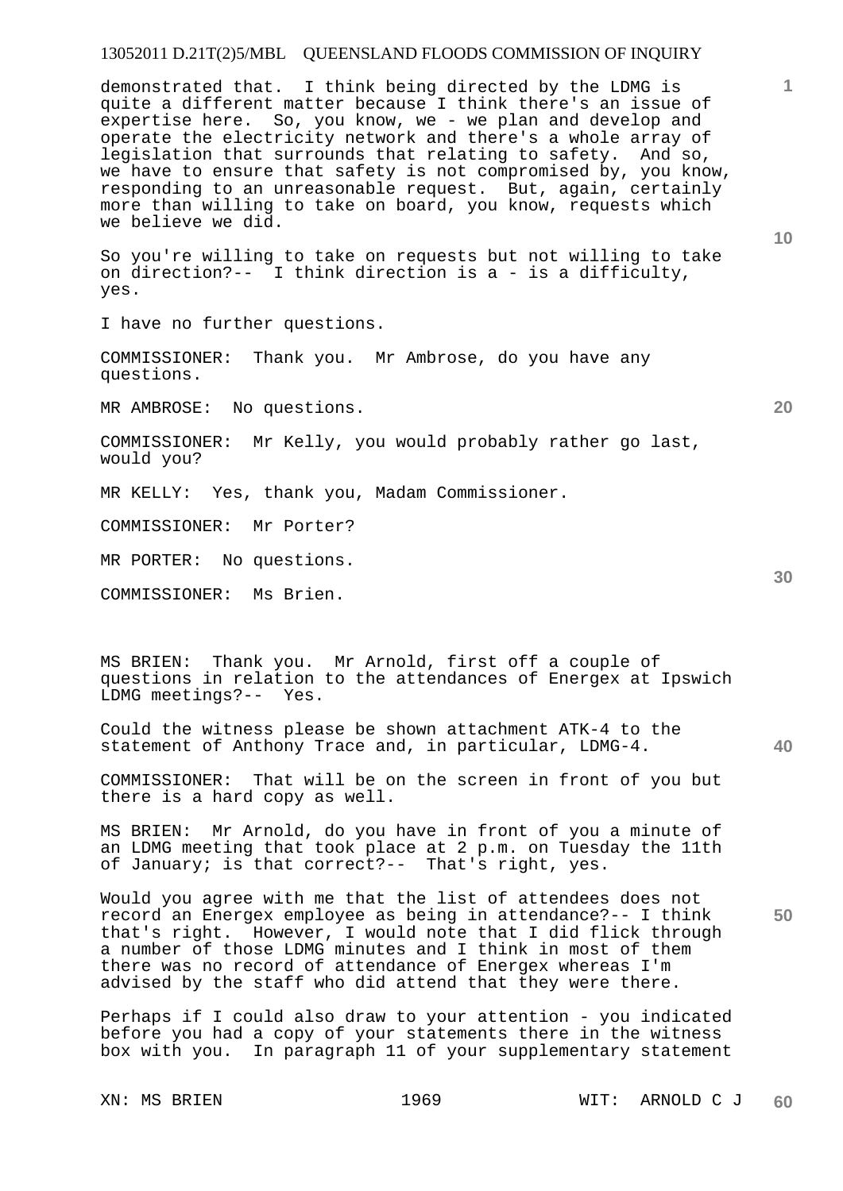demonstrated that. I think being directed by the LDMG is quite a different matter because I think there's an issue of expertise here. So, you know, we - we plan and develop and operate the electricity network and there's a whole array of legislation that surrounds that relating to safety. And so, we have to ensure that safety is not compromised by, you know, responding to an unreasonable request. But, again, certainly more than willing to take on board, you know, requests which we believe we did.

So you're willing to take on requests but not willing to take on direction?-- I think direction is a - is a difficulty, yes.

I have no further questions.

COMMISSIONER: Thank you. Mr Ambrose, do you have any questions.

MR AMBROSE: No questions.

COMMISSIONER: Mr Kelly, you would probably rather go last, would you?

MR KELLY: Yes, thank you, Madam Commissioner.

COMMISSIONER: Mr Porter?

MR PORTER: No questions.

COMMISSIONER: Ms Brien.

MS BRIEN: Thank you. Mr Arnold, first off a couple of questions in relation to the attendances of Energex at Ipswich LDMG meetings?-- Yes.

Could the witness please be shown attachment ATK-4 to the statement of Anthony Trace and, in particular, LDMG-4.

COMMISSIONER: That will be on the screen in front of you but there is a hard copy as well.

MS BRIEN: Mr Arnold, do you have in front of you a minute of an LDMG meeting that took place at 2 p.m. on Tuesday the 11th of January; is that correct?-- That's right, yes.

Would you agree with me that the list of attendees does not record an Energex employee as being in attendance?-- I think that's right. However, I would note that I did flick through a number of those LDMG minutes and I think in most of them there was no record of attendance of Energex whereas I'm advised by the staff who did attend that they were there.

Perhaps if I could also draw to your attention - you indicated before you had a copy of your statements there in the witness box with you. In paragraph 11 of your supplementary statement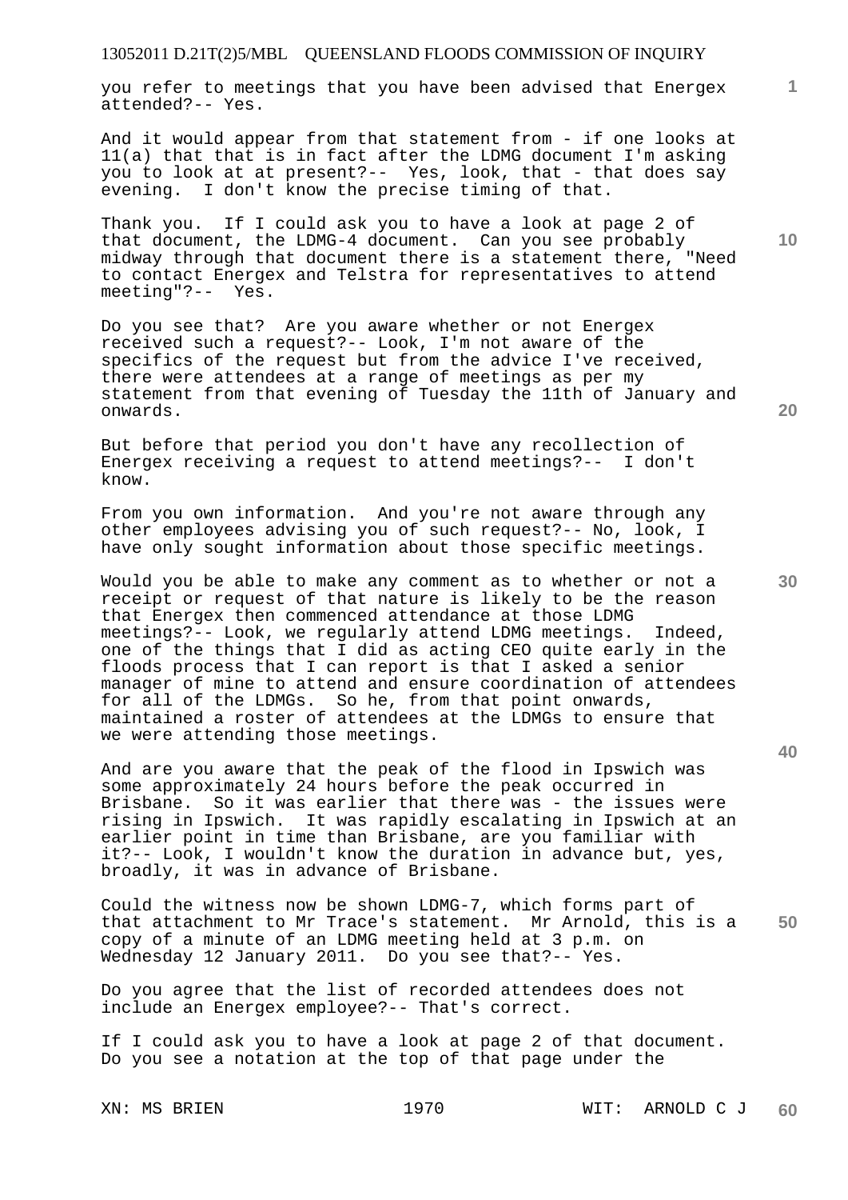you refer to meetings that you have been advised that Energex attended?-- Yes.

And it would appear from that statement from - if one looks at 11(a) that that is in fact after the LDMG document I'm asking you to look at at present?-- Yes, look, that - that does say evening. I don't know the precise timing of that.

Thank you. If I could ask you to have a look at page 2 of that document, the LDMG-4 document. Can you see probably midway through that document there is a statement there, "Need to contact Energex and Telstra for representatives to attend meeting"?-- Yes.

Do you see that? Are you aware whether or not Energex received such a request?-- Look, I'm not aware of the specifics of the request but from the advice I've received, there were attendees at a range of meetings as per my statement from that evening of Tuesday the 11th of January and onwards.

But before that period you don't have any recollection of Energex receiving a request to attend meetings?-- I don't know.

From you own information. And you're not aware through any other employees advising you of such request?-- No, look, I have only sought information about those specific meetings.

Would you be able to make any comment as to whether or not a receipt or request of that nature is likely to be the reason that Energex then commenced attendance at those LDMG meetings?-- Look, we regularly attend LDMG meetings. Indeed, one of the things that I did as acting CEO quite early in the floods process that I can report is that I asked a senior manager of mine to attend and ensure coordination of attendees for all of the LDMGs. So he, from that point onwards, maintained a roster of attendees at the LDMGs to ensure that we were attending those meetings.

And are you aware that the peak of the flood in Ipswich was some approximately 24 hours before the peak occurred in Brisbane. So it was earlier that there was - the issues were rising in Ipswich. It was rapidly escalating in Ipswich at an earlier point in time than Brisbane, are you familiar with it?-- Look, I wouldn't know the duration in advance but, yes, broadly, it was in advance of Brisbane.

Could the witness now be shown LDMG-7, which forms part of that attachment to Mr Trace's statement. Mr Arnold, this is a copy of a minute of an LDMG meeting held at 3 p.m. on Wednesday 12 January 2011. Do you see that?-- Yes.

Do you agree that the list of recorded attendees does not include an Energex employee?-- That's correct.

If I could ask you to have a look at page 2 of that document. Do you see a notation at the top of that page under the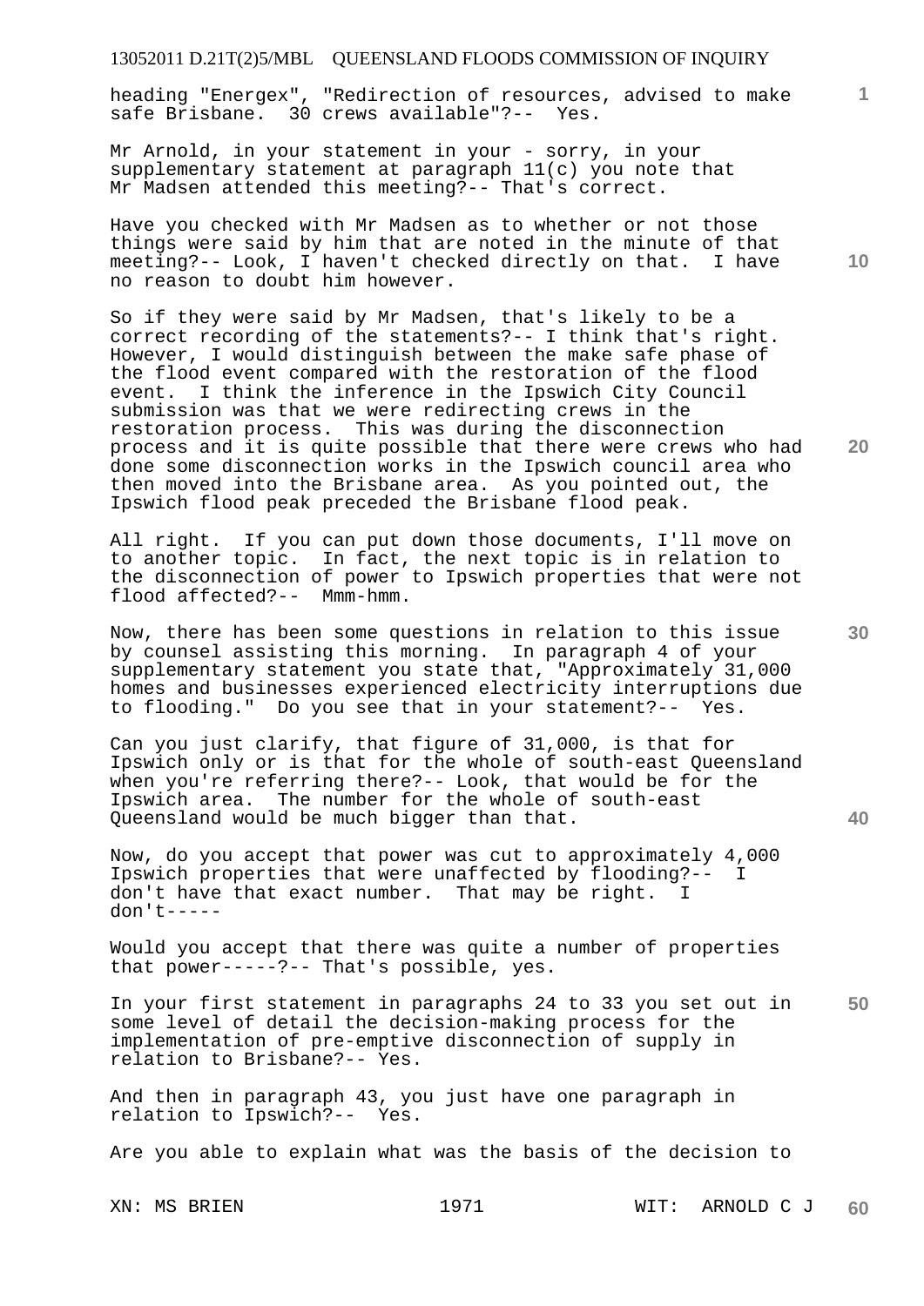heading "Energex", "Redirection of resources, advised to make safe Brisbane. 30 crews available"?-- Yes.

Mr Arnold, in your statement in your - sorry, in your supplementary statement at paragraph 11(c) you note that Mr Madsen attended this meeting?-- That's correct.

Have you checked with Mr Madsen as to whether or not those things were said by him that are noted in the minute of that meeting?-- Look, I haven't checked directly on that. I have no reason to doubt him however.

So if they were said by Mr Madsen, that's likely to be a correct recording of the statements?-- I think that's right. However, I would distinguish between the make safe phase of the flood event compared with the restoration of the flood event. I think the inference in the Ipswich City Council submission was that we were redirecting crews in the restoration process. This was during the disconnection process and it is quite possible that there were crews who had done some disconnection works in the Ipswich council area who then moved into the Brisbane area. As you pointed out, the Ipswich flood peak preceded the Brisbane flood peak.

All right. If you can put down those documents, I'll move on to another topic. In fact, the next topic is in relation to the disconnection of power to Ipswich properties that were not flood affected?-- Mmm-hmm.

Now, there has been some questions in relation to this issue by counsel assisting this morning. In paragraph 4 of your supplementary statement you state that, "Approximately 31,000 homes and businesses experienced electricity interruptions due to flooding." Do you see that in your statement?-- Yes.

Can you just clarify, that figure of 31,000, is that for Ipswich only or is that for the whole of south-east Queensland when you're referring there?-- Look, that would be for the Ipswich area. The number for the whole of south-east Queensland would be much bigger than that.

Now, do you accept that power was cut to approximately 4,000 Ipswich properties that were unaffected by flooding?-- I don't have that exact number. That may be right. I don't-----

Would you accept that there was quite a number of properties that power-----?-- That's possible, yes.

In your first statement in paragraphs 24 to 33 you set out in some level of detail the decision-making process for the implementation of pre-emptive disconnection of supply in relation to Brisbane?-- Yes.

And then in paragraph 43, you just have one paragraph in relation to Ipswich?-- Yes.

Are you able to explain what was the basis of the decision to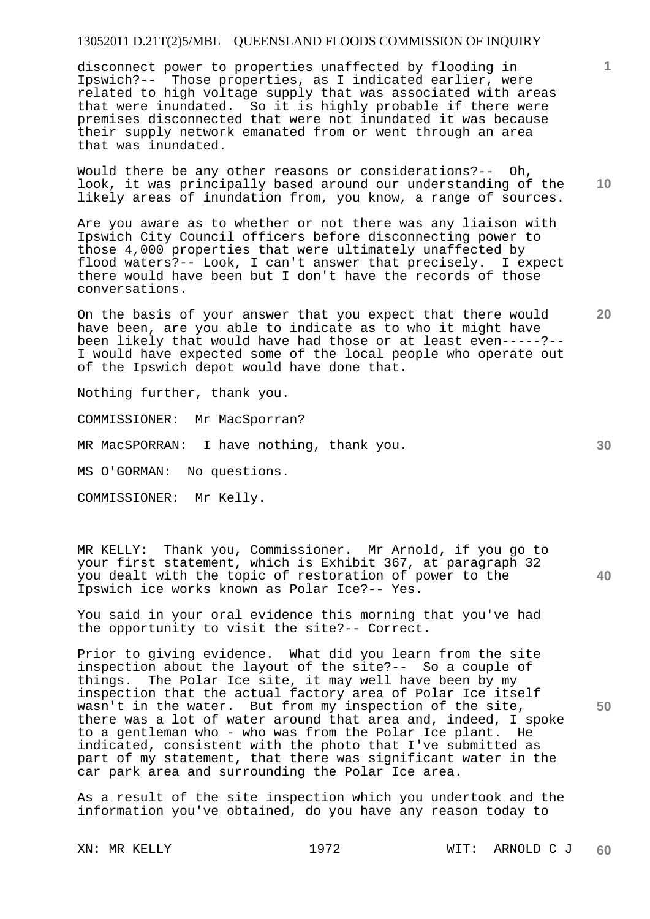disconnect power to properties unaffected by flooding in Ipswich?-- Those properties, as I indicated earlier, were related to high voltage supply that was associated with areas that were inundated. So it is highly probable if there were premises disconnected that were not inundated it was because their supply network emanated from or went through an area that was inundated.

Would there be any other reasons or considerations?-- Oh, look, it was principally based around our understanding of the likely areas of inundation from, you know, a range of sources.

Are you aware as to whether or not there was any liaison with Ipswich City Council officers before disconnecting power to those 4,000 properties that were ultimately unaffected by flood waters?-- Look, I can't answer that precisely. I expect there would have been but I don't have the records of those conversations.

On the basis of your answer that you expect that there would have been, are you able to indicate as to who it might have been likely that would have had those or at least even-----?-- I would have expected some of the local people who operate out of the Ipswich depot would have done that.

Nothing further, thank you.

COMMISSIONER: Mr MacSporran?

MR MacSPORRAN: I have nothing, thank you.

MS O'GORMAN: No questions.

COMMISSIONER: Mr Kelly.

MR KELLY: Thank you, Commissioner. Mr Arnold, if you go to your first statement, which is Exhibit 367, at paragraph 32 you dealt with the topic of restoration of power to the Ipswich ice works known as Polar Ice?-- Yes.

You said in your oral evidence this morning that you've had the opportunity to visit the site?-- Correct.

Prior to giving evidence. What did you learn from the site inspection about the layout of the site?-- So a couple of things. The Polar Ice site, it may well have been by my inspection that the actual factory area of Polar Ice itself wasn't in the water. But from my inspection of the site, there was a lot of water around that area and, indeed, I spoke to a gentleman who - who was from the Polar Ice plant. He indicated, consistent with the photo that I've submitted as part of my statement, that there was significant water in the car park area and surrounding the Polar Ice area.

As a result of the site inspection which you undertook and the information you've obtained, do you have any reason today to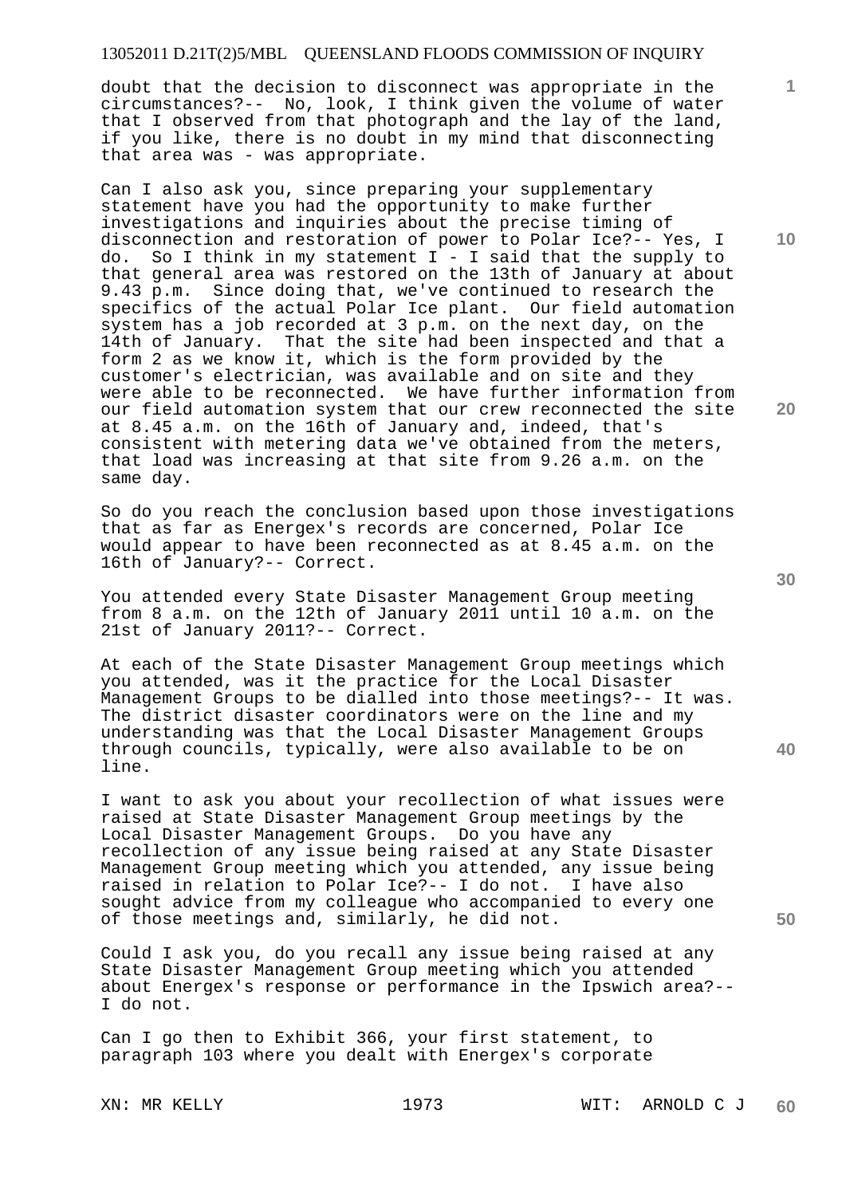doubt that the decision to disconnect was appropriate in the circumstances?-- No, look, I think given the volume of water that I observed from that photograph and the lay of the land, if you like, there is no doubt in my mind that disconnecting that area was - was appropriate.

Can I also ask you, since preparing your supplementary statement have you had the opportunity to make further investigations and inquiries about the precise timing of disconnection and restoration of power to Polar Ice?-- Yes, I do. So I think in my statement I - I said that the supply to that general area was restored on the 13th of January at about 9.43 p.m. Since doing that, we've continued to research the specifics of the actual Polar Ice plant. Our field automation system has a job recorded at 3 p.m. on the next day, on the 14th of January. That the site had been inspected and that a form 2 as we know it, which is the form provided by the customer's electrician, was available and on site and they were able to be reconnected. We have further information from our field automation system that our crew reconnected the site at 8.45 a.m. on the 16th of January and, indeed, that's consistent with metering data we've obtained from the meters, that load was increasing at that site from 9.26 a.m. on the same day.

So do you reach the conclusion based upon those investigations that as far as Energex's records are concerned, Polar Ice would appear to have been reconnected as at 8.45 a.m. on the 16th of January?-- Correct.

You attended every State Disaster Management Group meeting from 8 a.m. on the 12th of January 2011 until 10 a.m. on the 21st of January 2011?-- Correct.

At each of the State Disaster Management Group meetings which you attended, was it the practice for the Local Disaster Management Groups to be dialled into those meetings?-- It was. The district disaster coordinators were on the line and my understanding was that the Local Disaster Management Groups through councils, typically, were also available to be on line.

I want to ask you about your recollection of what issues were raised at State Disaster Management Group meetings by the Local Disaster Management Groups. Do you have any recollection of any issue being raised at any State Disaster Management Group meeting which you attended, any issue being raised in relation to Polar Ice?-- I do not. I have also sought advice from my colleague who accompanied to every one of those meetings and, similarly, he did not.

Could I ask you, do you recall any issue being raised at any State Disaster Management Group meeting which you attended about Energex's response or performance in the Ipswich area?-- I do not.

Can I go then to Exhibit 366, your first statement, to paragraph 103 where you dealt with Energex's corporate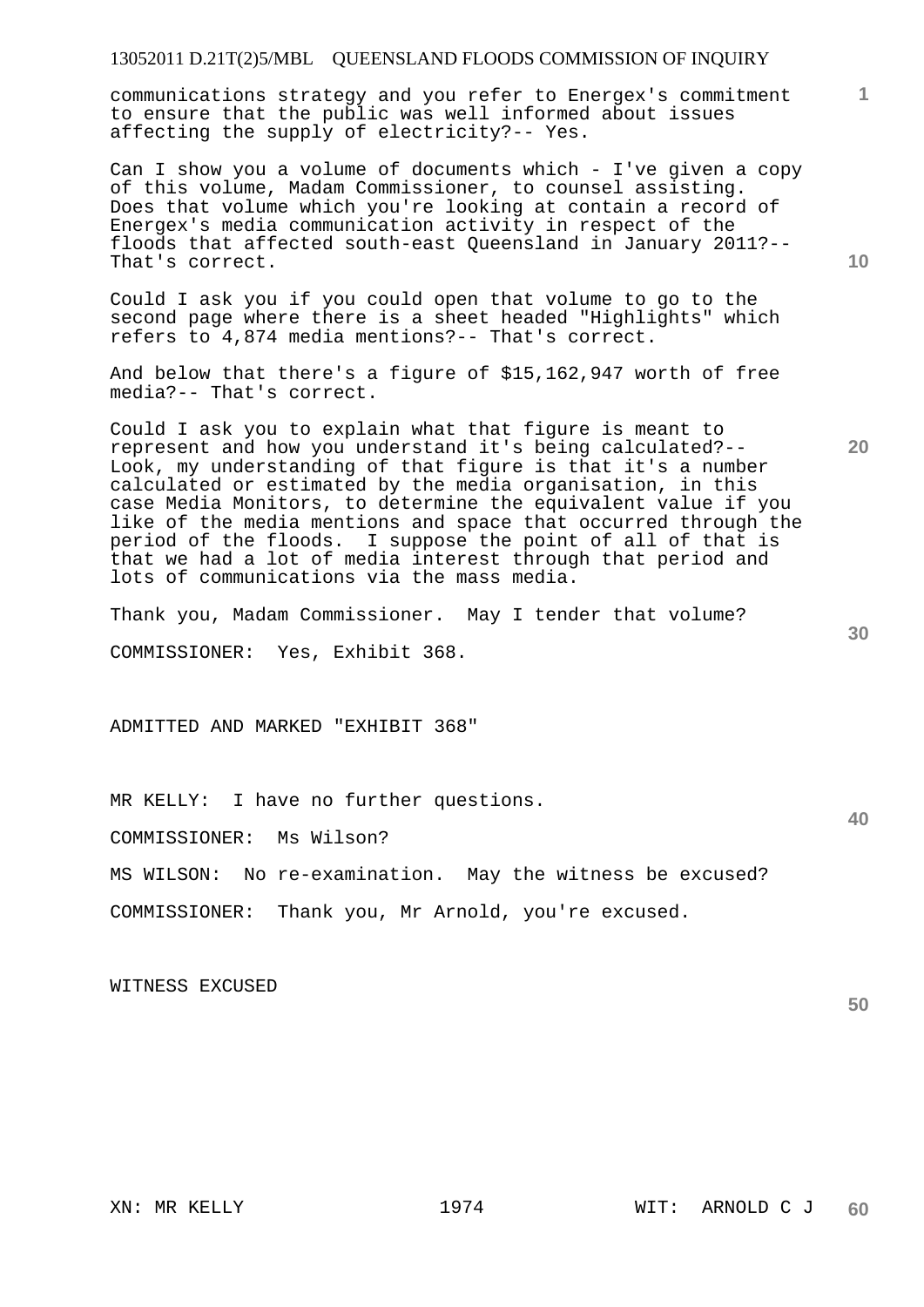communications strategy and you refer to Energex's commitment to ensure that the public was well informed about issues affecting the supply of electricity?-- Yes.

Can I show you a volume of documents which - I've given a copy of this volume, Madam Commissioner, to counsel assisting. Does that volume which you're looking at contain a record of Energex's media communication activity in respect of the floods that affected south-east Queensland in January 2011?-- That's correct.

Could I ask you if you could open that volume to go to the second page where there is a sheet headed "Highlights" which refers to 4,874 media mentions?-- That's correct.

And below that there's a figure of $15,162,947 worth of free media?-- That's correct.

Could I ask you to explain what that figure is meant to represent and how you understand it's being calculated?-- Look, my understanding of that figure is that it's a number calculated or estimated by the media organisation, in this case Media Monitors, to determine the equivalent value if you like of the media mentions and space that occurred through the period of the floods. I suppose the point of all of that is that we had a lot of media interest through that period and lots of communications via the mass media.

Thank you, Madam Commissioner. May I tender that volume?

COMMISSIONER: Yes, Exhibit 368.

ADMITTED AND MARKED "EXHIBIT 368"

MR KELLY: I have no further questions.

COMMISSIONER: Ms Wilson?

MS WILSON: No re-examination. May the witness be excused?

COMMISSIONER: Thank you, Mr Arnold, you're excused.

WITNESS EXCUSED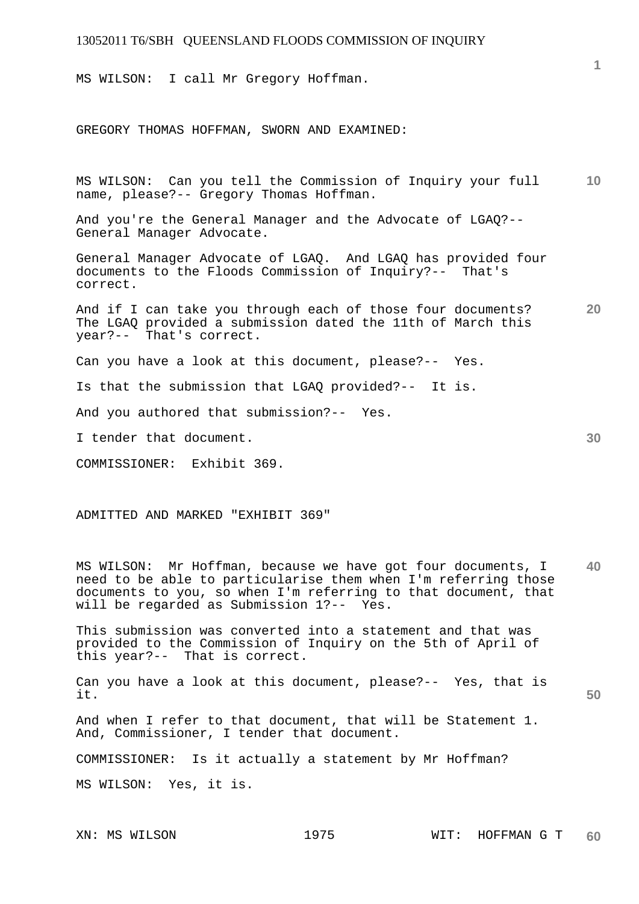MS WILSON: I call Mr Gregory Hoffman.

GREGORY THOMAS HOFFMAN, SWORN AND EXAMINED:

MS WILSON: Can you tell the Commission of Inquiry your full name, please?-- Gregory Thomas Hoffman.

And you're the General Manager and the Advocate of LGAQ?-- General Manager Advocate.

General Manager Advocate of LGAQ. And LGAQ has provided four documents to the Floods Commission of Inquiry?-- That's correct.

And if I can take you through each of those four documents? The LGAQ provided a submission dated the 11th of March this year?-- That's correct.

Can you have a look at this document, please?-- Yes.

Is that the submission that LGAQ provided?-- It is.

And you authored that submission?-- Yes.

I tender that document.

COMMISSIONER: Exhibit 369.

ADMITTED AND MARKED "EXHIBIT 369"

MS WILSON: Mr Hoffman, because we have got four documents, I need to be able to particularise them when I'm referring those documents to you, so when I'm referring to that document, that will be regarded as Submission 1?-- Yes.

This submission was converted into a statement and that was provided to the Commission of Inquiry on the 5th of April of this year?-- That is correct.

Can you have a look at this document, please?-- Yes, that is it.

And when I refer to that document, that will be Statement 1. And, Commissioner, I tender that document.

COMMISSIONER: Is it actually a statement by Mr Hoffman?

MS WILSON: Yes, it is.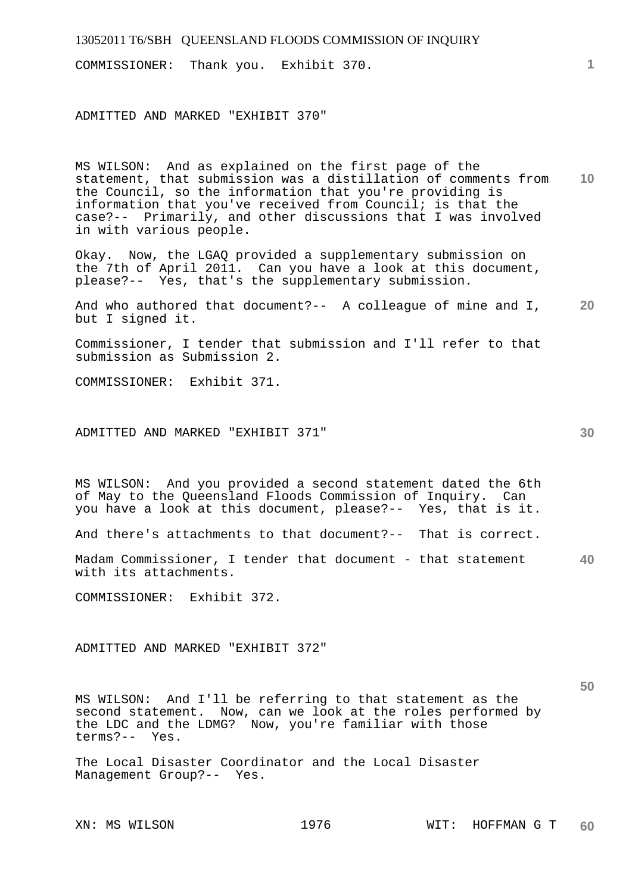COMMISSIONER: Thank you. Exhibit 370.

ADMITTED AND MARKED "EXHIBIT 370"

MS WILSON: And as explained on the first page of the statement, that submission was a distillation of comments from the Council, so the information that you're providing is information that you've received from Council; is that the case?-- Primarily, and other discussions that I was involved in with various people.

Okay. Now, the LGAQ provided a supplementary submission on the 7th of April 2011. Can you have a look at this document, please?-- Yes, that's the supplementary submission.

And who authored that document?-- A colleague of mine and I, but I signed it.

Commissioner, I tender that submission and I'll refer to that submission as Submission 2.

COMMISSIONER: Exhibit 371.

ADMITTED AND MARKED "EXHIBIT 371"

MS WILSON: And you provided a second statement dated the 6th of May to the Queensland Floods Commission of Inquiry. Can you have a look at this document, please?-- Yes, that is it.

And there's attachments to that document?-- That is correct.

Madam Commissioner, I tender that document - that statement with its attachments.

COMMISSIONER: Exhibit 372.

ADMITTED AND MARKED "EXHIBIT 372"

MS WILSON: And I'll be referring to that statement as the second statement. Now, can we look at the roles performed by the LDC and the LDMG? Now, you're familiar with those terms?-- Yes.

The Local Disaster Coordinator and the Local Disaster Management Group?-- Yes.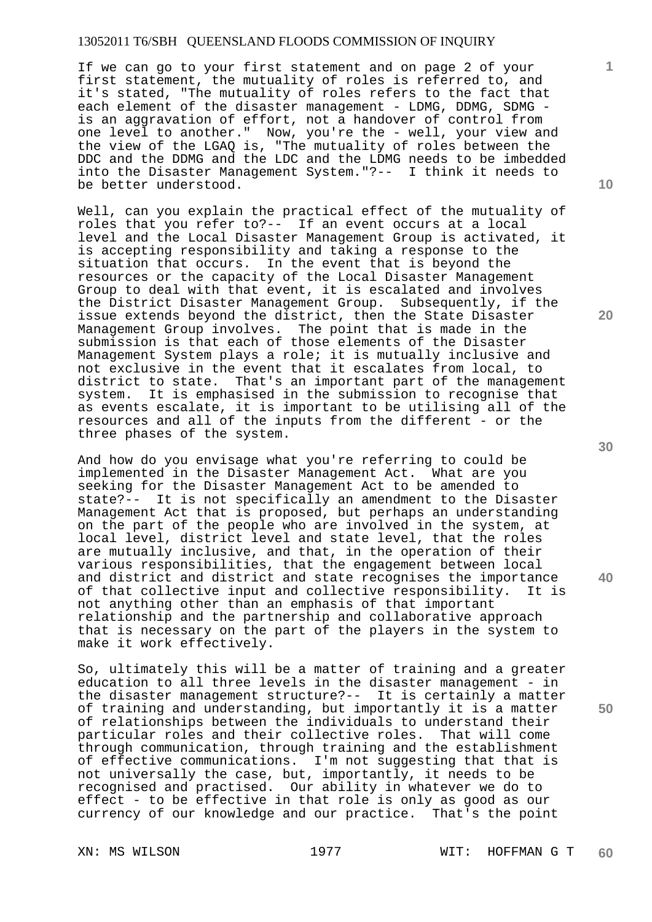If we can go to your first statement and on page 2 of your first statement, the mutuality of roles is referred to, and it's stated, "The mutuality of roles refers to the fact that each element of the disaster management - LDMG, DDMG, SDMG - is an aggravation of effort, not a handover of control from one level to another." Now, you're the - well, your view and the view of the LGAQ is, "The mutuality of roles between the DDC and the DDMG and the LDC and the LDMG needs to be imbedded into the Disaster Management System."?-- I think it needs to be better understood.

Well, can you explain the practical effect of the mutuality of roles that you refer to?-- If an event occurs at a local level and the Local Disaster Management Group is activated, it is accepting responsibility and taking a response to the situation that occurs. In the event that is beyond the resources or the capacity of the Local Disaster Management Group to deal with that event, it is escalated and involves the District Disaster Management Group. Subsequently, if the issue extends beyond the district, then the State Disaster Management Group involves. The point that is made in the submission is that each of those elements of the Disaster Management System plays a role; it is mutually inclusive and not exclusive in the event that it escalates from local, to district to state. That's an important part of the management system. It is emphasised in the submission to recognise that as events escalate, it is important to be utilising all of the resources and all of the inputs from the different - or the three phases of the system.

And how do you envisage what you're referring to could be implemented in the Disaster Management Act. What are you seeking for the Disaster Management Act to be amended to state?-- It is not specifically an amendment to the Disaster Management Act that is proposed, but perhaps an understanding on the part of the people who are involved in the system, at local level, district level and state level, that the roles are mutually inclusive, and that, in the operation of their various responsibilities, that the engagement between local and district and district and state recognises the importance of that collective input and collective responsibility. It is not anything other than an emphasis of that important relationship and the partnership and collaborative approach that is necessary on the part of the players in the system to make it work effectively.

So, ultimately this will be a matter of training and a greater education to all three levels in the disaster management - in the disaster management structure?-- It is certainly a matter of training and understanding, but importantly it is a matter of relationships between the individuals to understand their particular roles and their collective roles. That will come through communication, through training and the establishment of effective communications. I'm not suggesting that that is not universally the case, but, importantly, it needs to be recognised and practised. Our ability in whatever we do to effect - to be effective in that role is only as good as our currency of our knowledge and our practice. That's the point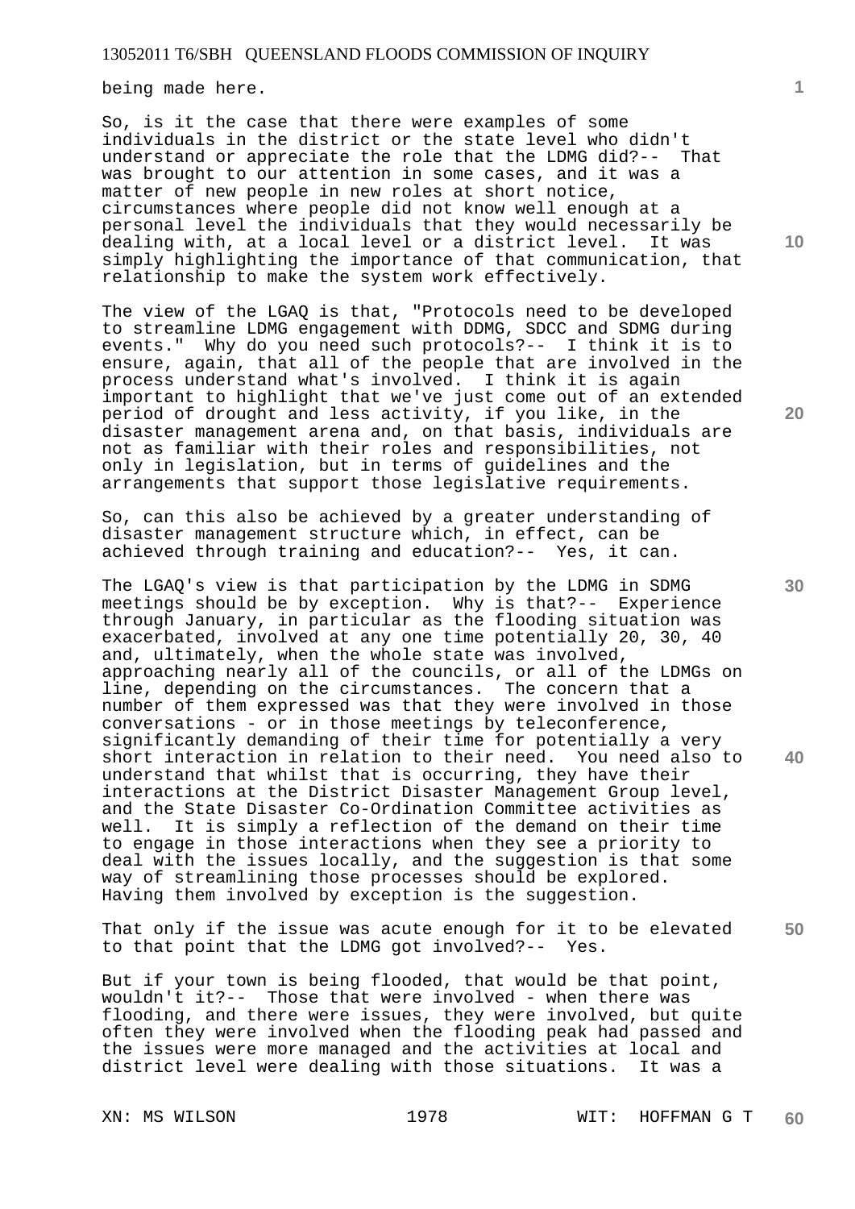being made here.

So, is it the case that there were examples of some individuals in the district or the state level who didn't understand or appreciate the role that the LDMG did?-- That was brought to our attention in some cases, and it was a matter of new people in new roles at short notice, circumstances where people did not know well enough at a personal level the individuals that they would necessarily be dealing with, at a local level or a district level. It was simply highlighting the importance of that communication, that relationship to make the system work effectively.

The view of the LGAQ is that, "Protocols need to be developed to streamline LDMG engagement with DDMG, SDCC and SDMG during events." Why do you need such protocols?-- I think it is to ensure, again, that all of the people that are involved in the process understand what's involved. I think it is again important to highlight that we've just come out of an extended period of drought and less activity, if you like, in the disaster management arena and, on that basis, individuals are not as familiar with their roles and responsibilities, not only in legislation, but in terms of guidelines and the arrangements that support those legislative requirements.

So, can this also be achieved by a greater understanding of disaster management structure which, in effect, can be achieved through training and education?-- Yes, it can.

The LGAQ's view is that participation by the LDMG in SDMG meetings should be by exception. Why is that?-- Experience through January, in particular as the flooding situation was exacerbated, involved at any one time potentially 20, 30, 40 and, ultimately, when the whole state was involved, approaching nearly all of the councils, or all of the LDMGs on line, depending on the circumstances. The concern that a number of them expressed was that they were involved in those conversations - or in those meetings by teleconference, significantly demanding of their time for potentially a very short interaction in relation to their need. You need also to understand that whilst that is occurring, they have their interactions at the District Disaster Management Group level, and the State Disaster Co-Ordination Committee activities as well. It is simply a reflection of the demand on their time to engage in those interactions when they see a priority to deal with the issues locally, and the suggestion is that some way of streamlining those processes should be explored. Having them involved by exception is the suggestion.

That only if the issue was acute enough for it to be elevated to that point that the LDMG got involved?-- Yes.

But if your town is being flooded, that would be that point, wouldn't it?-- Those that were involved - when there was flooding, and there were issues, they were involved, but quite often they were involved when the flooding peak had passed and the issues were more managed and the activities at local and district level were dealing with those situations. It was a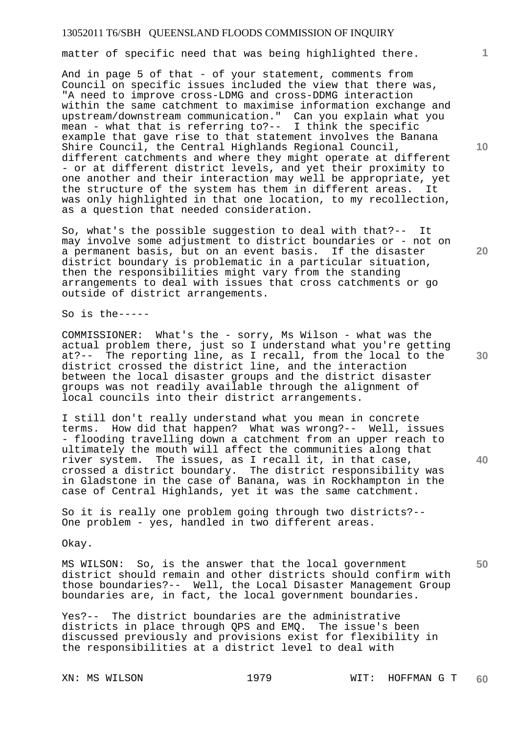matter of specific need that was being highlighted there.

And in page 5 of that - of your statement, comments from Council on specific issues included the view that there was, "A need to improve cross-LDMG and cross-DDMG interaction within the same catchment to maximise information exchange and upstream/downstream communication." Can you explain what you mean - what that is referring to?-- I think the specific example that gave rise to that statement involves the Banana Shire Council, the Central Highlands Regional Council, different catchments and where they might operate at different - or at different district levels, and yet their proximity to one another and their interaction may well be appropriate, yet the structure of the system has them in different areas. It was only highlighted in that one location, to my recollection, as a question that needed consideration.

So, what's the possible suggestion to deal with that?-- It may involve some adjustment to district boundaries or - not on a permanent basis, but on an event basis. If the disaster district boundary is problematic in a particular situation, then the responsibilities might vary from the standing arrangements to deal with issues that cross catchments or go outside of district arrangements.

So is the-----

COMMISSIONER: What's the - sorry, Ms Wilson - what was the actual problem there, just so I understand what you're getting at?-- The reporting line, as I recall, from the local to the district crossed the district line, and the interaction between the local disaster groups and the district disaster groups was not readily available through the alignment of local councils into their district arrangements.

I still don't really understand what you mean in concrete terms. How did that happen? What was wrong?-- Well, issues - flooding travelling down a catchment from an upper reach to ultimately the mouth will affect the communities along that river system. The issues, as I recall it, in that case, crossed a district boundary. The district responsibility was in Gladstone in the case of Banana, was in Rockhampton in the case of Central Highlands, yet it was the same catchment.

So it is really one problem going through two districts?-- One problem - yes, handled in two different areas.

Okay.

MS WILSON: So, is the answer that the local government district should remain and other districts should confirm with those boundaries?-- Well, the Local Disaster Management Group boundaries are, in fact, the local government boundaries.

Yes?-- The district boundaries are the administrative districts in place through QPS and EMQ. The issue's been discussed previously and provisions exist for flexibility in the responsibilities at a district level to deal with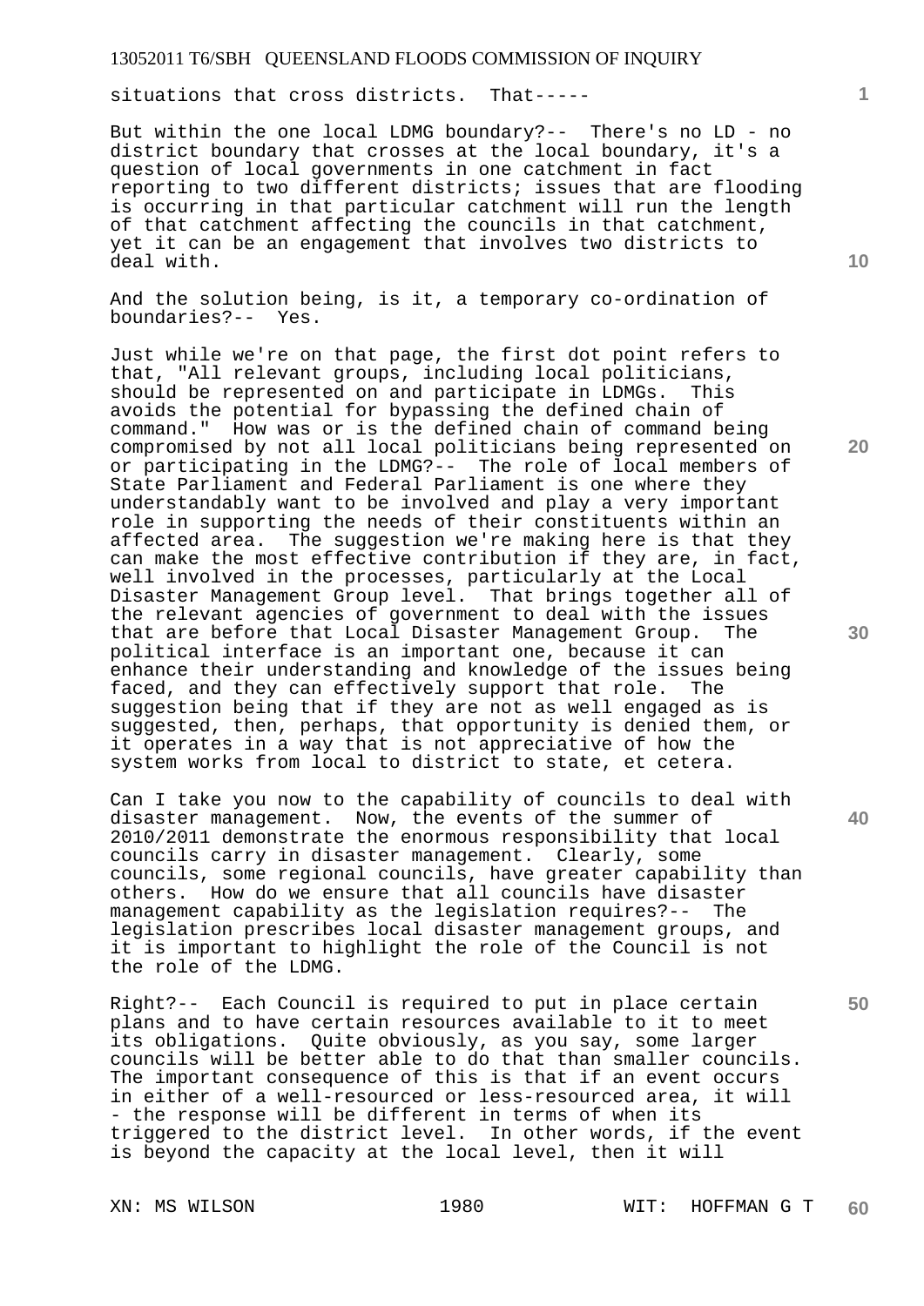situations that cross districts. That-----

But within the one local LDMG boundary?-- There's no LD - no district boundary that crosses at the local boundary, it's a question of local governments in one catchment in fact reporting to two different districts; issues that are flooding is occurring in that particular catchment will run the length of that catchment affecting the councils in that catchment, yet it can be an engagement that involves two districts to deal with.

And the solution being, is it, a temporary co-ordination of boundaries?-- Yes.

Just while we're on that page, the first dot point refers to that, "All relevant groups, including local politicians, should be represented on and participate in LDMGs. This avoids the potential for bypassing the defined chain of command." How was or is the defined chain of command being compromised by not all local politicians being represented on or participating in the LDMG?-- The role of local members of State Parliament and Federal Parliament is one where they understandably want to be involved and play a very important role in supporting the needs of their constituents within an affected area. The suggestion we're making here is that they can make the most effective contribution if they are, in fact, well involved in the processes, particularly at the Local Disaster Management Group level. That brings together all of the relevant agencies of government to deal with the issues that are before that Local Disaster Management Group. The political interface is an important one, because it can enhance their understanding and knowledge of the issues being faced, and they can effectively support that role. The suggestion being that if they are not as well engaged as is suggested, then, perhaps, that opportunity is denied them, or it operates in a way that is not appreciative of how the system works from local to district to state, et cetera.

Can I take you now to the capability of councils to deal with disaster management. Now, the events of the summer of 2010/2011 demonstrate the enormous responsibility that local councils carry in disaster management. Clearly, some councils, some regional councils, have greater capability than others. How do we ensure that all councils have disaster management capability as the legislation requires?-- The legislation prescribes local disaster management groups, and it is important to highlight the role of the Council is not the role of the LDMG.

Right?-- Each Council is required to put in place certain plans and to have certain resources available to it to meet its obligations. Quite obviously, as you say, some larger councils will be better able to do that than smaller councils. The important consequence of this is that if an event occurs in either of a well-resourced or less-resourced area, it will - the response will be different in terms of when its triggered to the district level. In other words, if the event is beyond the capacity at the local level, then it will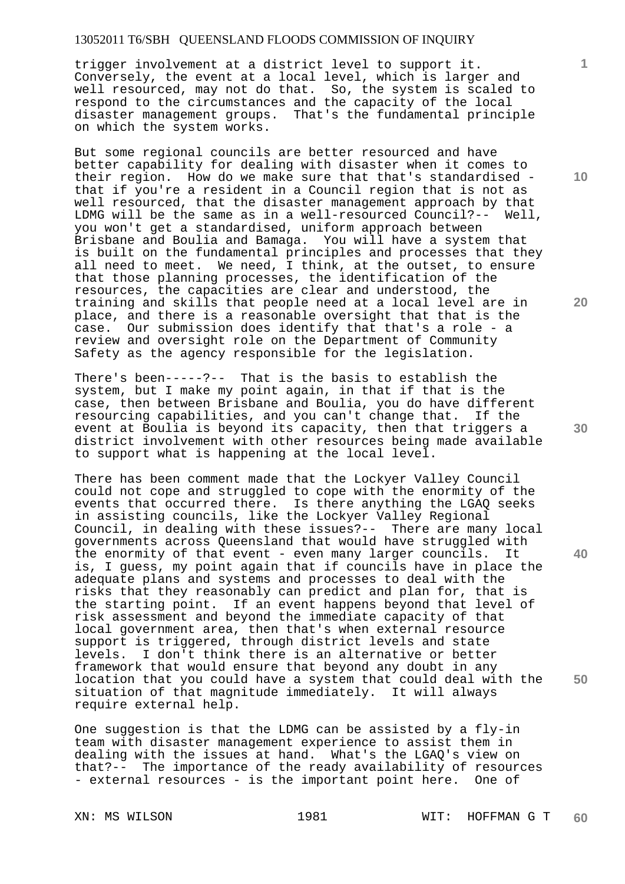trigger involvement at a district level to support it. Conversely, the event at a local level, which is larger and well resourced, may not do that. So, the system is scaled to respond to the circumstances and the capacity of the local disaster management groups. That's the fundamental principle on which the system works.

But some regional councils are better resourced and have better capability for dealing with disaster when it comes to their region. How do we make sure that that's standardised - that if you're a resident in a Council region that is not as well resourced, that the disaster management approach by that LDMG will be the same as in a well-resourced Council?-- Well, you won't get a standardised, uniform approach between Brisbane and Boulia and Bamaga. You will have a system that is built on the fundamental principles and processes that they all need to meet. We need, I think, at the outset, to ensure that those planning processes, the identification of the resources, the capacities are clear and understood, the training and skills that people need at a local level are in place, and there is a reasonable oversight that that is the case. Our submission does identify that that's a role - a review and oversight role on the Department of Community Safety as the agency responsible for the legislation.

There's been-----?-- That is the basis to establish the system, but I make my point again, in that if that is the case, then between Brisbane and Boulia, you do have different resourcing capabilities, and you can't change that. If the event at Boulia is beyond its capacity, then that triggers a district involvement with other resources being made available to support what is happening at the local level.

There has been comment made that the Lockyer Valley Council could not cope and struggled to cope with the enormity of the events that occurred there. Is there anything the LGAQ seeks in assisting councils, like the Lockyer Valley Regional Council, in dealing with these issues?-- There are many local governments across Queensland that would have struggled with the enormity of that event - even many larger councils. It is, I guess, my point again that if councils have in place the adequate plans and systems and processes to deal with the risks that they reasonably can predict and plan for, that is the starting point. If an event happens beyond that level of risk assessment and beyond the immediate capacity of that local government area, then that's when external resource support is triggered, through district levels and state levels. I don't think there is an alternative or better framework that would ensure that beyond any doubt in any location that you could have a system that could deal with the situation of that magnitude immediately. It will always require external help.

One suggestion is that the LDMG can be assisted by a fly-in team with disaster management experience to assist them in dealing with the issues at hand. What's the LGAQ's view on that?-- The importance of the ready availability of resources - external resources - is the important point here. One of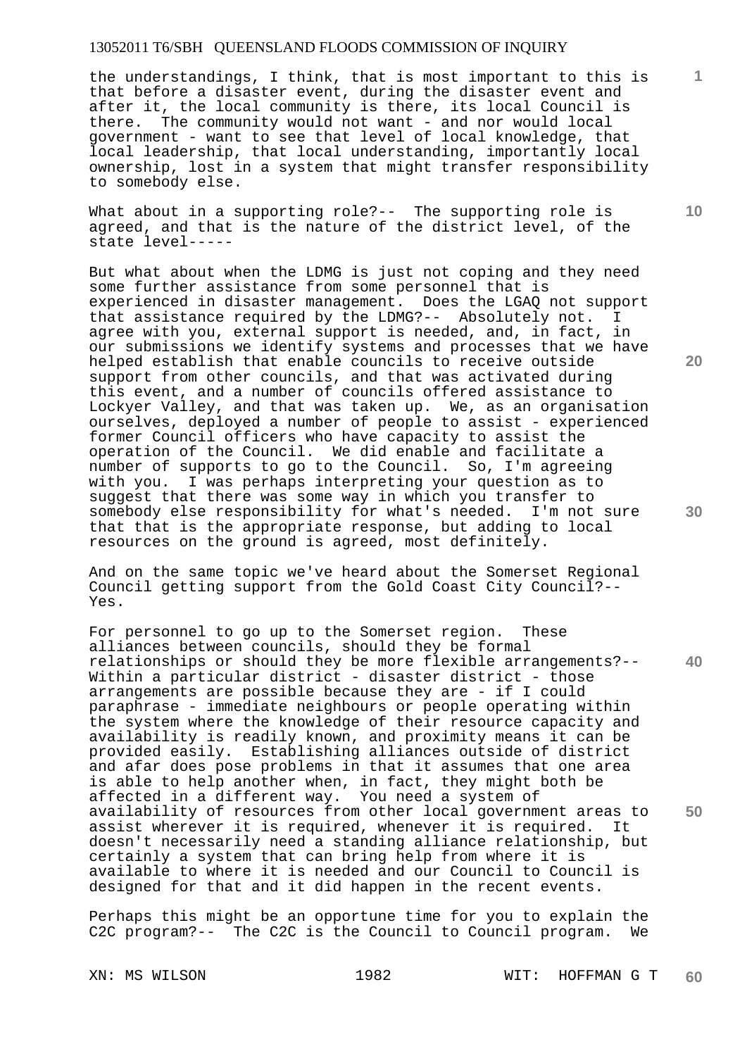the understandings, I think, that is most important to this is that before a disaster event, during the disaster event and after it, the local community is there, its local Council is there. The community would not want - and nor would local government - want to see that level of local knowledge, that local leadership, that local understanding, importantly local ownership, lost in a system that might transfer responsibility to somebody else.

What about in a supporting role?-- The supporting role is agreed, and that is the nature of the district level, of the state level-----

But what about when the LDMG is just not coping and they need some further assistance from some personnel that is experienced in disaster management. Does the LGAQ not support that assistance required by the LDMG?-- Absolutely not. I agree with you, external support is needed, and, in fact, in our submissions we identify systems and processes that we have helped establish that enable councils to receive outside support from other councils, and that was activated during this event, and a number of councils offered assistance to Lockyer Valley, and that was taken up. We, as an organisation ourselves, deployed a number of people to assist - experienced former Council officers who have capacity to assist the operation of the Council. We did enable and facilitate a number of supports to go to the Council. So, I'm agreeing with you. I was perhaps interpreting your question as to suggest that there was some way in which you transfer to somebody else responsibility for what's needed. I'm not sure that that is the appropriate response, but adding to local resources on the ground is agreed, most definitely.

And on the same topic we've heard about the Somerset Regional Council getting support from the Gold Coast City Council?-- Yes.

For personnel to go up to the Somerset region. These alliances between councils, should they be formal relationships or should they be more flexible arrangements?-- Within a particular district - disaster district - those arrangements are possible because they are - if I could paraphrase - immediate neighbours or people operating within the system where the knowledge of their resource capacity and availability is readily known, and proximity means it can be provided easily. Establishing alliances outside of district and afar does pose problems in that it assumes that one area is able to help another when, in fact, they might both be affected in a different way. You need a system of availability of resources from other local government areas to assist wherever it is required, whenever it is required. It doesn't necessarily need a standing alliance relationship, but certainly a system that can bring help from where it is available to where it is needed and our Council to Council is designed for that and it did happen in the recent events.

Perhaps this might be an opportune time for you to explain the C2C program?-- The C2C is the Council to Council program. We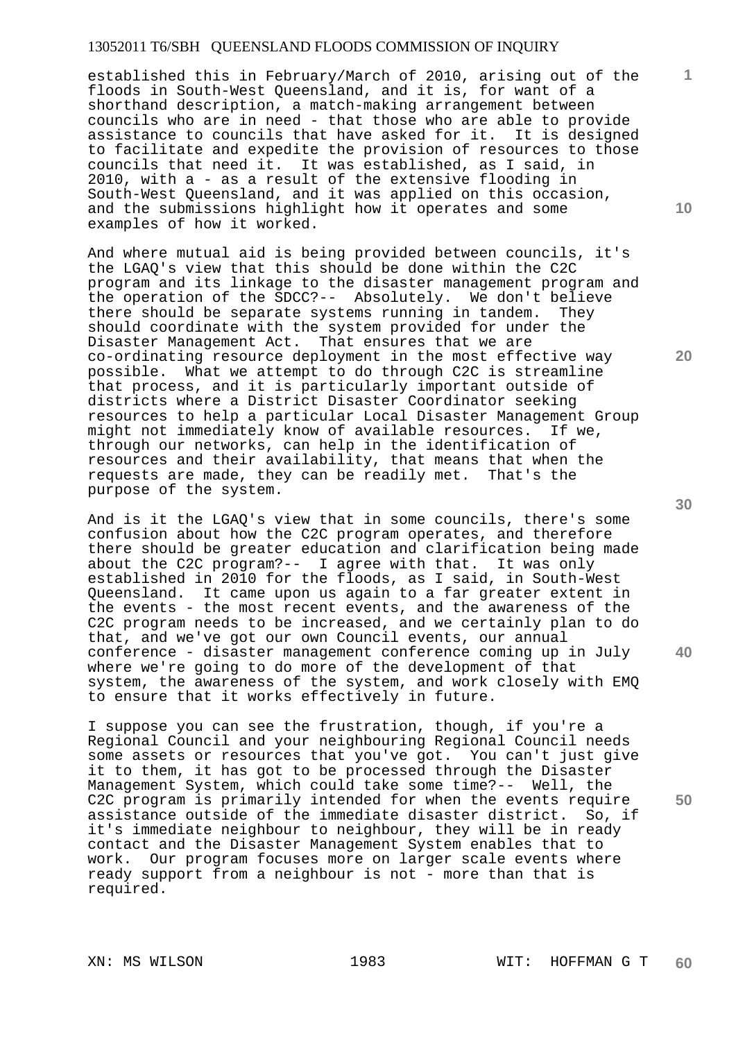established this in February/March of 2010, arising out of the floods in South-West Queensland, and it is, for want of a shorthand description, a match-making arrangement between councils who are in need - that those who are able to provide assistance to councils that have asked for it. It is designed to facilitate and expedite the provision of resources to those councils that need it. It was established, as I said, in 2010, with a - as a result of the extensive flooding in South-West Queensland, and it was applied on this occasion, and the submissions highlight how it operates and some examples of how it worked.

And where mutual aid is being provided between councils, it's the LGAQ's view that this should be done within the C2C program and its linkage to the disaster management program and the operation of the SDCC?-- Absolutely. We don't believe there should be separate systems running in tandem. They should coordinate with the system provided for under the Disaster Management Act. That ensures that we are co-ordinating resource deployment in the most effective way possible. What we attempt to do through C2C is streamline that process, and it is particularly important outside of districts where a District Disaster Coordinator seeking resources to help a particular Local Disaster Management Group might not immediately know of available resources. If we, through our networks, can help in the identification of resources and their availability, that means that when the requests are made, they can be readily met. That's the purpose of the system.

And is it the LGAQ's view that in some councils, there's some confusion about how the C2C program operates, and therefore there should be greater education and clarification being made about the C2C program?-- I agree with that. It was only established in 2010 for the floods, as I said, in South-West Queensland. It came upon us again to a far greater extent in the events - the most recent events, and the awareness of the C2C program needs to be increased, and we certainly plan to do that, and we've got our own Council events, our annual conference - disaster management conference coming up in July where we're going to do more of the development of that system, the awareness of the system, and work closely with EMQ to ensure that it works effectively in future.

I suppose you can see the frustration, though, if you're a Regional Council and your neighbouring Regional Council needs some assets or resources that you've got. You can't just give it to them, it has got to be processed through the Disaster Management System, which could take some time?-- Well, the C2C program is primarily intended for when the events require assistance outside of the immediate disaster district. So, if it's immediate neighbour to neighbour, they will be in ready contact and the Disaster Management System enables that to work. Our program focuses more on larger scale events where ready support from a neighbour is not - more than that is required.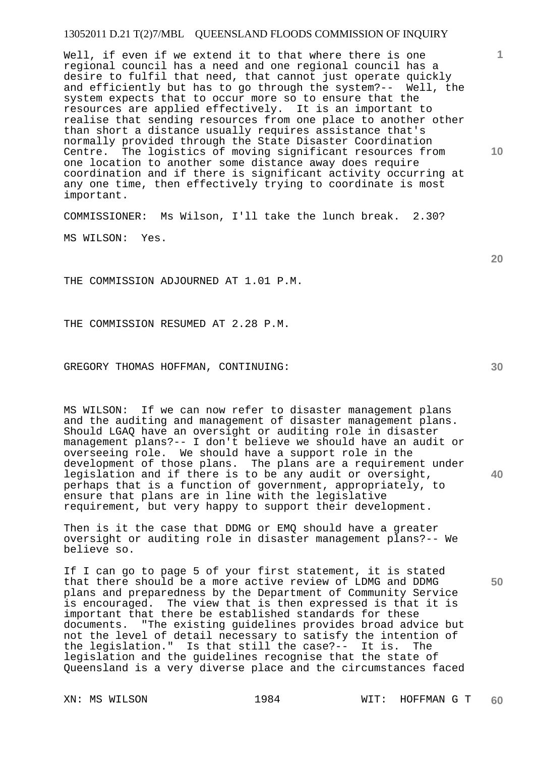Well, if even if we extend it to that where there is one regional council has a need and one regional council has a desire to fulfil that need, that cannot just operate quickly and efficiently but has to go through the system?-- Well, the system expects that to occur more so to ensure that the resources are applied effectively. It is an important to realise that sending resources from one place to another other than short a distance usually requires assistance that's normally provided through the State Disaster Coordination Centre. The logistics of moving significant resources from one location to another some distance away does require coordination and if there is significant activity occurring at any one time, then effectively trying to coordinate is most important.

COMMISSIONER: Ms Wilson, I'll take the lunch break. 2.30?

MS WILSON: Yes.

THE COMMISSION ADJOURNED AT 1.01 P.M.

THE COMMISSION RESUMED AT 2.28 P.M.

GREGORY THOMAS HOFFMAN, CONTINUING:

MS WILSON: If we can now refer to disaster management plans and the auditing and management of disaster management plans. Should LGAQ have an oversight or auditing role in disaster management plans?-- I don't believe we should have an audit or overseeing role. We should have a support role in the development of those plans. The plans are a requirement under legislation and if there is to be any audit or oversight, perhaps that is a function of government, appropriately, to ensure that plans are in line with the legislative requirement, but very happy to support their development.

Then is it the case that DDMG or EMQ should have a greater oversight or auditing role in disaster management plans?-- We believe so.

If I can go to page 5 of your first statement, it is stated that there should be a more active review of LDMG and DDMG plans and preparedness by the Department of Community Service is encouraged. The view that is then expressed is that it is important that there be established standards for these documents. "The existing guidelines provides broad advice but not the level of detail necessary to satisfy the intention of the legislation." Is that still the case?-- It is. The legislation and the guidelines recognise that the state of Queensland is a very diverse place and the circumstances faced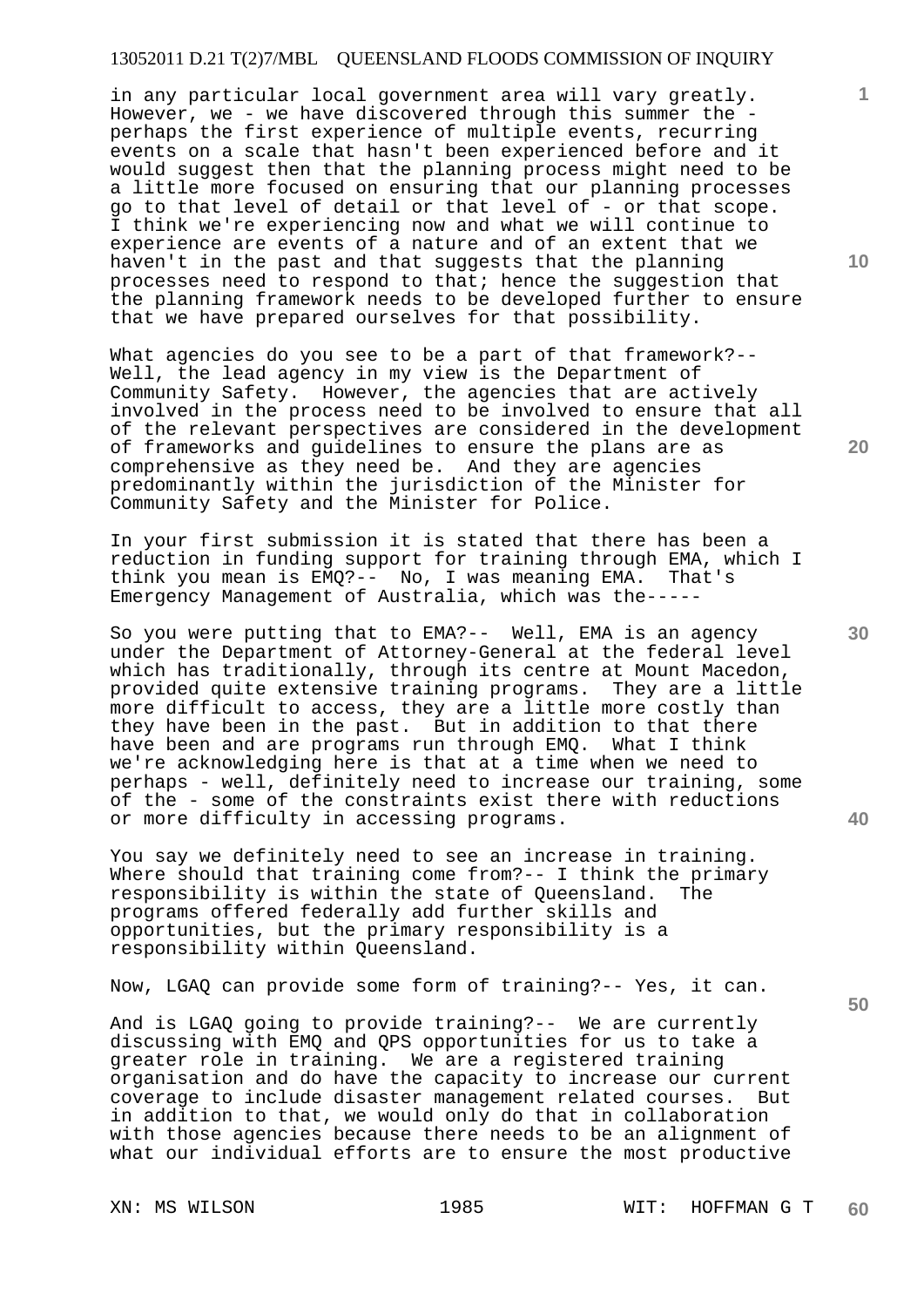in any particular local government area will vary greatly. However, we - we have discovered through this summer the - perhaps the first experience of multiple events, recurring events on a scale that hasn't been experienced before and it would suggest then that the planning process might need to be a little more focused on ensuring that our planning processes go to that level of detail or that level of - or that scope. I think we're experiencing now and what we will continue to experience are events of a nature and of an extent that we haven't in the past and that suggests that the planning processes need to respond to that; hence the suggestion that the planning framework needs to be developed further to ensure that we have prepared ourselves for that possibility.

What agencies do you see to be a part of that framework?-- Well, the lead agency in my view is the Department of Community Safety. However, the agencies that are actively involved in the process need to be involved to ensure that all of the relevant perspectives are considered in the development of frameworks and guidelines to ensure the plans are as comprehensive as they need be. And they are agencies predominantly within the jurisdiction of the Minister for Community Safety and the Minister for Police.

In your first submission it is stated that there has been a reduction in funding support for training through EMA, which I think you mean is EMQ?-- No, I was meaning EMA. That's Emergency Management of Australia, which was the-----

So you were putting that to EMA?-- Well, EMA is an agency under the Department of Attorney-General at the federal level which has traditionally, through its centre at Mount Macedon, provided quite extensive training programs. They are a little more difficult to access, they are a little more costly than they have been in the past. But in addition to that there have been and are programs run through EMQ. What I think we're acknowledging here is that at a time when we need to perhaps - well, definitely need to increase our training, some of the - some of the constraints exist there with reductions or more difficulty in accessing programs.

You say we definitely need to see an increase in training. Where should that training come from?-- I think the primary responsibility is within the state of Queensland. The programs offered federally add further skills and opportunities, but the primary responsibility is a responsibility within Queensland.

Now, LGAQ can provide some form of training?-- Yes, it can.

And is LGAQ going to provide training?-- We are currently discussing with EMQ and QPS opportunities for us to take a greater role in training. We are a registered training organisation and do have the capacity to increase our current coverage to include disaster management related courses. But in addition to that, we would only do that in collaboration with those agencies because there needs to be an alignment of what our individual efforts are to ensure the most productive

XN: MS WILSON WIT: HOFFMAN G T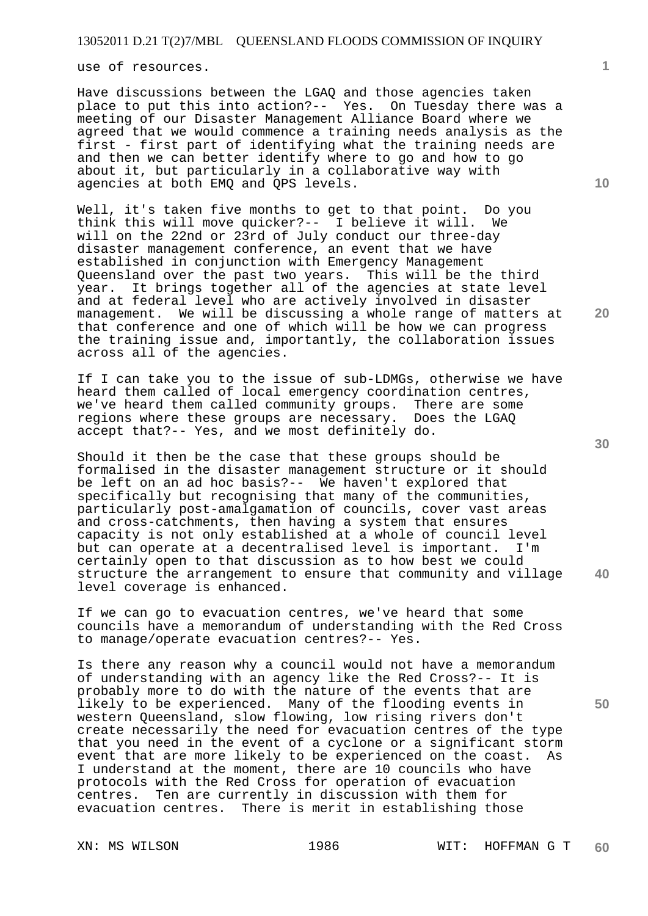use of resources.

Have discussions between the LGAQ and those agencies taken place to put this into action?-- Yes. On Tuesday there was a meeting of our Disaster Management Alliance Board where we agreed that we would commence a training needs analysis as the first - first part of identifying what the training needs are and then we can better identify where to go and how to go about it, but particularly in a collaborative way with agencies at both EMQ and QPS levels.

Well, it's taken five months to get to that point. Do you think this will move quicker?-- I believe it will. We will on the 22nd or 23rd of July conduct our three-day disaster management conference, an event that we have established in conjunction with Emergency Management Queensland over the past two years. This will be the third year. It brings together all of the agencies at state level and at federal level who are actively involved in disaster management. We will be discussing a whole range of matters at that conference and one of which will be how we can progress the training issue and, importantly, the collaboration issues across all of the agencies.

If I can take you to the issue of sub-LDMGs, otherwise we have heard them called of local emergency coordination centres, we've heard them called community groups. There are some regions where these groups are necessary. Does the LGAQ accept that?-- Yes, and we most definitely do.

Should it then be the case that these groups should be formalised in the disaster management structure or it should be left on an ad hoc basis?-- We haven't explored that specifically but recognising that many of the communities, particularly post-amalgamation of councils, cover vast areas and cross-catchments, then having a system that ensures capacity is not only established at a whole of council level but can operate at a decentralised level is important. I'm certainly open to that discussion as to how best we could structure the arrangement to ensure that community and village level coverage is enhanced.

If we can go to evacuation centres, we've heard that some councils have a memorandum of understanding with the Red Cross to manage/operate evacuation centres?-- Yes.

Is there any reason why a council would not have a memorandum of understanding with an agency like the Red Cross?-- It is probably more to do with the nature of the events that are likely to be experienced. Many of the flooding events in western Queensland, slow flowing, low rising rivers don't create necessarily the need for evacuation centres of the type that you need in the event of a cyclone or a significant storm event that are more likely to be experienced on the coast. As I understand at the moment, there are 10 councils who have protocols with the Red Cross for operation of evacuation centres. Ten are currently in discussion with them for evacuation centres. There is merit in establishing those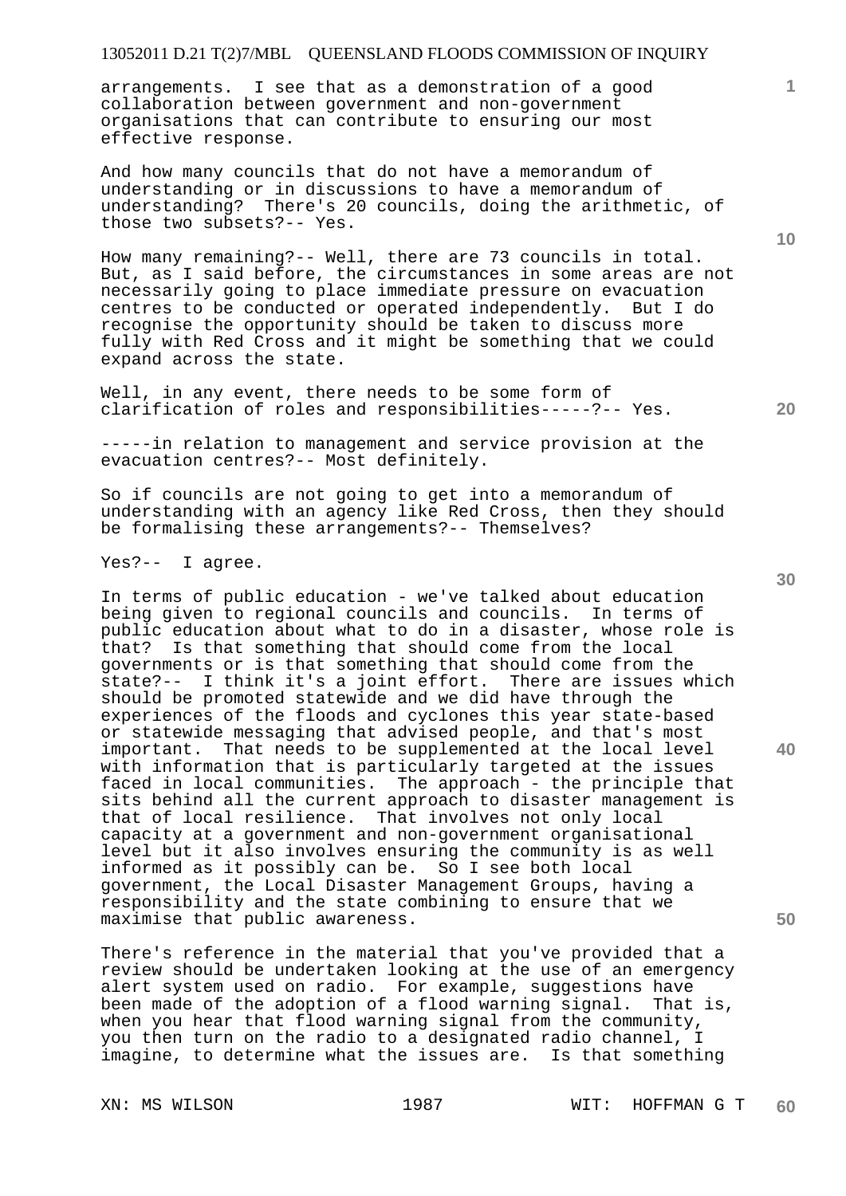arrangements. I see that as a demonstration of a good collaboration between government and non-government organisations that can contribute to ensuring our most effective response.

And how many councils that do not have a memorandum of understanding or in discussions to have a memorandum of understanding? There's 20 councils, doing the arithmetic, of those two subsets?-- Yes.

How many remaining?-- Well, there are 73 councils in total. But, as I said before, the circumstances in some areas are not necessarily going to place immediate pressure on evacuation centres to be conducted or operated independently. But I do recognise the opportunity should be taken to discuss more fully with Red Cross and it might be something that we could expand across the state.

Well, in any event, there needs to be some form of clarification of roles and responsibilities-----?-- Yes.

-----in relation to management and service provision at the evacuation centres?-- Most definitely.

So if councils are not going to get into a memorandum of understanding with an agency like Red Cross, then they should be formalising these arrangements?-- Themselves?

Yes?-- I agree.

In terms of public education - we've talked about education being given to regional councils and councils. In terms of public education about what to do in a disaster, whose role is that? Is that something that should come from the local governments or is that something that should come from the state?-- I think it's a joint effort. There are issues which should be promoted statewide and we did have through the experiences of the floods and cyclones this year state-based or statewide messaging that advised people, and that's most important. That needs to be supplemented at the local level with information that is particularly targeted at the issues faced in local communities. The approach - the principle that sits behind all the current approach to disaster management is that of local resilience. That involves not only local capacity at a government and non-government organisational level but it also involves ensuring the community is as well informed as it possibly can be. So I see both local government, the Local Disaster Management Groups, having a responsibility and the state combining to ensure that we maximise that public awareness.

There's reference in the material that you've provided that a review should be undertaken looking at the use of an emergency alert system used on radio. For example, suggestions have been made of the adoption of a flood warning signal. That is, when you hear that flood warning signal from the community, you then turn on the radio to a designated radio channel, I imagine, to determine what the issues are. Is that something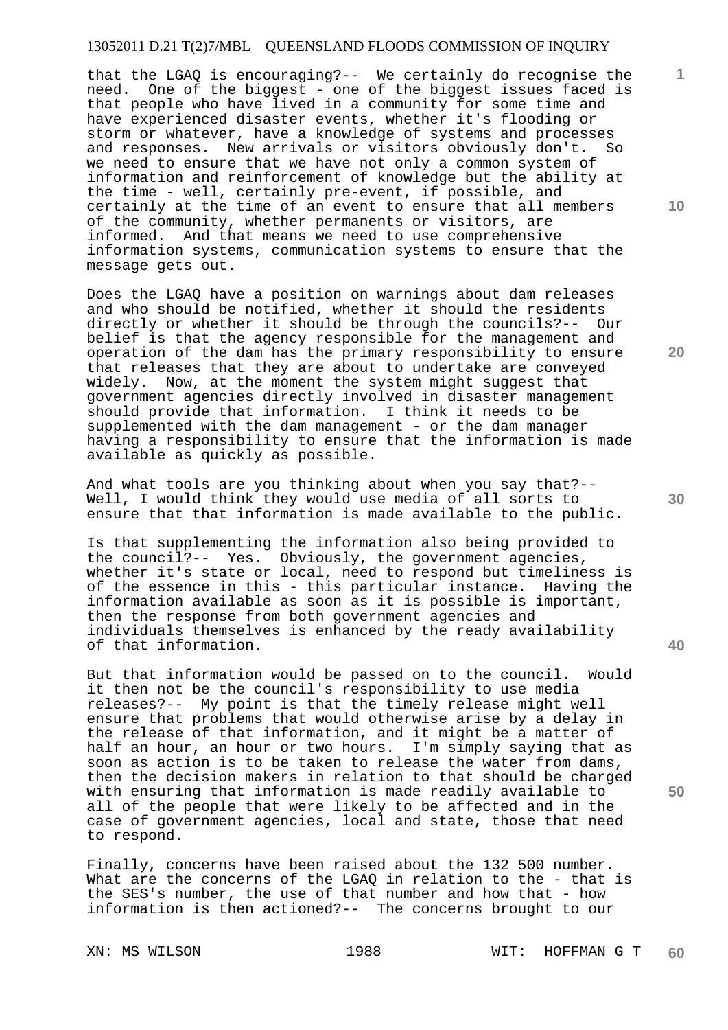that the LGAQ is encouraging?-- We certainly do recognise the need. One of the biggest - one of the biggest issues faced is that people who have lived in a community for some time and have experienced disaster events, whether it's flooding or storm or whatever, have a knowledge of systems and processes and responses. New arrivals or visitors obviously don't. So we need to ensure that we have not only a common system of information and reinforcement of knowledge but the ability at the time - well, certainly pre-event, if possible, and certainly at the time of an event to ensure that all members of the community, whether permanents or visitors, are informed. And that means we need to use comprehensive information systems, communication systems to ensure that the message gets out.

Does the LGAQ have a position on warnings about dam releases and who should be notified, whether it should the residents directly or whether it should be through the councils?-- Our belief is that the agency responsible for the management and operation of the dam has the primary responsibility to ensure that releases that they are about to undertake are conveyed widely. Now, at the moment the system might suggest that government agencies directly involved in disaster management should provide that information. I think it needs to be supplemented with the dam management - or the dam manager having a responsibility to ensure that the information is made available as quickly as possible.

And what tools are you thinking about when you say that?-- Well, I would think they would use media of all sorts to ensure that that information is made available to the public.

Is that supplementing the information also being provided to the council?-- Yes. Obviously, the government agencies, whether it's state or local, need to respond but timeliness is of the essence in this - this particular instance. Having the information available as soon as it is possible is important, then the response from both government agencies and individuals themselves is enhanced by the ready availability of that information.

But that information would be passed on to the council. Would it then not be the council's responsibility to use media releases?-- My point is that the timely release might well ensure that problems that would otherwise arise by a delay in the release of that information, and it might be a matter of half an hour, an hour or two hours. I'm simply saying that as soon as action is to be taken to release the water from dams, then the decision makers in relation to that should be charged with ensuring that information is made readily available to all of the people that were likely to be affected and in the case of government agencies, local and state, those that need to respond.

Finally, concerns have been raised about the 132 500 number. What are the concerns of the LGAQ in relation to the - that is the SES's number, the use of that number and how that - how information is then actioned?-- The concerns brought to our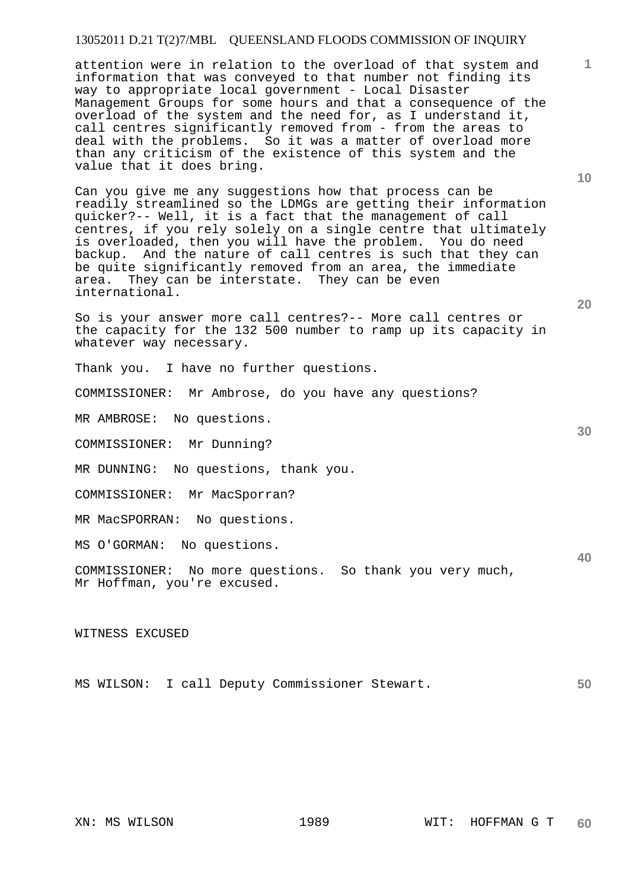attention were in relation to the overload of that system and information that was conveyed to that number not finding its way to appropriate local government - Local Disaster Management Groups for some hours and that a consequence of the overload of the system and the need for, as I understand it, call centres significantly removed from - from the areas to deal with the problems. So it was a matter of overload more than any criticism of the existence of this system and the value that it does bring.

Can you give me any suggestions how that process can be readily streamlined so the LDMGs are getting their information quicker?-- Well, it is a fact that the management of call centres, if you rely solely on a single centre that ultimately is overloaded, then you will have the problem. You do need backup. And the nature of call centres is such that they can be quite significantly removed from an area, the immediate area. They can be interstate. They can be even international.

So is your answer more call centres?-- More call centres or the capacity for the 132 500 number to ramp up its capacity in whatever way necessary.

Thank you. I have no further questions.

COMMISSIONER: Mr Ambrose, do you have any questions?

MR AMBROSE: No questions.

COMMISSIONER: Mr Dunning?

MR DUNNING: No questions, thank you.

COMMISSIONER: Mr MacSporran?

MR MacSPORRAN: No questions.

MS O'GORMAN: No questions.

COMMISSIONER: No more questions. So thank you very much, Mr Hoffman, you're excused.

WITNESS EXCUSED

MS WILSON: I call Deputy Commissioner Stewart.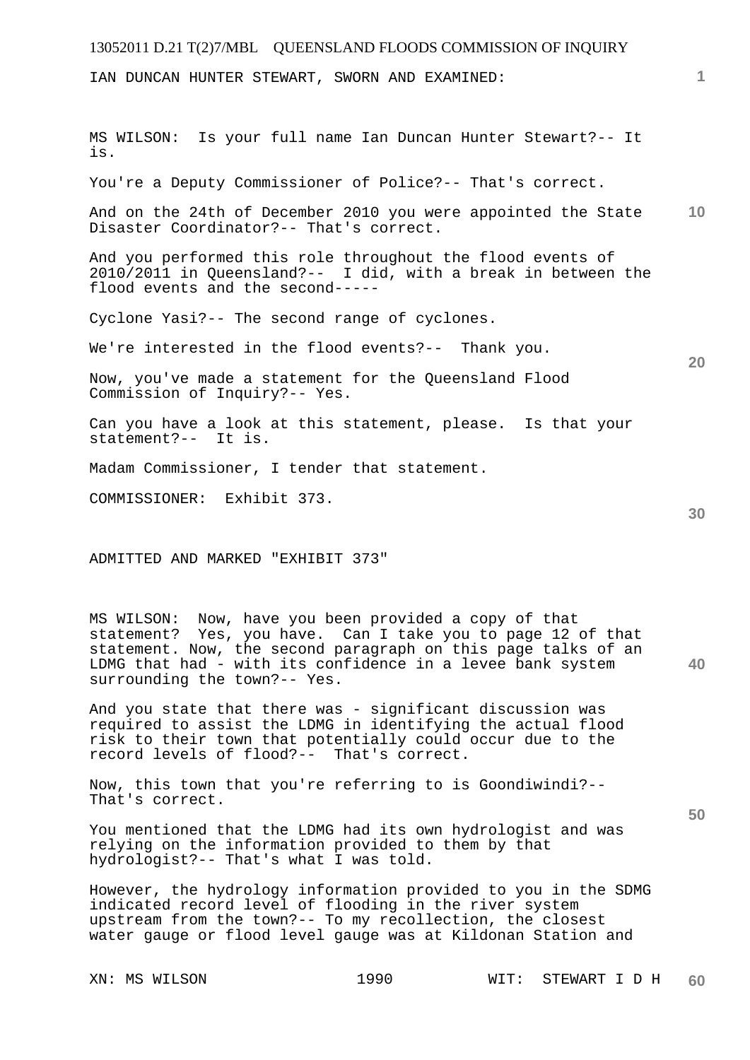IAN DUNCAN HUNTER STEWART, SWORN AND EXAMINED:

MS WILSON: Is your full name Ian Duncan Hunter Stewart?-- It is.

You're a Deputy Commissioner of Police?-- That's correct.

And on the 24th of December 2010 you were appointed the State Disaster Coordinator?-- That's correct.

And you performed this role throughout the flood events of 2010/2011 in Queensland?-- I did, with a break in between the flood events and the second-----

Cyclone Yasi?-- The second range of cyclones.

We're interested in the flood events?-- Thank you.

Now, you've made a statement for the Queensland Flood Commission of Inquiry?-- Yes.

Can you have a look at this statement, please. Is that your statement?-- It is.

Madam Commissioner, I tender that statement.

COMMISSIONER: Exhibit 373.

ADMITTED AND MARKED "EXHIBIT 373"

MS WILSON: Now, have you been provided a copy of that statement? Yes, you have. Can I take you to page 12 of that statement. Now, the second paragraph on this page talks of an LDMG that had - with its confidence in a levee bank system surrounding the town?-- Yes.

And you state that there was - significant discussion was required to assist the LDMG in identifying the actual flood risk to their town that potentially could occur due to the record levels of flood?-- That's correct.

Now, this town that you're referring to is Goondiwindi?-- That's correct.

You mentioned that the LDMG had its own hydrologist and was relying on the information provided to them by that hydrologist?-- That's what I was told.

However, the hydrology information provided to you in the SDMG indicated record level of flooding in the river system upstream from the town?-- To my recollection, the closest water gauge or flood level gauge was at Kildonan Station and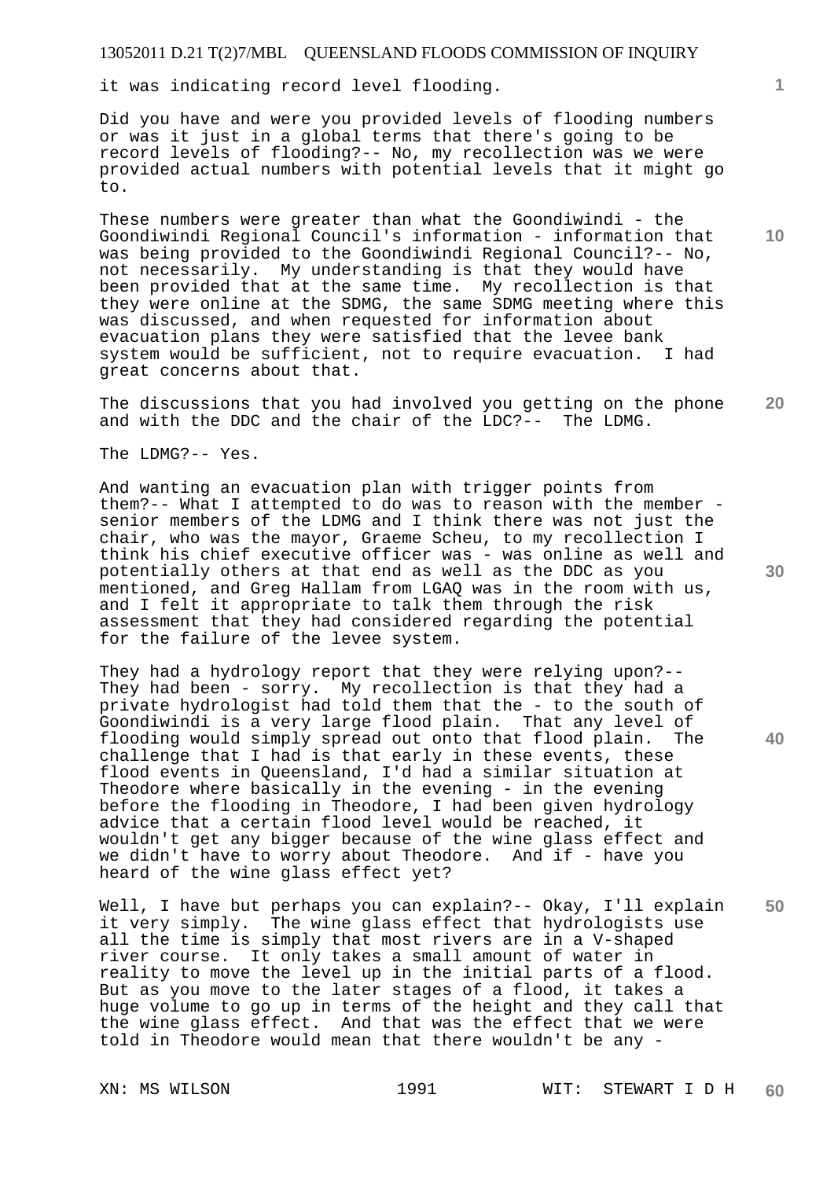it was indicating record level flooding.

Did you have and were you provided levels of flooding numbers or was it just in a global terms that there's going to be record levels of flooding?-- No, my recollection was we were provided actual numbers with potential levels that it might go to.

These numbers were greater than what the Goondiwindi - the Goondiwindi Regional Council's information - information that was being provided to the Goondiwindi Regional Council?-- No, not necessarily. My understanding is that they would have been provided that at the same time. My recollection is that they were online at the SDMG, the same SDMG meeting where this was discussed, and when requested for information about evacuation plans they were satisfied that the levee bank system would be sufficient, not to require evacuation. I had great concerns about that.

The discussions that you had involved you getting on the phone and with the DDC and the chair of the LDC?-- The LDMG.

The LDMG?-- Yes.

And wanting an evacuation plan with trigger points from them?-- What I attempted to do was to reason with the member - senior members of the LDMG and I think there was not just the chair, who was the mayor, Graeme Scheu, to my recollection I think his chief executive officer was - was online as well and potentially others at that end as well as the DDC as you mentioned, and Greg Hallam from LGAQ was in the room with us, and I felt it appropriate to talk them through the risk assessment that they had considered regarding the potential for the failure of the levee system.

They had a hydrology report that they were relying upon?-- They had been - sorry. My recollection is that they had a private hydrologist had told them that the - to the south of Goondiwindi is a very large flood plain. That any level of flooding would simply spread out onto that flood plain. The challenge that I had is that early in these events, these flood events in Queensland, I'd had a similar situation at Theodore where basically in the evening - in the evening before the flooding in Theodore, I had been given hydrology advice that a certain flood level would be reached, it wouldn't get any bigger because of the wine glass effect and we didn't have to worry about Theodore. And if - have you heard of the wine glass effect yet?

Well, I have but perhaps you can explain?-- Okay, I'll explain it very simply. The wine glass effect that hydrologists use all the time is simply that most rivers are in a V-shaped river course. It only takes a small amount of water in reality to move the level up in the initial parts of a flood. But as you move to the later stages of a flood, it takes a huge volume to go up in terms of the height and they call that the wine glass effect. And that was the effect that we were told in Theodore would mean that there wouldn't be any -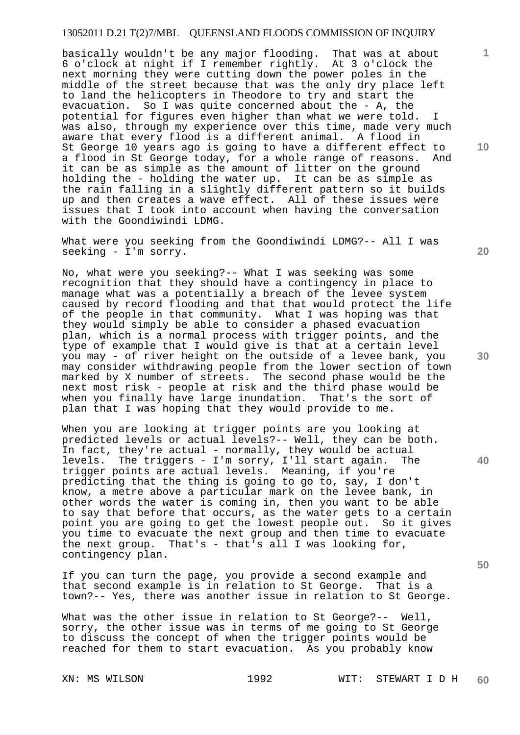basically wouldn't be any major flooding. That was at about 6 o'clock at night if I remember rightly. At 3 o'clock the next morning they were cutting down the power poles in the middle of the street because that was the only dry place left to land the helicopters in Theodore to try and start the evacuation. So I was quite concerned about the - A, the potential for figures even higher than what we were told. I was also, through my experience over this time, made very much aware that every flood is a different animal. A flood in St George 10 years ago is going to have a different effect to a flood in St George today, for a whole range of reasons. And it can be as simple as the amount of litter on the ground holding the - holding the water up. It can be as simple as the rain falling in a slightly different pattern so it builds up and then creates a wave effect. All of these issues were issues that I took into account when having the conversation with the Goondiwindi LDMG.

What were you seeking from the Goondiwindi LDMG?-- All I was seeking - I'm sorry.

No, what were you seeking?-- What I was seeking was some recognition that they should have a contingency in place to manage what was a potentially a breach of the levee system caused by record flooding and that that would protect the life of the people in that community. What I was hoping was that they would simply be able to consider a phased evacuation plan, which is a normal process with trigger points, and the type of example that I would give is that at a certain level you may - of river height on the outside of a levee bank, you may consider withdrawing people from the lower section of town marked by X number of streets. The second phase would be the next most risk - people at risk and the third phase would be when you finally have large inundation. That's the sort of plan that I was hoping that they would provide to me.

When you are looking at trigger points are you looking at predicted levels or actual levels?-- Well, they can be both. In fact, they're actual - normally, they would be actual levels. The triggers - I'm sorry, I'll start again. The trigger points are actual levels. Meaning, if you're predicting that the thing is going to go to, say, I don't know, a metre above a particular mark on the levee bank, in other words the water is coming in, then you want to be able to say that before that occurs, as the water gets to a certain point you are going to get the lowest people out. So it gives you time to evacuate the next group and then time to evacuate the next group. That's - that's all I was looking for, contingency plan.

If you can turn the page, you provide a second example and that second example is in relation to St George. That is a town?-- Yes, there was another issue in relation to St George.

What was the other issue in relation to St George?-- Well, sorry, the other issue was in terms of me going to St George to discuss the concept of when the trigger points would be reached for them to start evacuation. As you probably know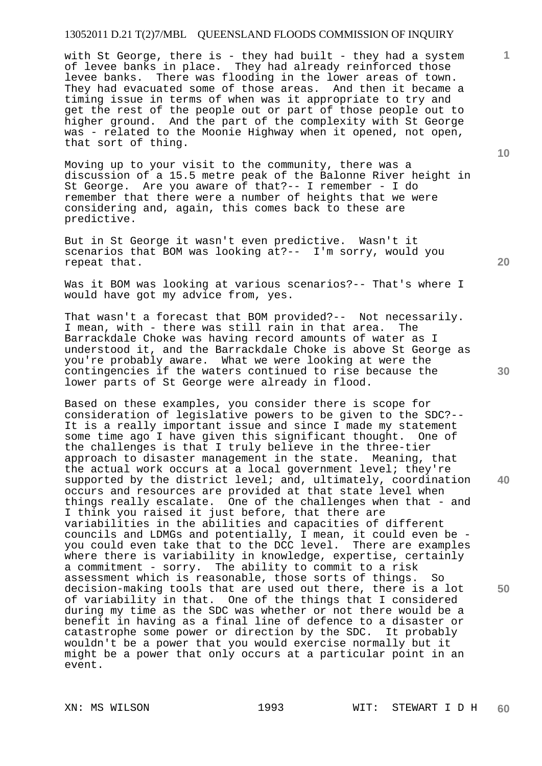with St George, there is - they had built - they had a system of levee banks in place. They had already reinforced those levee banks. There was flooding in the lower areas of town. They had evacuated some of those areas. And then it became a timing issue in terms of when was it appropriate to try and get the rest of the people out or part of those people out to higher ground. And the part of the complexity with St George was - related to the Moonie Highway when it opened, not open, that sort of thing.

Moving up to your visit to the community, there was a discussion of a 15.5 metre peak of the Balonne River height in St George. Are you aware of that?-- I remember - I do remember that there were a number of heights that we were considering and, again, this comes back to these are predictive.

But in St George it wasn't even predictive. Wasn't it scenarios that BOM was looking at?-- I'm sorry, would you repeat that.

Was it BOM was looking at various scenarios?-- That's where I would have got my advice from, yes.

That wasn't a forecast that BOM provided?-- Not necessarily. I mean, with - there was still rain in that area. The Barrackdale Choke was having record amounts of water as I understood it, and the Barrackdale Choke is above St George as you're probably aware. What we were looking at were the contingencies if the waters continued to rise because the lower parts of St George were already in flood.

Based on these examples, you consider there is scope for consideration of legislative powers to be given to the SDC?-- It is a really important issue and since I made my statement some time ago I have given this significant thought. One of the challenges is that I truly believe in the three-tier approach to disaster management in the state. Meaning, that the actual work occurs at a local government level; they're supported by the district level; and, ultimately, coordination occurs and resources are provided at that state level when things really escalate. One of the challenges when that - and I think you raised it just before, that there are variabilities in the abilities and capacities of different councils and LDMGs and potentially, I mean, it could even be - you could even take that to the DCC level. There are examples where there is variability in knowledge, expertise, certainly a commitment - sorry. The ability to commit to a risk assessment which is reasonable, those sorts of things. So decision-making tools that are used out there, there is a lot of variability in that. One of the things that I considered during my time as the SDC was whether or not there would be a benefit in having as a final line of defence to a disaster or catastrophe some power or direction by the SDC. It probably wouldn't be a power that you would exercise normally but it might be a power that only occurs at a particular point in an event.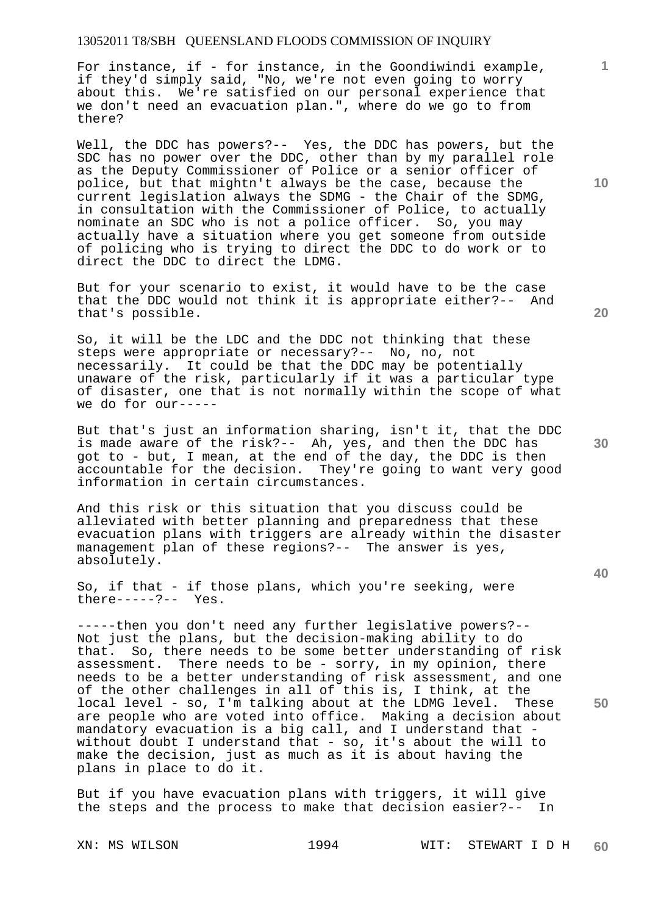For instance, if - for instance, in the Goondiwindi example, if they'd simply said, "No, we're not even going to worry about this. We're satisfied on our personal experience that we don't need an evacuation plan.", where do we go to from there?

Well, the DDC has powers?-- Yes, the DDC has powers, but the SDC has no power over the DDC, other than by my parallel role as the Deputy Commissioner of Police or a senior officer of police, but that mightn't always be the case, because the current legislation always the SDMG - the Chair of the SDMG, in consultation with the Commissioner of Police, to actually nominate an SDC who is not a police officer. So, you may actually have a situation where you get someone from outside of policing who is trying to direct the DDC to do work or to direct the DDC to direct the LDMG.

But for your scenario to exist, it would have to be the case that the DDC would not think it is appropriate either?-- And that's possible.

So, it will be the LDC and the DDC not thinking that these steps were appropriate or necessary?-- No, no, not necessarily. It could be that the DDC may be potentially unaware of the risk, particularly if it was a particular type of disaster, one that is not normally within the scope of what we do for our-----

But that's just an information sharing, isn't it, that the DDC is made aware of the risk?-- Ah, yes, and then the DDC has got to - but, I mean, at the end of the day, the DDC is then accountable for the decision. They're going to want very good information in certain circumstances.

And this risk or this situation that you discuss could be alleviated with better planning and preparedness that these evacuation plans with triggers are already within the disaster management plan of these regions?-- The answer is yes, absolutely.

So, if that - if those plans, which you're seeking, were there-----?-- Yes.

-----then you don't need any further legislative powers?-- Not just the plans, but the decision-making ability to do that. So, there needs to be some better understanding of risk assessment. There needs to be - sorry, in my opinion, there needs to be a better understanding of risk assessment, and one of the other challenges in all of this is, I think, at the local level - so, I'm talking about at the LDMG level. These are people who are voted into office. Making a decision about mandatory evacuation is a big call, and I understand that - without doubt I understand that - so, it's about the will to make the decision, just as much as it is about having the plans in place to do it.

But if you have evacuation plans with triggers, it will give the steps and the process to make that decision easier?-- In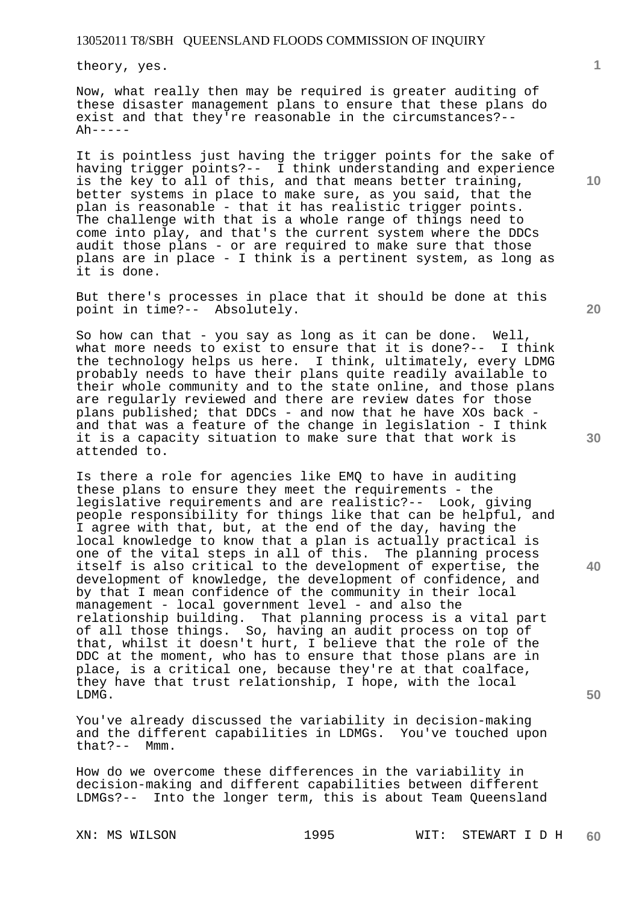theory, yes.

Now, what really then may be required is greater auditing of these disaster management plans to ensure that these plans do exist and that they're reasonable in the circumstances?-- Ah-----

It is pointless just having the trigger points for the sake of having trigger points?-- I think understanding and experience is the key to all of this, and that means better training, better systems in place to make sure, as you said, that the plan is reasonable - that it has realistic trigger points. The challenge with that is a whole range of things need to come into play, and that's the current system where the DDCs audit those plans - or are required to make sure that those plans are in place - I think is a pertinent system, as long as it is done.

But there's processes in place that it should be done at this point in time?-- Absolutely.

So how can that - you say as long as it can be done. Well, what more needs to exist to ensure that it is done?-- I think the technology helps us here. I think, ultimately, every LDMG probably needs to have their plans quite readily available to their whole community and to the state online, and those plans are regularly reviewed and there are review dates for those plans published; that DDCs - and now that he have XOs back - and that was a feature of the change in legislation - I think it is a capacity situation to make sure that that work is attended to.

Is there a role for agencies like EMQ to have in auditing these plans to ensure they meet the requirements - the legislative requirements and are realistic?-- Look, giving people responsibility for things like that can be helpful, and I agree with that, but, at the end of the day, having the local knowledge to know that a plan is actually practical is one of the vital steps in all of this. The planning process itself is also critical to the development of expertise, the development of knowledge, the development of confidence, and by that I mean confidence of the community in their local management - local government level - and also the relationship building. That planning process is a vital part of all those things. So, having an audit process on top of that, whilst it doesn't hurt, I believe that the role of the DDC at the moment, who has to ensure that those plans are in place, is a critical one, because they're at that coalface, they have that trust relationship, I hope, with the local LDMG.

You've already discussed the variability in decision-making and the different capabilities in LDMGs. You've touched upon that?-- Mmm.

How do we overcome these differences in the variability in decision-making and different capabilities between different LDMGs?-- Into the longer term, this is about Team Queensland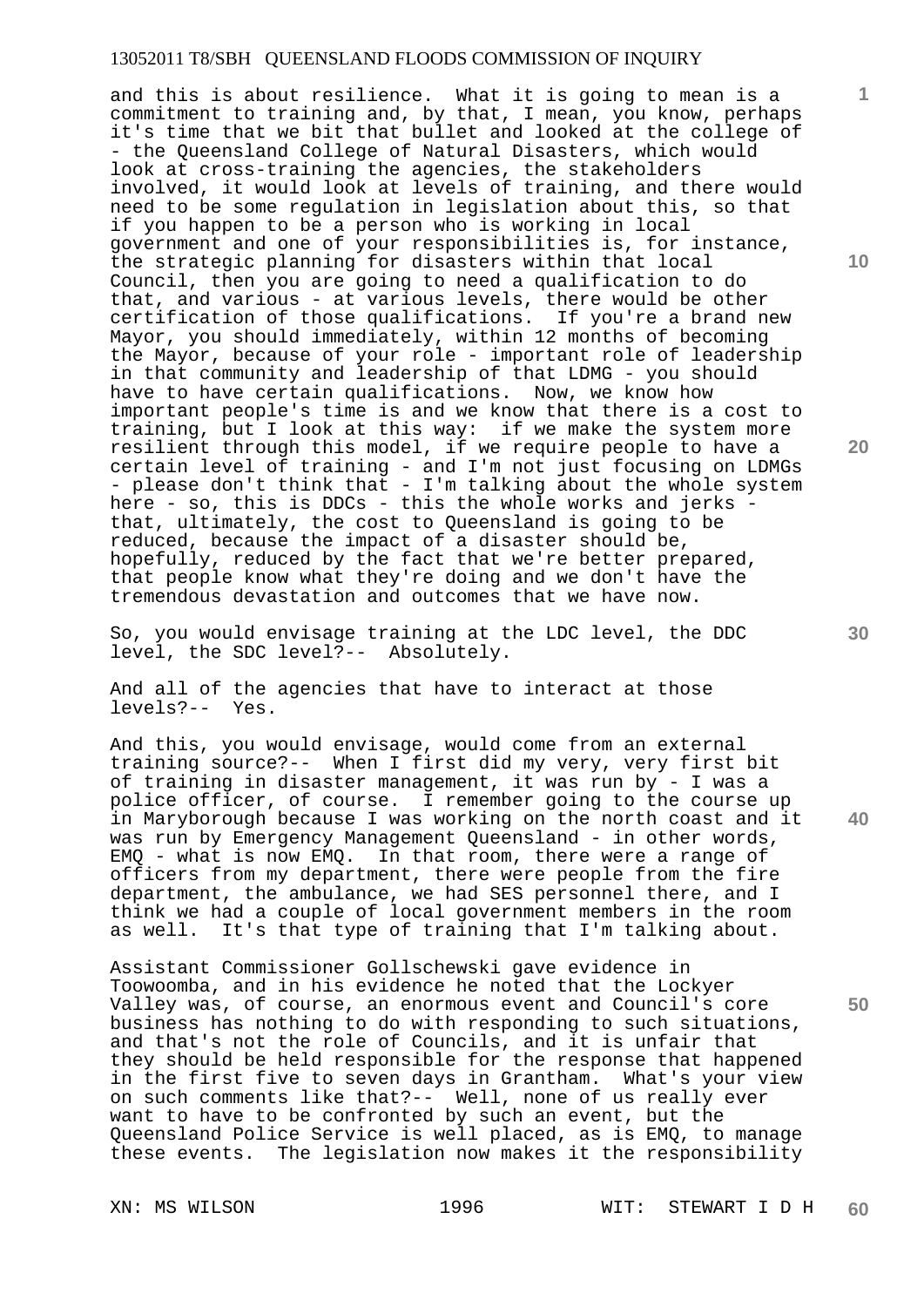and this is about resilience. What it is going to mean is a commitment to training and, by that, I mean, you know, perhaps it's time that we bit that bullet and looked at the college of - the Queensland College of Natural Disasters, which would look at cross-training the agencies, the stakeholders involved, it would look at levels of training, and there would need to be some regulation in legislation about this, so that if you happen to be a person who is working in local government and one of your responsibilities is, for instance, the strategic planning for disasters within that local Council, then you are going to need a qualification to do that, and various - at various levels, there would be other certification of those qualifications. If you're a brand new Mayor, you should immediately, within 12 months of becoming the Mayor, because of your role - important role of leadership in that community and leadership of that LDMG - you should have to have certain qualifications. Now, we know how important people's time is and we know that there is a cost to training, but I look at this way: if we make the system more resilient through this model, if we require people to have a certain level of training - and I'm not just focusing on LDMGs - please don't think that - I'm talking about the whole system here - so, this is DDCs - this the whole works and jerks - that, ultimately, the cost to Queensland is going to be reduced, because the impact of a disaster should be, hopefully, reduced by the fact that we're better prepared, that people know what they're doing and we don't have the tremendous devastation and outcomes that we have now.

So, you would envisage training at the LDC level, the DDC level, the SDC level?-- Absolutely.

And all of the agencies that have to interact at those levels?-- Yes.

And this, you would envisage, would come from an external training source?-- When I first did my very, very first bit of training in disaster management, it was run by - I was a police officer, of course. I remember going to the course up in Maryborough because I was working on the north coast and it was run by Emergency Management Queensland - in other words, EMQ - what is now EMQ. In that room, there were a range of officers from my department, there were people from the fire department, the ambulance, we had SES personnel there, and I think we had a couple of local government members in the room as well. It's that type of training that I'm talking about.

Assistant Commissioner Gollschewski gave evidence in Toowoomba, and in his evidence he noted that the Lockyer Valley was, of course, an enormous event and Council's core business has nothing to do with responding to such situations, and that's not the role of Councils, and it is unfair that they should be held responsible for the response that happened in the first five to seven days in Grantham. What's your view on such comments like that?-- Well, none of us really ever want to have to be confronted by such an event, but the Queensland Police Service is well placed, as is EMQ, to manage these events. The legislation now makes it the responsibility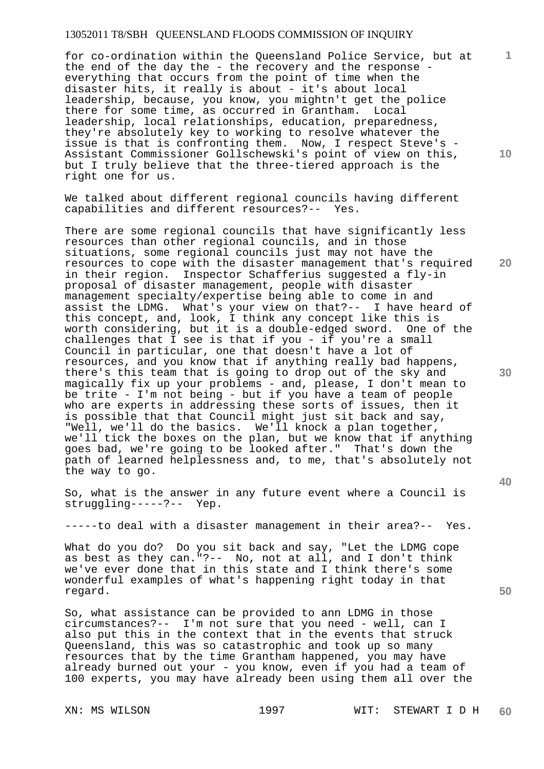for co-ordination within the Queensland Police Service, but at the end of the day the - the recovery and the response - everything that occurs from the point of time when the disaster hits, it really is about - it's about local leadership, because, you know, you mightn't get the police there for some time, as occurred in Grantham. Local leadership, local relationships, education, preparedness, they're absolutely key to working to resolve whatever the issue is that is confronting them. Now, I respect Steve's - Assistant Commissioner Gollschewski's point of view on this, but I truly believe that the three-tiered approach is the right one for us.

We talked about different regional councils having different capabilities and different resources?-- Yes.

There are some regional councils that have significantly less resources than other regional councils, and in those situations, some regional councils just may not have the resources to cope with the disaster management that's required in their region. Inspector Schafferius suggested a fly-in proposal of disaster management, people with disaster management specialty/expertise being able to come in and assist the LDMG. What's your view on that?-- I have heard of this concept, and, look, I think any concept like this is worth considering, but it is a double-edged sword. One of the challenges that I see is that if you - if you're a small Council in particular, one that doesn't have a lot of resources, and you know that if anything really bad happens, there's this team that is going to drop out of the sky and magically fix up your problems - and, please, I don't mean to be trite - I'm not being - but if you have a team of people who are experts in addressing these sorts of issues, then it is possible that that Council might just sit back and say, "Well, we'll do the basics. We'll knock a plan together, we'll tick the boxes on the plan, but we know that if anything goes bad, we're going to be looked after." That's down the path of learned helplessness and, to me, that's absolutely not the way to go.

So, what is the answer in any future event where a Council is struggling-----?-- Yep.

-----to deal with a disaster management in their area?-- Yes.

What do you do? Do you sit back and say, "Let the LDMG cope as best as they can."?-- No, not at all, and I don't think we've ever done that in this state and I think there's some wonderful examples of what's happening right today in that regard.

So, what assistance can be provided to ann LDMG in those circumstances?-- I'm not sure that you need - well, can I also put this in the context that in the events that struck Queensland, this was so catastrophic and took up so many resources that by the time Grantham happened, you may have already burned out your - you know, even if you had a team of 100 experts, you may have already been using them all over the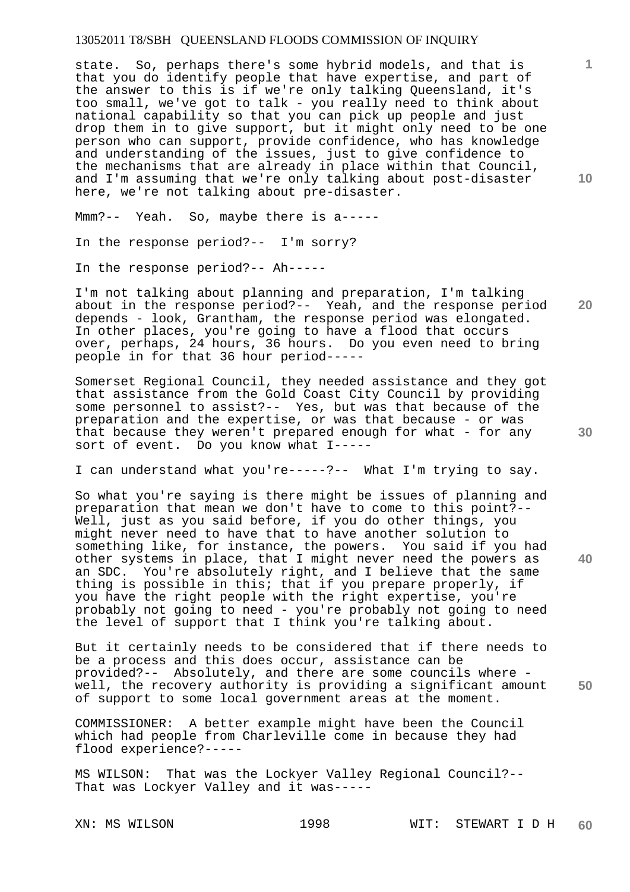state. So, perhaps there's some hybrid models, and that is that you do identify people that have expertise, and part of the answer to this is if we're only talking Queensland, it's too small, we've got to talk - you really need to think about national capability so that you can pick up people and just drop them in to give support, but it might only need to be one person who can support, provide confidence, who has knowledge and understanding of the issues, just to give confidence to the mechanisms that are already in place within that Council, and I'm assuming that we're only talking about post-disaster here, we're not talking about pre-disaster.

Mmm?-- Yeah. So, maybe there is a-----

In the response period?-- I'm sorry?

In the response period?-- Ah-----

I'm not talking about planning and preparation, I'm talking about in the response period?-- Yeah, and the response period depends - look, Grantham, the response period was elongated. In other places, you're going to have a flood that occurs over, perhaps, 24 hours, 36 hours. Do you even need to bring people in for that 36 hour period-----

Somerset Regional Council, they needed assistance and they got that assistance from the Gold Coast City Council by providing some personnel to assist?-- Yes, but was that because of the preparation and the expertise, or was that because - or was that because they weren't prepared enough for what - for any sort of event. Do you know what I-----

I can understand what you're-----?-- What I'm trying to say.

So what you're saying is there might be issues of planning and preparation that mean we don't have to come to this point?-- Well, just as you said before, if you do other things, you might never need to have that to have another solution to something like, for instance, the powers. You said if you had other systems in place, that I might never need the powers as an SDC. You're absolutely right, and I believe that the same thing is possible in this; that if you prepare properly, if you have the right people with the right expertise, you're probably not going to need - you're probably not going to need the level of support that I think you're talking about.

But it certainly needs to be considered that if there needs to be a process and this does occur, assistance can be provided?-- Absolutely, and there are some councils where - well, the recovery authority is providing a significant amount of support to some local government areas at the moment.

COMMISSIONER: A better example might have been the Council which had people from Charleville come in because they had flood experience?-----

MS WILSON: That was the Lockyer Valley Regional Council?-- That was Lockyer Valley and it was-----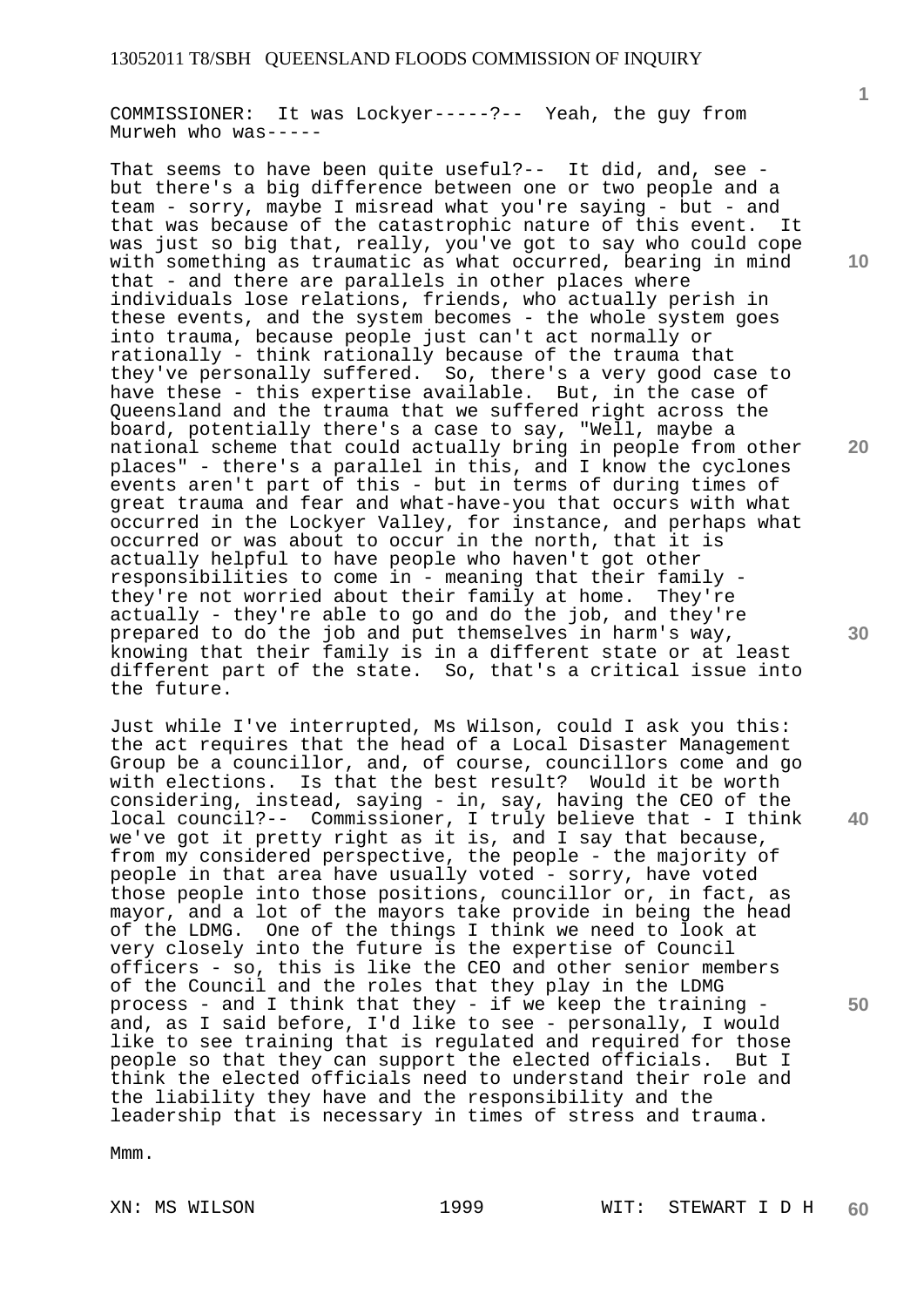COMMISSIONER: It was Lockyer-----?-- Yeah, the guy from Murweh who was-----

That seems to have been quite useful?-- It did, and, see - but there's a big difference between one or two people and a team - sorry, maybe I misread what you're saying - but - and that was because of the catastrophic nature of this event. It was just so big that, really, you've got to say who could cope with something as traumatic as what occurred, bearing in mind that - and there are parallels in other places where individuals lose relations, friends, who actually perish in these events, and the system becomes - the whole system goes into trauma, because people just can't act normally or rationally - think rationally because of the trauma that they've personally suffered. So, there's a very good case to have these - this expertise available. But, in the case of Queensland and the trauma that we suffered right across the board, potentially there's a case to say, "Well, maybe a national scheme that could actually bring in people from other places" - there's a parallel in this, and I know the cyclones events aren't part of this - but in terms of during times of great trauma and fear and what-have-you that occurs with what occurred in the Lockyer Valley, for instance, and perhaps what occurred or was about to occur in the north, that it is actually helpful to have people who haven't got other responsibilities to come in - meaning that their family - they're not worried about their family at home. They're actually - they're able to go and do the job, and they're prepared to do the job and put themselves in harm's way, knowing that their family is in a different state or at least different part of the state. So, that's a critical issue into the future.

Just while I've interrupted, Ms Wilson, could I ask you this: the act requires that the head of a Local Disaster Management Group be a councillor, and, of course, councillors come and go with elections. Is that the best result? Would it be worth considering, instead, saying - in, say, having the CEO of the local council?-- Commissioner, I truly believe that - I think we've got it pretty right as it is, and I say that because, from my considered perspective, the people - the majority of people in that area have usually voted - sorry, have voted those people into those positions, councillor or, in fact, as mayor, and a lot of the mayors take provide in being the head of the LDMG. One of the things I think we need to look at very closely into the future is the expertise of Council officers - so, this is like the CEO and other senior members of the Council and the roles that they play in the LDMG process - and I think that they - if we keep the training - and, as I said before, I'd like to see - personally, I would like to see training that is regulated and required for those people so that they can support the elected officials. But I think the elected officials need to understand their role and the liability they have and the responsibility and the leadership that is necessary in times of stress and trauma.

Mmm.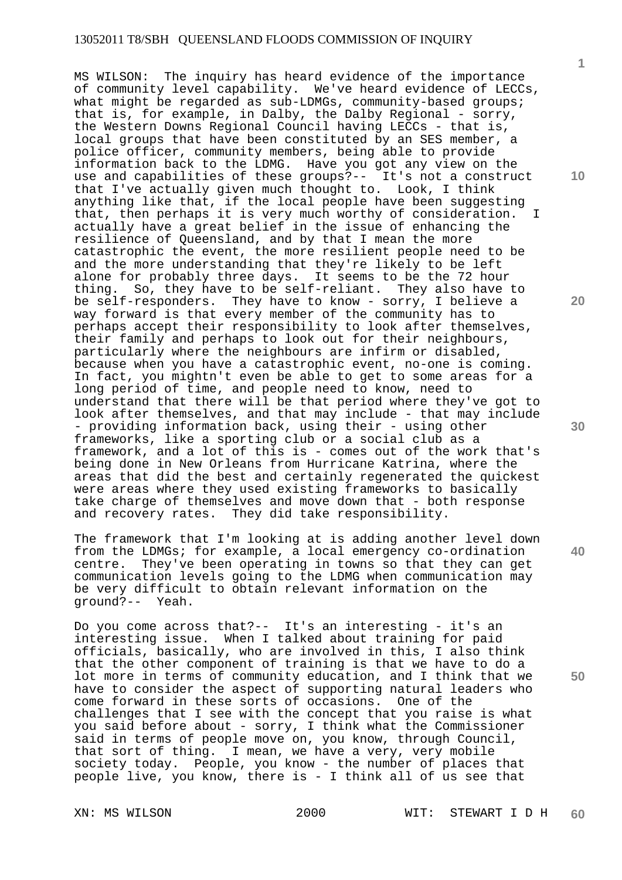MS WILSON: The inquiry has heard evidence of the importance of community level capability. We've heard evidence of LECCs, what might be regarded as sub-LDMGs, community-based groups; that is, for example, in Dalby, the Dalby Regional - sorry, the Western Downs Regional Council having LECCs - that is, local groups that have been constituted by an SES member, a police officer, community members, being able to provide information back to the LDMG. Have you got any view on the use and capabilities of these groups?-- It's not a construct that I've actually given much thought to. Look, I think anything like that, if the local people have been suggesting that, then perhaps it is very much worthy of consideration. I actually have a great belief in the issue of enhancing the resilience of Queensland, and by that I mean the more catastrophic the event, the more resilient people need to be and the more understanding that they're likely to be left alone for probably three days. It seems to be the 72 hour thing. So, they have to be self-reliant. They also have to be self-responders. They have to know - sorry, I believe a way forward is that every member of the community has to perhaps accept their responsibility to look after themselves, their family and perhaps to look out for their neighbours, particularly where the neighbours are infirm or disabled, because when you have a catastrophic event, no-one is coming. In fact, you mightn't even be able to get to some areas for a long period of time, and people need to know, need to understand that there will be that period where they've got to look after themselves, and that may include - that may include - providing information back, using their - using other frameworks, like a sporting club or a social club as a framework, and a lot of this is - comes out of the work that's being done in New Orleans from Hurricane Katrina, where the areas that did the best and certainly regenerated the quickest were areas where they used existing frameworks to basically take charge of themselves and move down that - both response and recovery rates. They did take responsibility.

The framework that I'm looking at is adding another level down from the LDMGs; for example, a local emergency co-ordination centre. They've been operating in towns so that they can get communication levels going to the LDMG when communication may be very difficult to obtain relevant information on the ground?-- Yeah.

Do you come across that?-- It's an interesting - it's an interesting issue. When I talked about training for paid officials, basically, who are involved in this, I also think that the other component of training is that we have to do a lot more in terms of community education, and I think that we have to consider the aspect of supporting natural leaders who come forward in these sorts of occasions. One of the challenges that I see with the concept that you raise is what you said before about - sorry, I think what the Commissioner said in terms of people move on, you know, through Council, that sort of thing. I mean, we have a very, very mobile society today. People, you know - the number of places that people live, you know, there is - I think all of us see that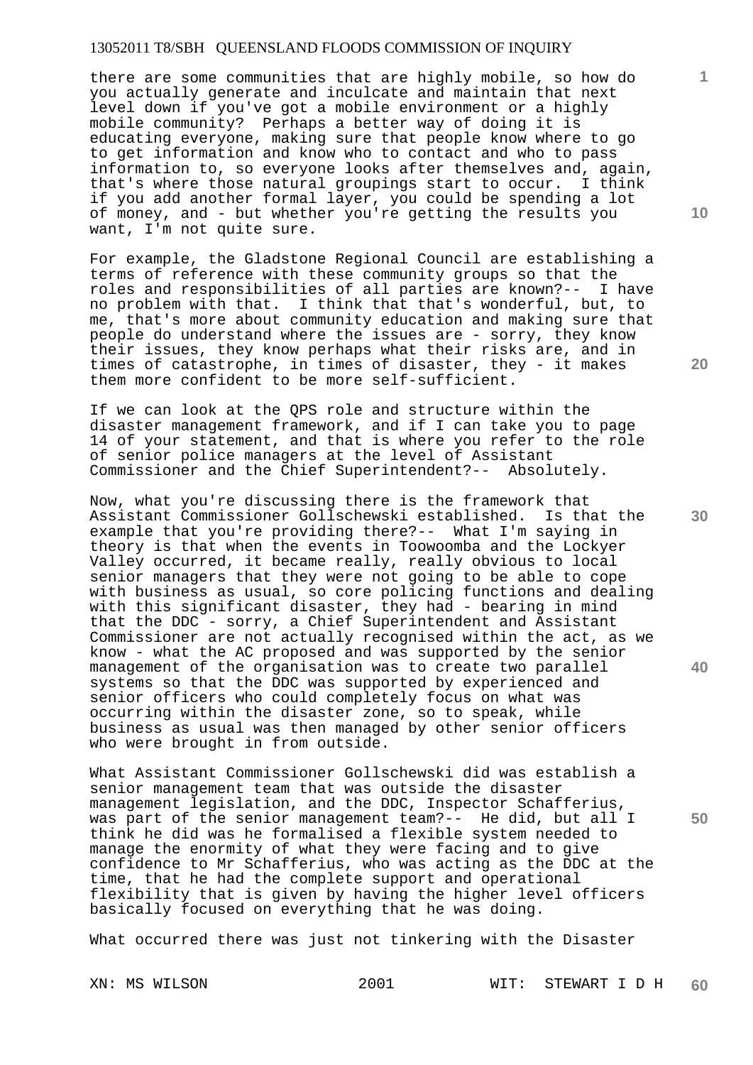there are some communities that are highly mobile, so how do you actually generate and inculcate and maintain that next level down if you've got a mobile environment or a highly mobile community? Perhaps a better way of doing it is educating everyone, making sure that people know where to go to get information and know who to contact and who to pass information to, so everyone looks after themselves and, again, that's where those natural groupings start to occur. I think if you add another formal layer, you could be spending a lot of money, and - but whether you're getting the results you want, I'm not quite sure.

For example, the Gladstone Regional Council are establishing a terms of reference with these community groups so that the roles and responsibilities of all parties are known?-- I have no problem with that. I think that that's wonderful, but, to me, that's more about community education and making sure that people do understand where the issues are - sorry, they know their issues, they know perhaps what their risks are, and in times of catastrophe, in times of disaster, they - it makes them more confident to be more self-sufficient.

If we can look at the QPS role and structure within the disaster management framework, and if I can take you to page 14 of your statement, and that is where you refer to the role of senior police managers at the level of Assistant Commissioner and the Chief Superintendent?-- Absolutely.

Now, what you're discussing there is the framework that Assistant Commissioner Gollschewski established. Is that the example that you're providing there?-- What I'm saying in theory is that when the events in Toowoomba and the Lockyer Valley occurred, it became really, really obvious to local senior managers that they were not going to be able to cope with business as usual, so core policing functions and dealing with this significant disaster, they had - bearing in mind that the DDC - sorry, a Chief Superintendent and Assistant Commissioner are not actually recognised within the act, as we know - what the AC proposed and was supported by the senior management of the organisation was to create two parallel systems so that the DDC was supported by experienced and senior officers who could completely focus on what was occurring within the disaster zone, so to speak, while business as usual was then managed by other senior officers who were brought in from outside.

What Assistant Commissioner Gollschewski did was establish a senior management team that was outside the disaster management legislation, and the DDC, Inspector Schafferius, was part of the senior management team?-- He did, but all I think he did was he formalised a flexible system needed to manage the enormity of what they were facing and to give confidence to Mr Schafferius, who was acting as the DDC at the time, that he had the complete support and operational flexibility that is given by having the higher level officers basically focused on everything that he was doing.

What occurred there was just not tinkering with the Disaster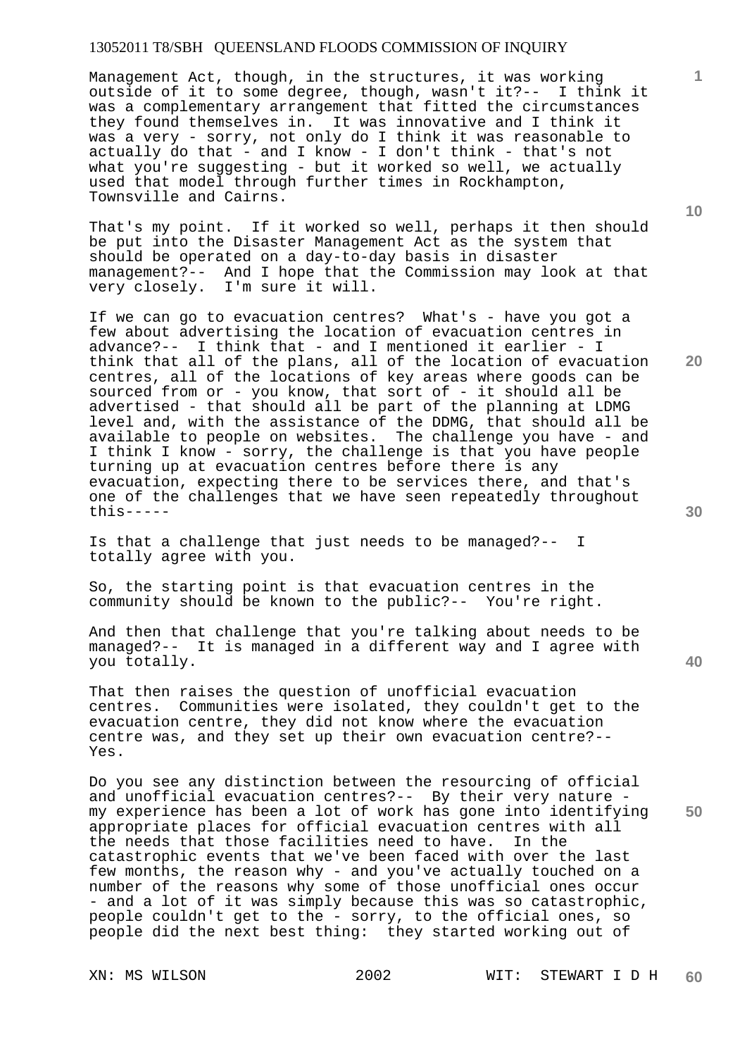Management Act, though, in the structures, it was working outside of it to some degree, though, wasn't it?-- I think it was a complementary arrangement that fitted the circumstances they found themselves in. It was innovative and I think it was a very - sorry, not only do I think it was reasonable to actually do that - and I know - I don't think - that's not what you're suggesting - but it worked so well, we actually used that model through further times in Rockhampton, Townsville and Cairns.

That's my point. If it worked so well, perhaps it then should be put into the Disaster Management Act as the system that should be operated on a day-to-day basis in disaster management?-- And I hope that the Commission may look at that very closely. I'm sure it will.

If we can go to evacuation centres? What's - have you got a few about advertising the location of evacuation centres in advance?-- I think that - and I mentioned it earlier - I think that all of the plans, all of the location of evacuation centres, all of the locations of key areas where goods can be sourced from or - you know, that sort of - it should all be advertised - that should all be part of the planning at LDMG level and, with the assistance of the DDMG, that should all be available to people on websites. The challenge you have - and I think I know - sorry, the challenge is that you have people turning up at evacuation centres before there is any evacuation, expecting there to be services there, and that's one of the challenges that we have seen repeatedly throughout this-----

Is that a challenge that just needs to be managed?-- I totally agree with you.

So, the starting point is that evacuation centres in the community should be known to the public?-- You're right.

And then that challenge that you're talking about needs to be managed?-- It is managed in a different way and I agree with you totally.

That then raises the question of unofficial evacuation centres. Communities were isolated, they couldn't get to the evacuation centre, they did not know where the evacuation centre was, and they set up their own evacuation centre?-- Yes.

Do you see any distinction between the resourcing of official and unofficial evacuation centres?-- By their very nature - my experience has been a lot of work has gone into identifying appropriate places for official evacuation centres with all the needs that those facilities need to have. In the catastrophic events that we've been faced with over the last few months, the reason why - and you've actually touched on a number of the reasons why some of those unofficial ones occur - and a lot of it was simply because this was so catastrophic, people couldn't get to the - sorry, to the official ones, so people did the next best thing: they started working out of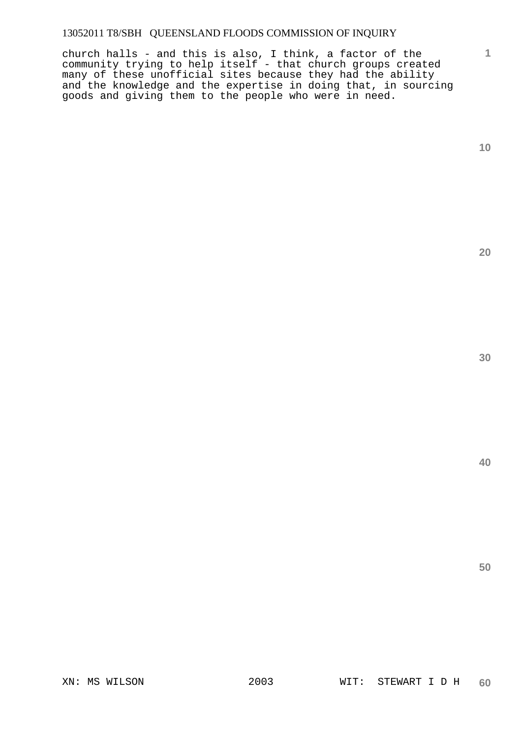church halls - and this is also, I think, a factor of the community trying to help itself - that church groups created many of these unofficial sites because they had the ability and the knowledge and the expertise in doing that, in sourcing goods and giving them to the people who were in need.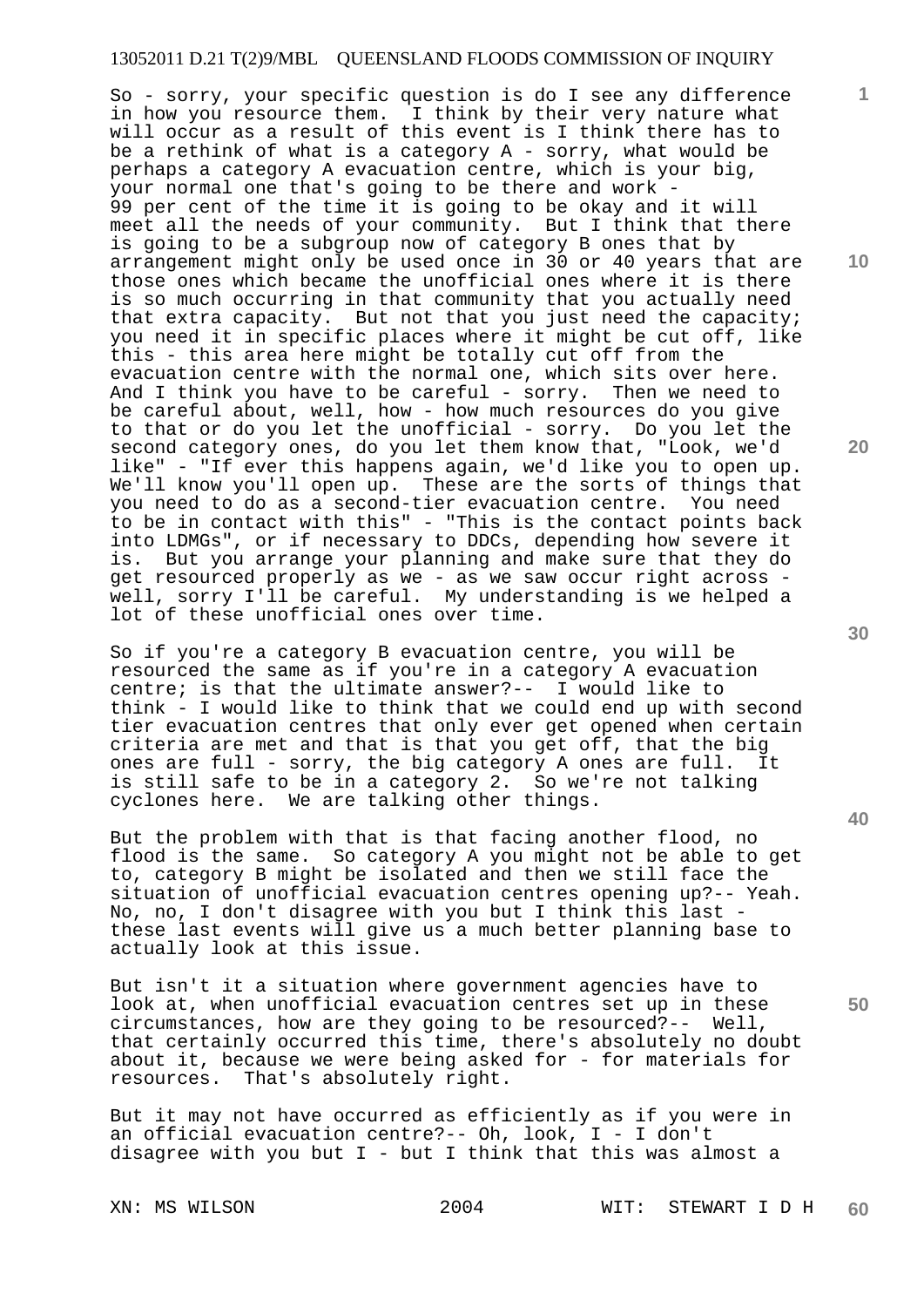So - sorry, your specific question is do I see any difference in how you resource them. I think by their very nature what will occur as a result of this event is I think there has to be a rethink of what is a category A - sorry, what would be perhaps a category A evacuation centre, which is your big, your normal one that's going to be there and work - 99 per cent of the time it is going to be okay and it will meet all the needs of your community. But I think that there is going to be a subgroup now of category B ones that by arrangement might only be used once in 30 or 40 years that are those ones which became the unofficial ones where it is there is so much occurring in that community that you actually need that extra capacity. But not that you just need the capacity; you need it in specific places where it might be cut off, like this - this area here might be totally cut off from the evacuation centre with the normal one, which sits over here. And I think you have to be careful - sorry. Then we need to be careful about, well, how - how much resources do you give to that or do you let the unofficial - sorry. Do you let the second category ones, do you let them know that, "Look, we'd like" - "If ever this happens again, we'd like you to open up. We'll know you'll open up. These are the sorts of things that you need to do as a second-tier evacuation centre. You need to be in contact with this" - "This is the contact points back into LDMGs", or if necessary to DDCs, depending how severe it is. But you arrange your planning and make sure that they do get resourced properly as we - as we saw occur right across - well, sorry I'll be careful. My understanding is we helped a lot of these unofficial ones over time.

So if you're a category B evacuation centre, you will be resourced the same as if you're in a category A evacuation centre; is that the ultimate answer?-- I would like to think - I would like to think that we could end up with second tier evacuation centres that only ever get opened when certain criteria are met and that is that you get off, that the big ones are full - sorry, the big category A ones are full. It is still safe to be in a category 2. So we're not talking cyclones here. We are talking other things.

But the problem with that is that facing another flood, no flood is the same. So category A you might not be able to get to, category B might be isolated and then we still face the situation of unofficial evacuation centres opening up?-- Yeah. No, no, I don't disagree with you but I think this last - these last events will give us a much better planning base to actually look at this issue.

But isn't it a situation where government agencies have to look at, when unofficial evacuation centres set up in these circumstances, how are they going to be resourced?-- Well, that certainly occurred this time, there's absolutely no doubt about it, because we were being asked for - for materials for resources. That's absolutely right.

But it may not have occurred as efficiently as if you were in an official evacuation centre?-- Oh, look, I - I don't disagree with you but I - but I think that this was almost a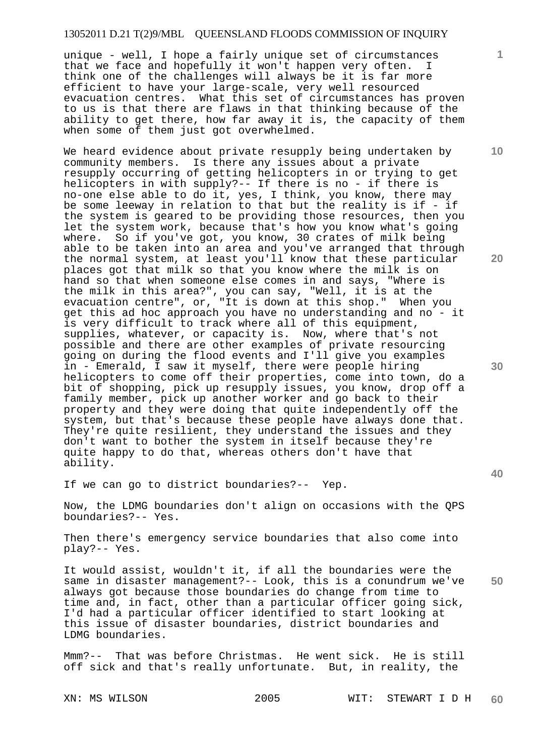unique - well, I hope a fairly unique set of circumstances that we face and hopefully it won't happen very often. I think one of the challenges will always be it is far more efficient to have your large-scale, very well resourced evacuation centres. What this set of circumstances has proven to us is that there are flaws in that thinking because of the ability to get there, how far away it is, the capacity of them when some of them just got overwhelmed.

We heard evidence about private resupply being undertaken by community members. Is there any issues about a private resupply occurring of getting helicopters in or trying to get helicopters in with supply?-- If there is no - if there is no-one else able to do it, yes, I think, you know, there may be some leeway in relation to that but the reality is if - if the system is geared to be providing those resources, then you let the system work, because that's how you know what's going where. So if you've got, you know, 30 crates of milk being able to be taken into an area and you've arranged that through the normal system, at least you'll know that these particular places got that milk so that you know where the milk is on hand so that when someone else comes in and says, "Where is the milk in this area?", you can say, "Well, it is at the evacuation centre", or, "It is down at this shop." When you get this ad hoc approach you have no understanding and no - it is very difficult to track where all of this equipment, supplies, whatever, or capacity is. Now, where that's not possible and there are other examples of private resourcing going on during the flood events and I'll give you examples in - Emerald, I saw it myself, there were people hiring helicopters to come off their properties, come into town, do a bit of shopping, pick up resupply issues, you know, drop off a family member, pick up another worker and go back to their property and they were doing that quite independently off the system, but that's because these people have always done that. They're quite resilient, they understand the issues and they don't want to bother the system in itself because they're quite happy to do that, whereas others don't have that ability.

If we can go to district boundaries?-- Yep.

Now, the LDMG boundaries don't align on occasions with the QPS boundaries?-- Yes.

Then there's emergency service boundaries that also come into play?-- Yes.

It would assist, wouldn't it, if all the boundaries were the same in disaster management?-- Look, this is a conundrum we've always got because those boundaries do change from time to time and, in fact, other than a particular officer going sick, I'd had a particular officer identified to start looking at this issue of disaster boundaries, district boundaries and LDMG boundaries.

Mmm?-- That was before Christmas. He went sick. He is still off sick and that's really unfortunate. But, in reality, the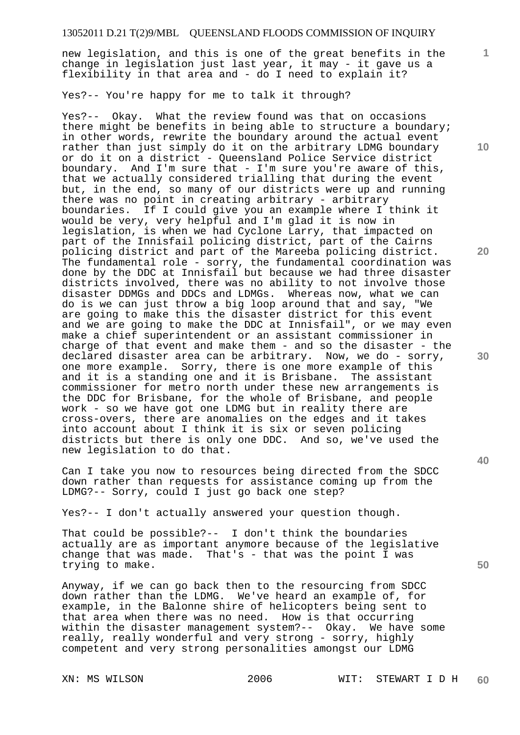new legislation, and this is one of the great benefits in the change in legislation just last year, it may - it gave us a flexibility in that area and - do I need to explain it?

Yes?-- You're happy for me to talk it through?

Yes?-- Okay. What the review found was that on occasions there might be benefits in being able to structure a boundary; in other words, rewrite the boundary around the actual event rather than just simply do it on the arbitrary LDMG boundary or do it on a district - Queensland Police Service district boundary. And I'm sure that - I'm sure you're aware of this, that we actually considered trialling that during the event but, in the end, so many of our districts were up and running there was no point in creating arbitrary - arbitrary boundaries. If I could give you an example where I think it would be very, very helpful and I'm glad it is now in legislation, is when we had Cyclone Larry, that impacted on part of the Innisfail policing district, part of the Cairns policing district and part of the Mareeba policing district. The fundamental role - sorry, the fundamental coordination was done by the DDC at Innisfail but because we had three disaster districts involved, there was no ability to not involve those disaster DDMGs and DDCs and LDMGs. Whereas now, what we can do is we can just throw a big loop around that and say, "We are going to make this the disaster district for this event and we are going to make the DDC at Innisfail", or we may even make a chief superintendent or an assistant commissioner in charge of that event and make them - and so the disaster - the declared disaster area can be arbitrary. Now, we do - sorry, one more example. Sorry, there is one more example of this and it is a standing one and it is Brisbane. The assistant commissioner for metro north under these new arrangements is the DDC for Brisbane, for the whole of Brisbane, and people work - so we have got one LDMG but in reality there are cross-overs, there are anomalies on the edges and it takes into account about I think it is six or seven policing districts but there is only one DDC. And so, we've used the new legislation to do that.

Can I take you now to resources being directed from the SDCC down rather than requests for assistance coming up from the LDMG?-- Sorry, could I just go back one step?

Yes?-- I don't actually answered your question though.

That could be possible?-- I don't think the boundaries actually are as important anymore because of the legislative change that was made. That's - that was the point I was trying to make.

Anyway, if we can go back then to the resourcing from SDCC down rather than the LDMG. We've heard an example of, for example, in the Balonne shire of helicopters being sent to that area when there was no need. How is that occurring within the disaster management system?-- Okay. We have some really, really wonderful and very strong - sorry, highly competent and very strong personalities amongst our LDMG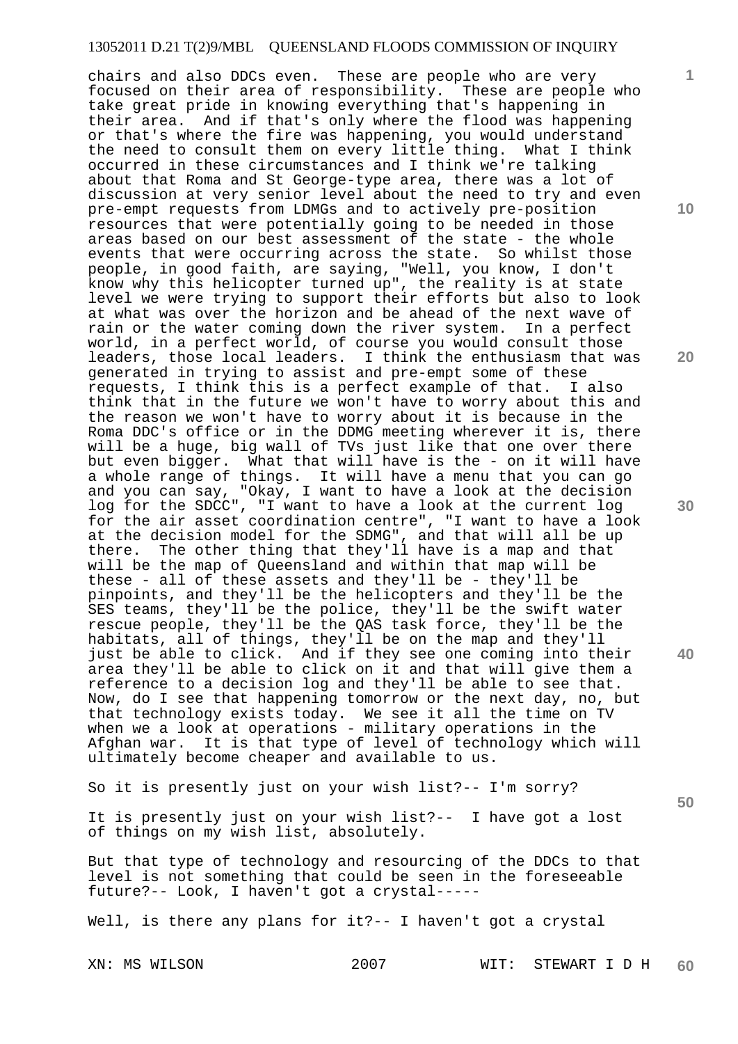chairs and also DDCs even. These are people who are very focused on their area of responsibility. These are people who take great pride in knowing everything that's happening in their area. And if that's only where the flood was happening or that's where the fire was happening, you would understand the need to consult them on every little thing. What I think occurred in these circumstances and I think we're talking about that Roma and St George-type area, there was a lot of discussion at very senior level about the need to try and even pre-empt requests from LDMGs and to actively pre-position resources that were potentially going to be needed in those areas based on our best assessment of the state - the whole events that were occurring across the state. So whilst those people, in good faith, are saying, "Well, you know, I don't know why this helicopter turned up", the reality is at state level we were trying to support their efforts but also to look at what was over the horizon and be ahead of the next wave of rain or the water coming down the river system. In a perfect world, in a perfect world, of course you would consult those leaders, those local leaders. I think the enthusiasm that was generated in trying to assist and pre-empt some of these requests, I think this is a perfect example of that. I also think that in the future we won't have to worry about this and the reason we won't have to worry about it is because in the Roma DDC's office or in the DDMG meeting wherever it is, there will be a huge, big wall of TVs just like that one over there but even bigger. What that will have is the - on it will have a whole range of things. It will have a menu that you can go and you can say, "Okay, I want to have a look at the decision log for the SDCC", "I want to have a look at the current log for the air asset coordination centre", "I want to have a look at the decision model for the SDMG", and that will all be up there. The other thing that they'll have is a map and that will be the map of Queensland and within that map will be these - all of these assets and they'll be - they'll be pinpoints, and they'll be the helicopters and they'll be the SES teams, they'll be the police, they'll be the swift water rescue people, they'll be the QAS task force, they'll be the habitats, all of things, they'll be on the map and they'll just be able to click. And if they see one coming into their area they'll be able to click on it and that will give them a reference to a decision log and they'll be able to see that. Now, do I see that happening tomorrow or the next day, no, but that technology exists today. We see it all the time on TV when we a look at operations - military operations in the Afghan war. It is that type of level of technology which will ultimately become cheaper and available to us.

So it is presently just on your wish list?-- I'm sorry?

It is presently just on your wish list?-- I have got a lost of things on my wish list, absolutely.

But that type of technology and resourcing of the DDCs to that level is not something that could be seen in the foreseeable future?-- Look, I haven't got a crystal-----

Well, is there any plans for it?-- I haven't got a crystal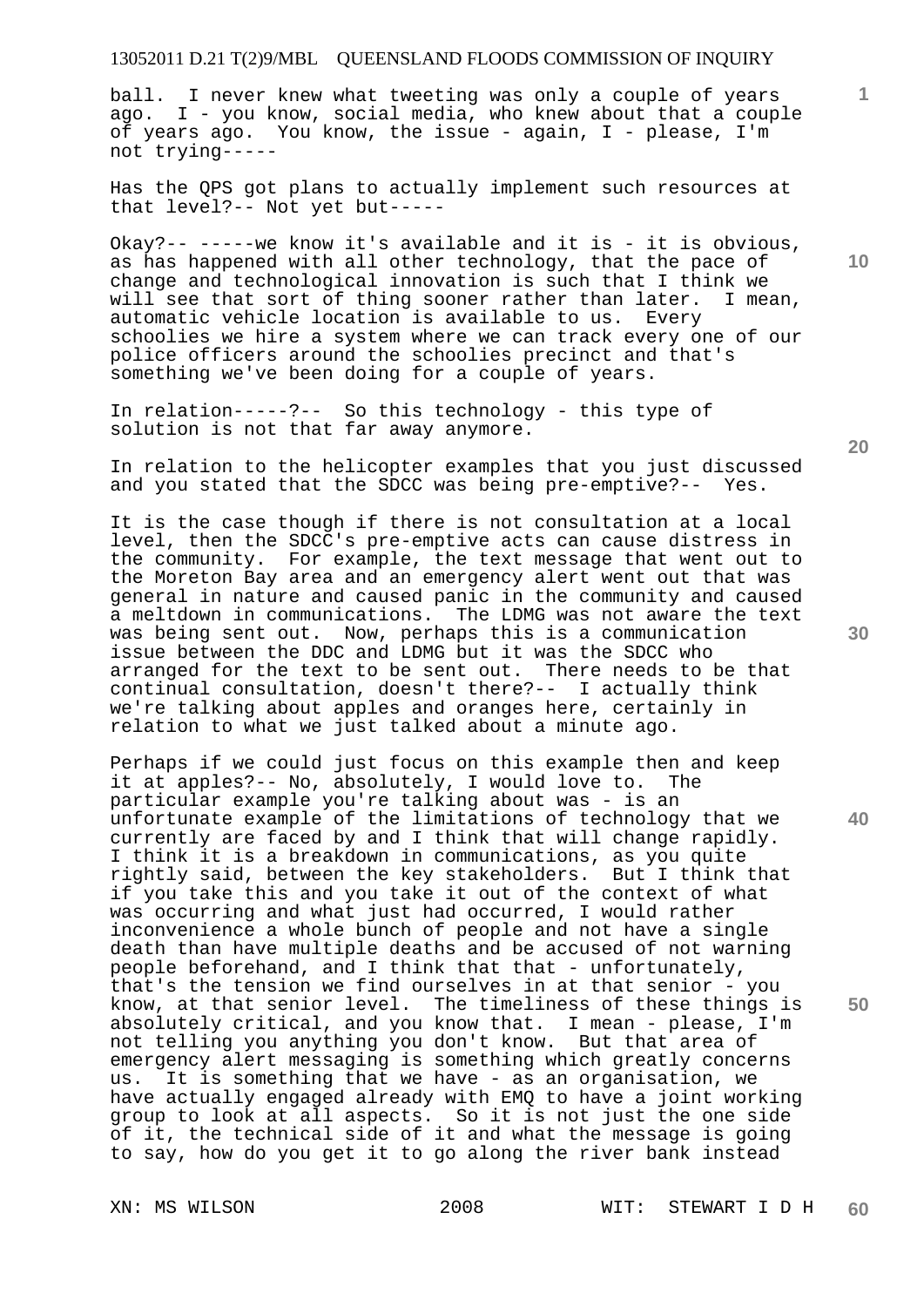ball. I never knew what tweeting was only a couple of years ago. I - you know, social media, who knew about that a couple of years ago. You know, the issue - again, I - please, I'm not trying-----

Has the QPS got plans to actually implement such resources at that level?-- Not yet but-----

Okay?-- -----we know it's available and it is - it is obvious, as has happened with all other technology, that the pace of change and technological innovation is such that I think we will see that sort of thing sooner rather than later. I mean, automatic vehicle location is available to us. Every schoolies we hire a system where we can track every one of our police officers around the schoolies precinct and that's something we've been doing for a couple of years.

In relation-----?-- So this technology - this type of solution is not that far away anymore.

In relation to the helicopter examples that you just discussed and you stated that the SDCC was being pre-emptive?-- Yes.

It is the case though if there is not consultation at a local level, then the SDCC's pre-emptive acts can cause distress in the community. For example, the text message that went out to the Moreton Bay area and an emergency alert went out that was general in nature and caused panic in the community and caused a meltdown in communications. The LDMG was not aware the text was being sent out. Now, perhaps this is a communication issue between the DDC and LDMG but it was the SDCC who arranged for the text to be sent out. There needs to be that continual consultation, doesn't there?-- I actually think we're talking about apples and oranges here, certainly in relation to what we just talked about a minute ago.

Perhaps if we could just focus on this example then and keep it at apples?-- No, absolutely, I would love to. The particular example you're talking about was - is an unfortunate example of the limitations of technology that we currently are faced by and I think that will change rapidly. I think it is a breakdown in communications, as you quite rightly said, between the key stakeholders. But I think that if you take this and you take it out of the context of what was occurring and what just had occurred, I would rather inconvenience a whole bunch of people and not have a single death than have multiple deaths and be accused of not warning people beforehand, and I think that that - unfortunately, that's the tension we find ourselves in at that senior - you know, at that senior level. The timeliness of these things is absolutely critical, and you know that. I mean - please, I'm not telling you anything you don't know. But that area of emergency alert messaging is something which greatly concerns us. It is something that we have - as an organisation, we have actually engaged already with EMQ to have a joint working group to look at all aspects. So it is not just the one side of it, the technical side of it and what the message is going to say, how do you get it to go along the river bank instead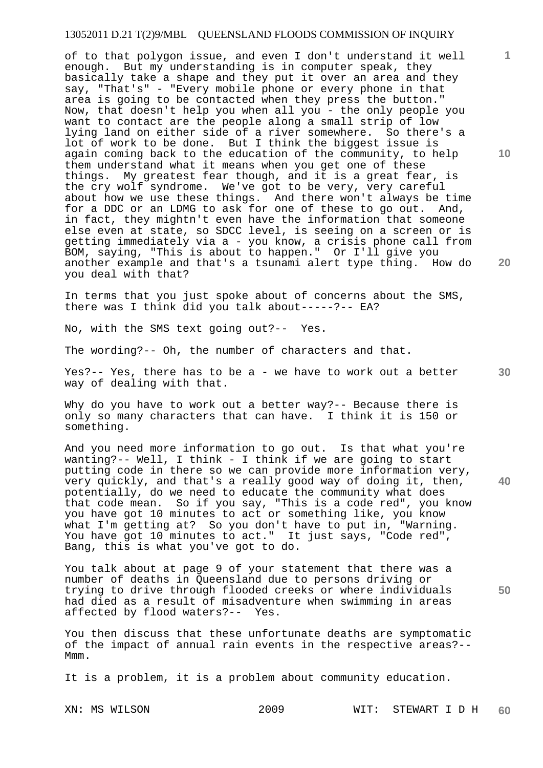of to that polygon issue, and even I don't understand it well enough. But my understanding is in computer speak, they basically take a shape and they put it over an area and they say, "That's" - "Every mobile phone or every phone in that area is going to be contacted when they press the button." Now, that doesn't help you when all you - the only people you want to contact are the people along a small strip of low lying land on either side of a river somewhere. So there's a lot of work to be done. But I think the biggest issue is again coming back to the education of the community, to help them understand what it means when you get one of these things. My greatest fear though, and it is a great fear, is the cry wolf syndrome. We've got to be very, very careful about how we use these things. And there won't always be time for a DDC or an LDMG to ask for one of these to go out. And, in fact, they mightn't even have the information that someone else even at state, so SDCC level, is seeing on a screen or is getting immediately via a - you know, a crisis phone call from BOM, saying, "This is about to happen." Or I'll give you another example and that's a tsunami alert type thing. How do you deal with that?

In terms that you just spoke about of concerns about the SMS, there was I think did you talk about-----?-- EA?

No, with the SMS text going out?-- Yes.

The wording?-- Oh, the number of characters and that.

Yes?-- Yes, there has to be a - we have to work out a better way of dealing with that.

Why do you have to work out a better way?-- Because there is only so many characters that can have. I think it is 150 or something.

And you need more information to go out. Is that what you're wanting?-- Well, I think - I think if we are going to start putting code in there so we can provide more information very, very quickly, and that's a really good way of doing it, then, potentially, do we need to educate the community what does that code mean. So if you say, "This is a code red", you know you have got 10 minutes to act or something like, you know what I'm getting at? So you don't have to put in, "Warning. You have got 10 minutes to act." It just says, "Code red", Bang, this is what you've got to do.

You talk about at page 9 of your statement that there was a number of deaths in Queensland due to persons driving or trying to drive through flooded creeks or where individuals had died as a result of misadventure when swimming in areas affected by flood waters?-- Yes.

You then discuss that these unfortunate deaths are symptomatic of the impact of annual rain events in the respective areas?-- Mmm.

It is a problem, it is a problem about community education.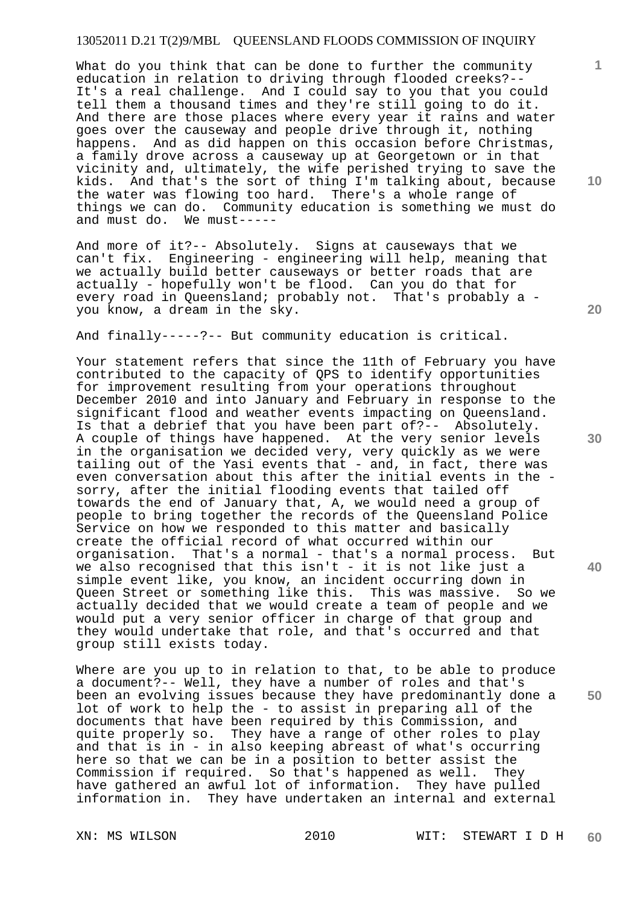What do you think that can be done to further the community education in relation to driving through flooded creeks?-- It's a real challenge. And I could say to you that you could tell them a thousand times and they're still going to do it. And there are those places where every year it rains and water goes over the causeway and people drive through it, nothing happens. And as did happen on this occasion before Christmas, a family drove across a causeway up at Georgetown or in that vicinity and, ultimately, the wife perished trying to save the kids. And that's the sort of thing I'm talking about, because the water was flowing too hard. There's a whole range of things we can do. Community education is something we must do and must do. We must-----

And more of it?-- Absolutely. Signs at causeways that we can't fix. Engineering - engineering will help, meaning that we actually build better causeways or better roads that are actually - hopefully won't be flood. Can you do that for every road in Queensland; probably not. That's probably a - you know, a dream in the sky.

And finally-----?-- But community education is critical.

Your statement refers that since the 11th of February you have contributed to the capacity of QPS to identify opportunities for improvement resulting from your operations throughout December 2010 and into January and February in response to the significant flood and weather events impacting on Queensland. Is that a debrief that you have been part of?-- Absolutely. A couple of things have happened. At the very senior levels in the organisation we decided very, very quickly as we were tailing out of the Yasi events that - and, in fact, there was even conversation about this after the initial events in the - sorry, after the initial flooding events that tailed off towards the end of January that, A, we would need a group of people to bring together the records of the Queensland Police Service on how we responded to this matter and basically create the official record of what occurred within our organisation. That's a normal - that's a normal process. But we also recognised that this isn't - it is not like just a simple event like, you know, an incident occurring down in Queen Street or something like this. This was massive. So we actually decided that we would create a team of people and we would put a very senior officer in charge of that group and they would undertake that role, and that's occurred and that group still exists today.

Where are you up to in relation to that, to be able to produce a document?-- Well, they have a number of roles and that's been an evolving issues because they have predominantly done a lot of work to help the - to assist in preparing all of the documents that have been required by this Commission, and quite properly so. They have a range of other roles to play and that is in - in also keeping abreast of what's occurring here so that we can be in a position to better assist the Commission if required. So that's happened as well. They have gathered an awful lot of information. They have pulled information in. They have undertaken an internal and external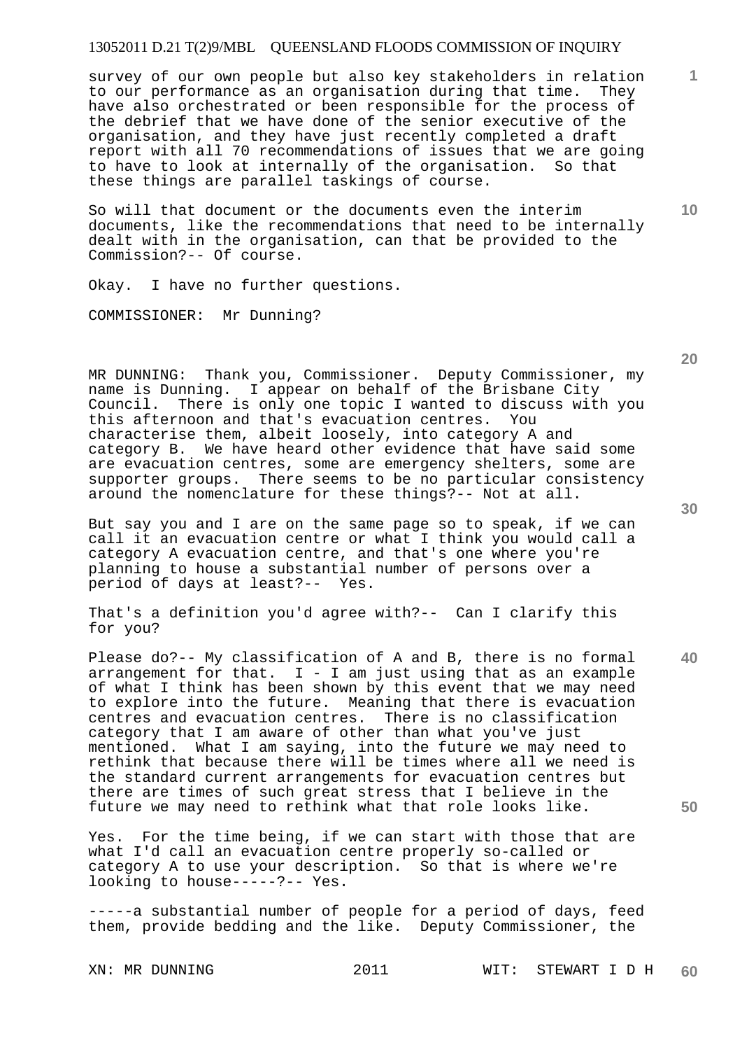survey of our own people but also key stakeholders in relation to our performance as an organisation during that time. They have also orchestrated or been responsible for the process of the debrief that we have done of the senior executive of the organisation, and they have just recently completed a draft report with all 70 recommendations of issues that we are going to have to look at internally of the organisation. So that these things are parallel taskings of course.

So will that document or the documents even the interim documents, like the recommendations that need to be internally dealt with in the organisation, can that be provided to the Commission?-- Of course.

Okay. I have no further questions.

COMMISSIONER: Mr Dunning?

MR DUNNING: Thank you, Commissioner. Deputy Commissioner, my name is Dunning. I appear on behalf of the Brisbane City Council. There is only one topic I wanted to discuss with you this afternoon and that's evacuation centres. You characterise them, albeit loosely, into category A and category B. We have heard other evidence that have said some are evacuation centres, some are emergency shelters, some are supporter groups. There seems to be no particular consistency around the nomenclature for these things?-- Not at all.

But say you and I are on the same page so to speak, if we can call it an evacuation centre or what I think you would call a category A evacuation centre, and that's one where you're planning to house a substantial number of persons over a period of days at least?-- Yes.

That's a definition you'd agree with?-- Can I clarify this for you?

Please do?-- My classification of A and B, there is no formal arrangement for that. I - I am just using that as an example of what I think has been shown by this event that we may need to explore into the future. Meaning that there is evacuation centres and evacuation centres. There is no classification category that I am aware of other than what you've just mentioned. What I am saying, into the future we may need to rethink that because there will be times where all we need is the standard current arrangements for evacuation centres but there are times of such great stress that I believe in the future we may need to rethink what that role looks like.

Yes. For the time being, if we can start with those that are what I'd call an evacuation centre properly so-called or category A to use your description. So that is where we're looking to house-----?-- Yes.

-----a substantial number of people for a period of days, feed them, provide bedding and the like. Deputy Commissioner, the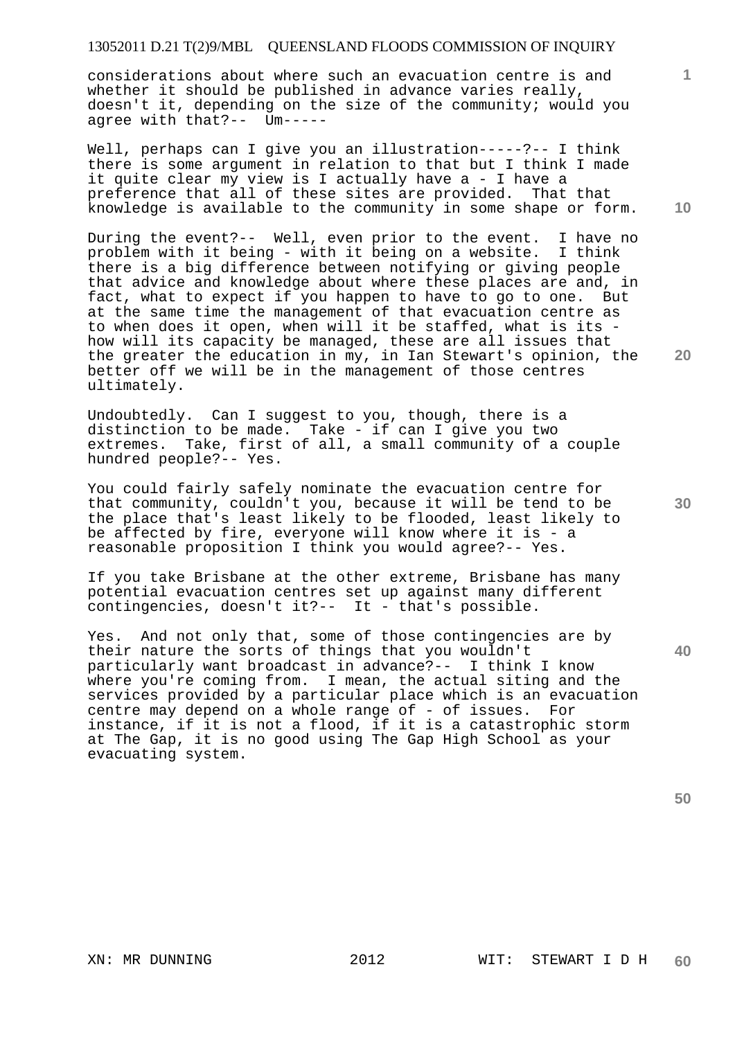considerations about where such an evacuation centre is and whether it should be published in advance varies really, doesn't it, depending on the size of the community; would you agree with that?-- Um-----

Well, perhaps can I give you an illustration-----?-- I think there is some argument in relation to that but I think I made it quite clear my view is I actually have a - I have a preference that all of these sites are provided. That that knowledge is available to the community in some shape or form.

During the event?-- Well, even prior to the event. I have no problem with it being - with it being on a website. I think there is a big difference between notifying or giving people that advice and knowledge about where these places are and, in fact, what to expect if you happen to have to go to one. But at the same time the management of that evacuation centre as to when does it open, when will it be staffed, what is its - how will its capacity be managed, these are all issues that the greater the education in my, in Ian Stewart's opinion, the better off we will be in the management of those centres ultimately.

Undoubtedly. Can I suggest to you, though, there is a distinction to be made. Take - if can I give you two extremes. Take, first of all, a small community of a couple hundred people?-- Yes.

You could fairly safely nominate the evacuation centre for that community, couldn't you, because it will be tend to be the place that's least likely to be flooded, least likely to be affected by fire, everyone will know where it is - a reasonable proposition I think you would agree?-- Yes.

If you take Brisbane at the other extreme, Brisbane has many potential evacuation centres set up against many different contingencies, doesn't it?-- It - that's possible.

Yes. And not only that, some of those contingencies are by their nature the sorts of things that you wouldn't particularly want broadcast in advance?-- I think I know where you're coming from. I mean, the actual siting and the services provided by a particular place which is an evacuation centre may depend on a whole range of - of issues. For instance, if it is not a flood, if it is a catastrophic storm at The Gap, it is no good using The Gap High School as your evacuating system.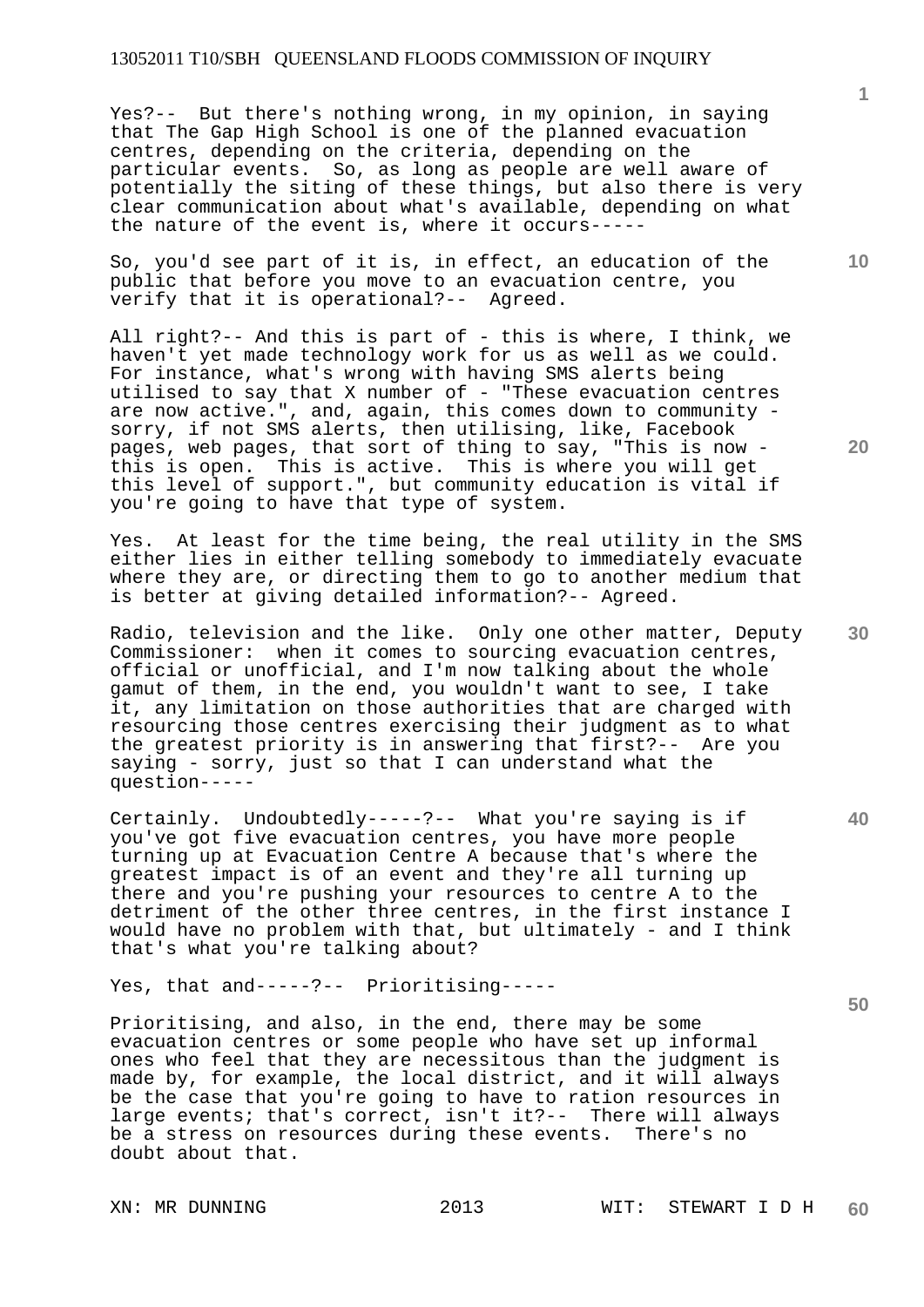Yes?-- But there's nothing wrong, in my opinion, in saying that The Gap High School is one of the planned evacuation centres, depending on the criteria, depending on the particular events. So, as long as people are well aware of potentially the siting of these things, but also there is very clear communication about what's available, depending on what the nature of the event is, where it occurs-----

So, you'd see part of it is, in effect, an education of the public that before you move to an evacuation centre, you verify that it is operational?-- Agreed.

All right?-- And this is part of - this is where, I think, we haven't yet made technology work for us as well as we could. For instance, what's wrong with having SMS alerts being utilised to say that X number of - "These evacuation centres are now active.", and, again, this comes down to community - sorry, if not SMS alerts, then utilising, like, Facebook pages, web pages, that sort of thing to say, "This is now - this is open. This is active. This is where you will get this level of support.", but community education is vital if you're going to have that type of system.

Yes. At least for the time being, the real utility in the SMS either lies in either telling somebody to immediately evacuate where they are, or directing them to go to another medium that is better at giving detailed information?-- Agreed.

Radio, television and the like. Only one other matter, Deputy Commissioner: when it comes to sourcing evacuation centres, official or unofficial, and I'm now talking about the whole gamut of them, in the end, you wouldn't want to see, I take it, any limitation on those authorities that are charged with resourcing those centres exercising their judgment as to what the greatest priority is in answering that first?-- Are you saying - sorry, just so that I can understand what the question-----

Certainly. Undoubtedly-----?-- What you're saying is if you've got five evacuation centres, you have more people turning up at Evacuation Centre A because that's where the greatest impact is of an event and they're all turning up there and you're pushing your resources to centre A to the detriment of the other three centres, in the first instance I would have no problem with that, but ultimately - and I think that's what you're talking about?

Yes, that and-----?-- Prioritising-----

Prioritising, and also, in the end, there may be some evacuation centres or some people who have set up informal ones who feel that they are necessitous than the judgment is made by, for example, the local district, and it will always be the case that you're going to have to ration resources in large events; that's correct, isn't it?-- There will always be a stress on resources during these events. There's no doubt about that.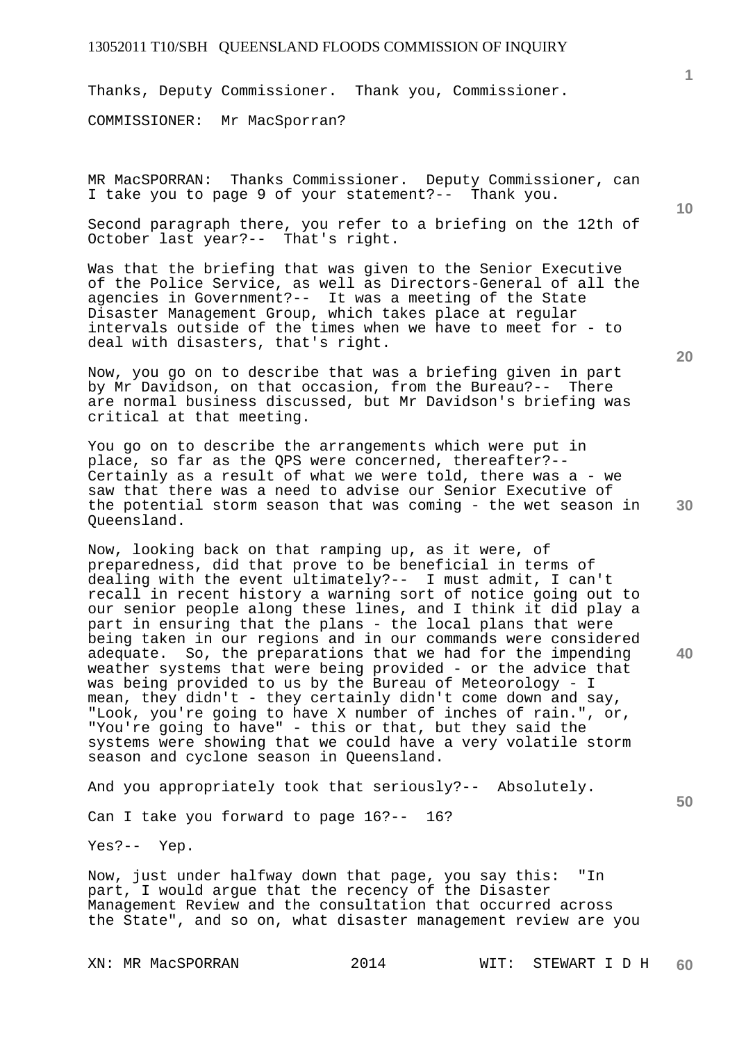Thanks, Deputy Commissioner. Thank you, Commissioner.

COMMISSIONER: Mr MacSporran?

MR MacSPORRAN: Thanks Commissioner. Deputy Commissioner, can I take you to page 9 of your statement?-- Thank you.

Second paragraph there, you refer to a briefing on the 12th of October last year?-- That's right.

Was that the briefing that was given to the Senior Executive of the Police Service, as well as Directors-General of all the agencies in Government?-- It was a meeting of the State Disaster Management Group, which takes place at regular intervals outside of the times when we have to meet for - to deal with disasters, that's right.

Now, you go on to describe that was a briefing given in part by Mr Davidson, on that occasion, from the Bureau?-- There are normal business discussed, but Mr Davidson's briefing was critical at that meeting.

You go on to describe the arrangements which were put in place, so far as the QPS were concerned, thereafter?-- Certainly as a result of what we were told, there was a - we saw that there was a need to advise our Senior Executive of the potential storm season that was coming - the wet season in Queensland.

Now, looking back on that ramping up, as it were, of preparedness, did that prove to be beneficial in terms of dealing with the event ultimately?-- I must admit, I can't recall in recent history a warning sort of notice going out to our senior people along these lines, and I think it did play a part in ensuring that the plans - the local plans that were being taken in our regions and in our commands were considered adequate. So, the preparations that we had for the impending weather systems that were being provided - or the advice that was being provided to us by the Bureau of Meteorology - I mean, they didn't - they certainly didn't come down and say, "Look, you're going to have X number of inches of rain.", or, "You're going to have" - this or that, but they said the systems were showing that we could have a very volatile storm season and cyclone season in Queensland.

And you appropriately took that seriously?-- Absolutely.

Can I take you forward to page 16?-- 16?

Yes?-- Yep.

Now, just under halfway down that page, you say this: "In part, I would argue that the recency of the Disaster Management Review and the consultation that occurred across the State", and so on, what disaster management review are you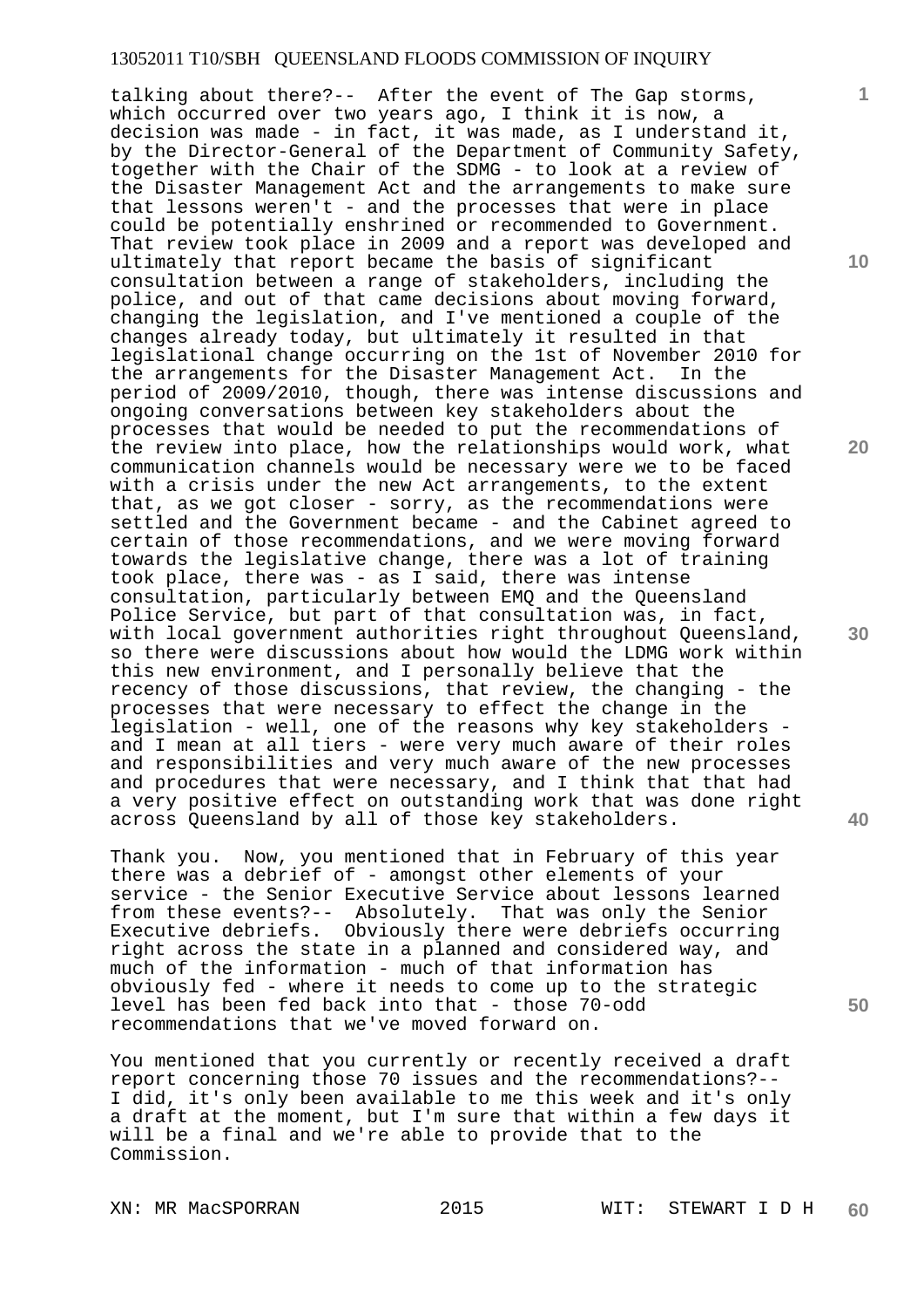talking about there?-- After the event of The Gap storms, which occurred over two years ago, I think it is now, a decision was made - in fact, it was made, as I understand it, by the Director-General of the Department of Community Safety, together with the Chair of the SDMG - to look at a review of the Disaster Management Act and the arrangements to make sure that lessons weren't - and the processes that were in place could be potentially enshrined or recommended to Government. That review took place in 2009 and a report was developed and ultimately that report became the basis of significant consultation between a range of stakeholders, including the police, and out of that came decisions about moving forward, changing the legislation, and I've mentioned a couple of the changes already today, but ultimately it resulted in that legislational change occurring on the 1st of November 2010 for the arrangements for the Disaster Management Act. In the period of 2009/2010, though, there was intense discussions and ongoing conversations between key stakeholders about the processes that would be needed to put the recommendations of the review into place, how the relationships would work, what communication channels would be necessary were we to be faced with a crisis under the new Act arrangements, to the extent that, as we got closer - sorry, as the recommendations were settled and the Government became - and the Cabinet agreed to certain of those recommendations, and we were moving forward towards the legislative change, there was a lot of training took place, there was - as I said, there was intense consultation, particularly between EMQ and the Queensland Police Service, but part of that consultation was, in fact, with local government authorities right throughout Queensland, so there were discussions about how would the LDMG work within this new environment, and I personally believe that the recency of those discussions, that review, the changing - the processes that were necessary to effect the change in the legislation - well, one of the reasons why key stakeholders - and I mean at all tiers - were very much aware of their roles and responsibilities and very much aware of the new processes and procedures that were necessary, and I think that that had a very positive effect on outstanding work that was done right across Queensland by all of those key stakeholders.

Thank you. Now, you mentioned that in February of this year there was a debrief of - amongst other elements of your service - the Senior Executive Service about lessons learned from these events?-- Absolutely. That was only the Senior Executive debriefs. Obviously there were debriefs occurring right across the state in a planned and considered way, and much of the information - much of that information has obviously fed - where it needs to come up to the strategic level has been fed back into that - those 70-odd recommendations that we've moved forward on.

You mentioned that you currently or recently received a draft report concerning those 70 issues and the recommendations?-- I did, it's only been available to me this week and it's only a draft at the moment, but I'm sure that within a few days it will be a final and we're able to provide that to the Commission.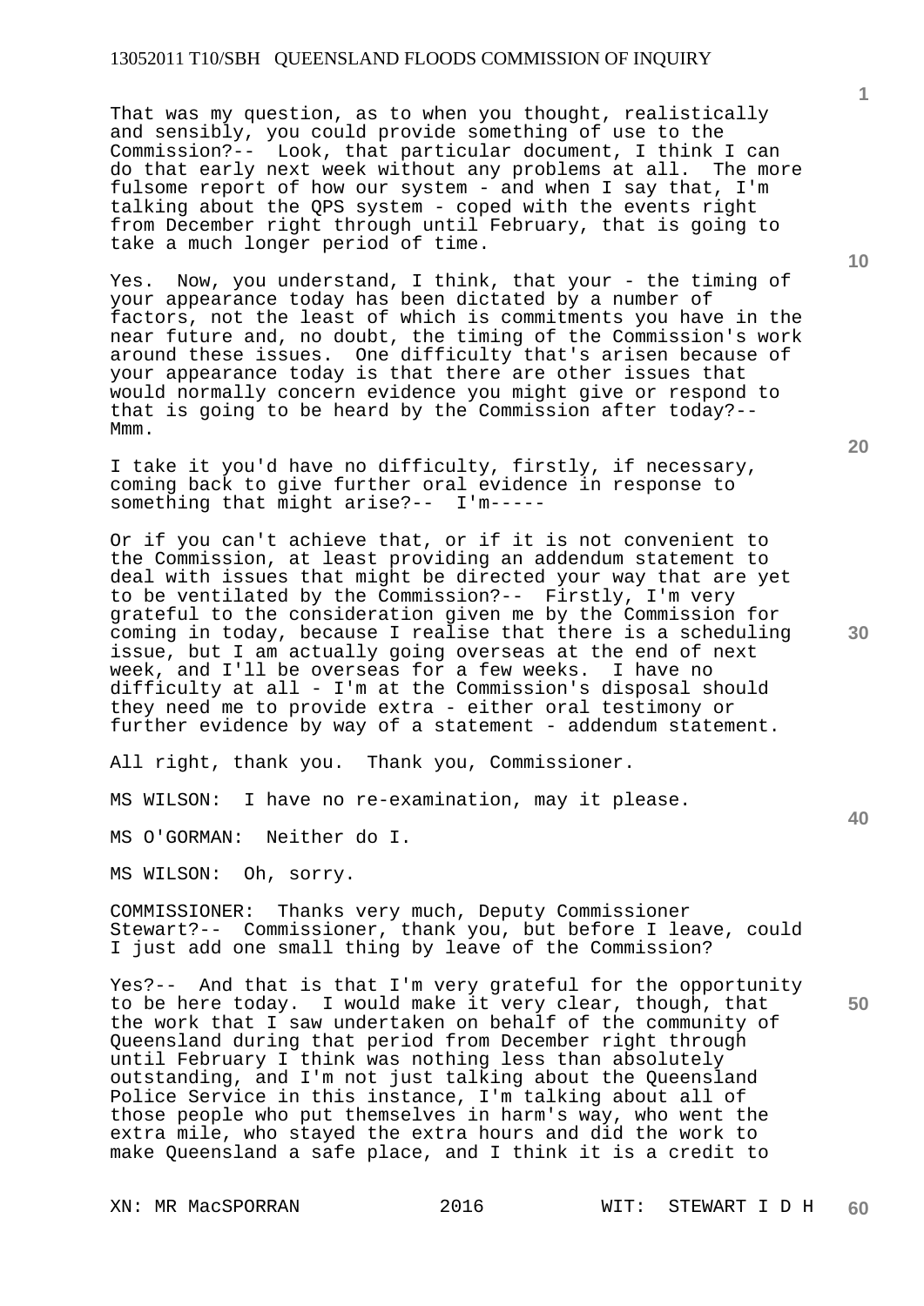That was my question, as to when you thought, realistically and sensibly, you could provide something of use to the Commission?-- Look, that particular document, I think I can do that early next week without any problems at all. The more fulsome report of how our system - and when I say that, I'm talking about the QPS system - coped with the events right from December right through until February, that is going to take a much longer period of time.

Yes. Now, you understand, I think, that your - the timing of your appearance today has been dictated by a number of factors, not the least of which is commitments you have in the near future and, no doubt, the timing of the Commission's work around these issues. One difficulty that's arisen because of your appearance today is that there are other issues that would normally concern evidence you might give or respond to that is going to be heard by the Commission after today?-- Mmm.

I take it you'd have no difficulty, firstly, if necessary, coming back to give further oral evidence in response to something that might arise?-- I'm-----

Or if you can't achieve that, or if it is not convenient to the Commission, at least providing an addendum statement to deal with issues that might be directed your way that are yet to be ventilated by the Commission?-- Firstly, I'm very grateful to the consideration given me by the Commission for coming in today, because I realise that there is a scheduling issue, but I am actually going overseas at the end of next week, and I'll be overseas for a few weeks. I have no difficulty at all - I'm at the Commission's disposal should they need me to provide extra - either oral testimony or further evidence by way of a statement - addendum statement.

All right, thank you. Thank you, Commissioner.

MS WILSON: I have no re-examination, may it please.

MS O'GORMAN: Neither do I.

MS WILSON: Oh, sorry.

COMMISSIONER: Thanks very much, Deputy Commissioner Stewart?-- Commissioner, thank you, but before I leave, could I just add one small thing by leave of the Commission?

Yes?-- And that is that I'm very grateful for the opportunity to be here today. I would make it very clear, though, that the work that I saw undertaken on behalf of the community of Queensland during that period from December right through until February I think was nothing less than absolutely outstanding, and I'm not just talking about the Queensland Police Service in this instance, I'm talking about all of those people who put themselves in harm's way, who went the extra mile, who stayed the extra hours and did the work to make Queensland a safe place, and I think it is a credit to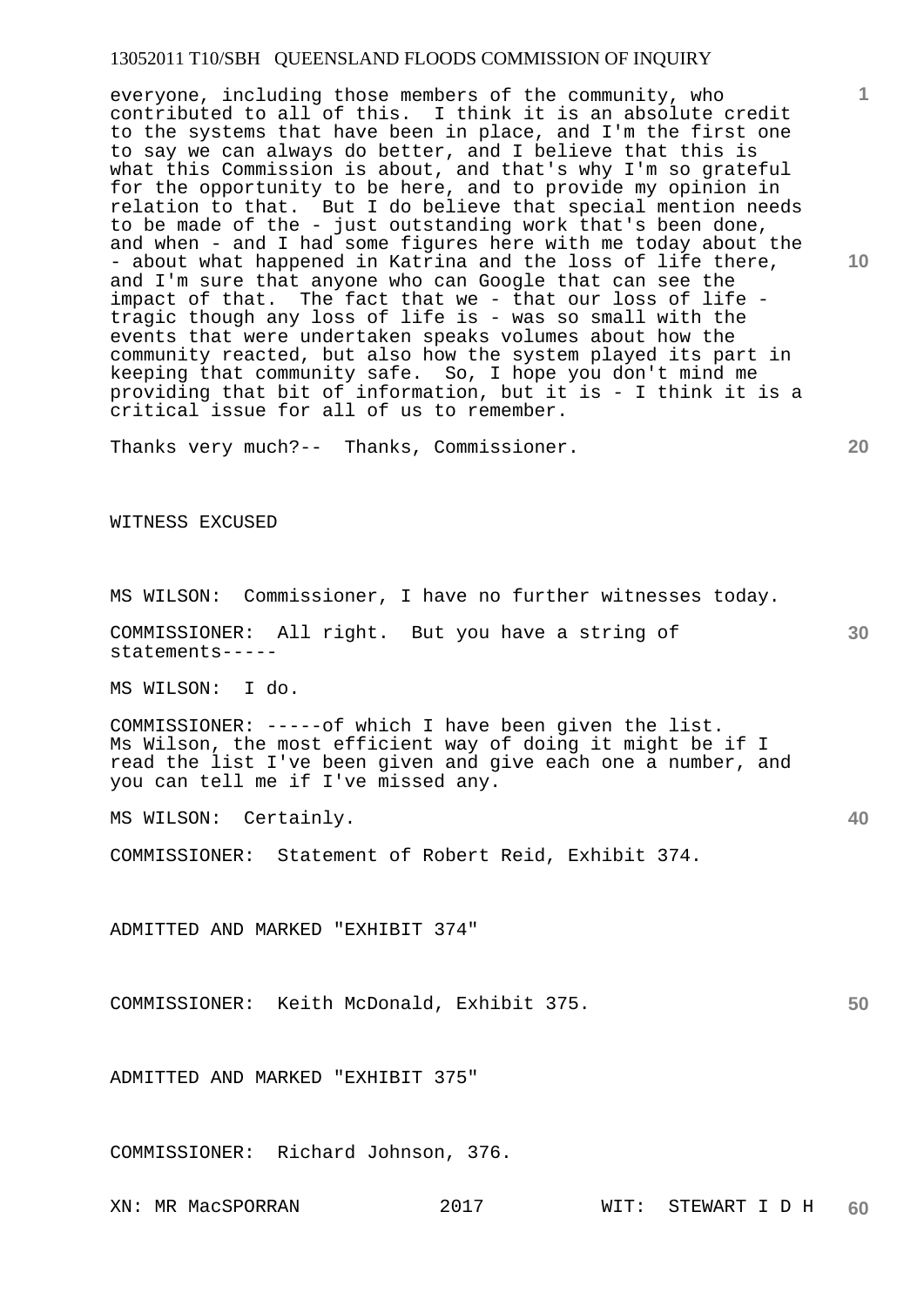everyone, including those members of the community, who contributed to all of this. I think it is an absolute credit to the systems that have been in place, and I'm the first one to say we can always do better, and I believe that this is what this Commission is about, and that's why I'm so grateful for the opportunity to be here, and to provide my opinion in relation to that. But I do believe that special mention needs to be made of the - just outstanding work that's been done, and when - and I had some figures here with me today about the - about what happened in Katrina and the loss of life there, and I'm sure that anyone who can Google that can see the impact of that. The fact that we - that our loss of life - tragic though any loss of life is - was so small with the events that were undertaken speaks volumes about how the community reacted, but also how the system played its part in keeping that community safe. So, I hope you don't mind me providing that bit of information, but it is - I think it is a critical issue for all of us to remember.

Thanks very much?-- Thanks, Commissioner.

WITNESS EXCUSED

MS WILSON: Commissioner, I have no further witnesses today.

COMMISSIONER: All right. But you have a string of statements-----

MS WILSON: I do.

COMMISSIONER: -----of which I have been given the list. Ms Wilson, the most efficient way of doing it might be if I read the list I've been given and give each one a number, and you can tell me if I've missed any.

MS WILSON: Certainly.

COMMISSIONER: Statement of Robert Reid, Exhibit 374.

ADMITTED AND MARKED "EXHIBIT 374"

COMMISSIONER: Keith McDonald, Exhibit 375.

ADMITTED AND MARKED "EXHIBIT 375"

COMMISSIONER: Richard Johnson, 376.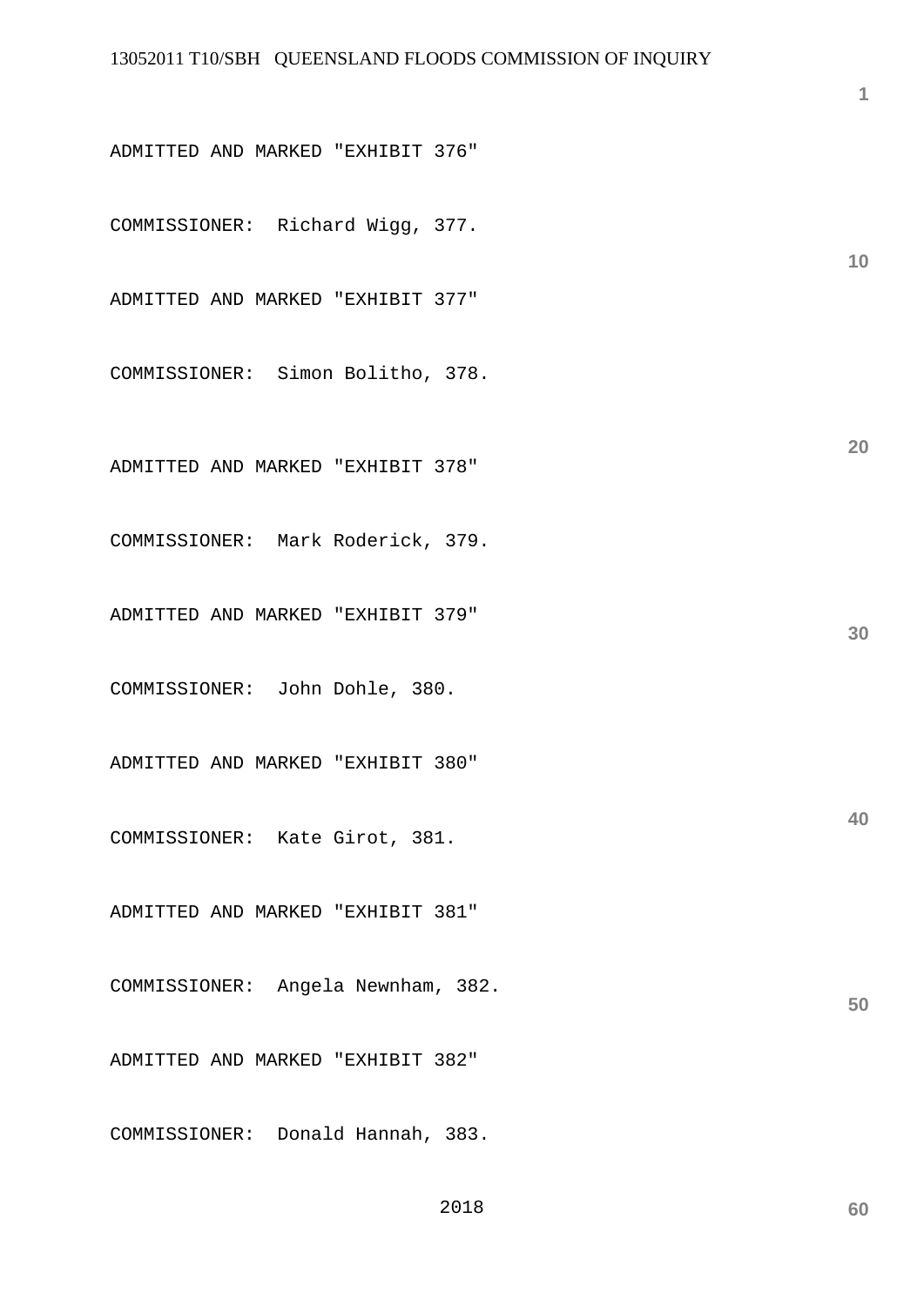ADMITTED AND MARKED "EXHIBIT 376"

COMMISSIONER: Richard Wigg, 377.

ADMITTED AND MARKED "EXHIBIT 377"

COMMISSIONER: Simon Bolitho, 378.

ADMITTED AND MARKED "EXHIBIT 378"

COMMISSIONER: Mark Roderick, 379.

ADMITTED AND MARKED "EXHIBIT 379"

COMMISSIONER: John Dohle, 380.

ADMITTED AND MARKED "EXHIBIT 380"

COMMISSIONER: Kate Girot, 381.

ADMITTED AND MARKED "EXHIBIT 381"

COMMISSIONER: Angela Newnham, 382.

ADMITTED AND MARKED "EXHIBIT 382"

COMMISSIONER: Donald Hannah, 383.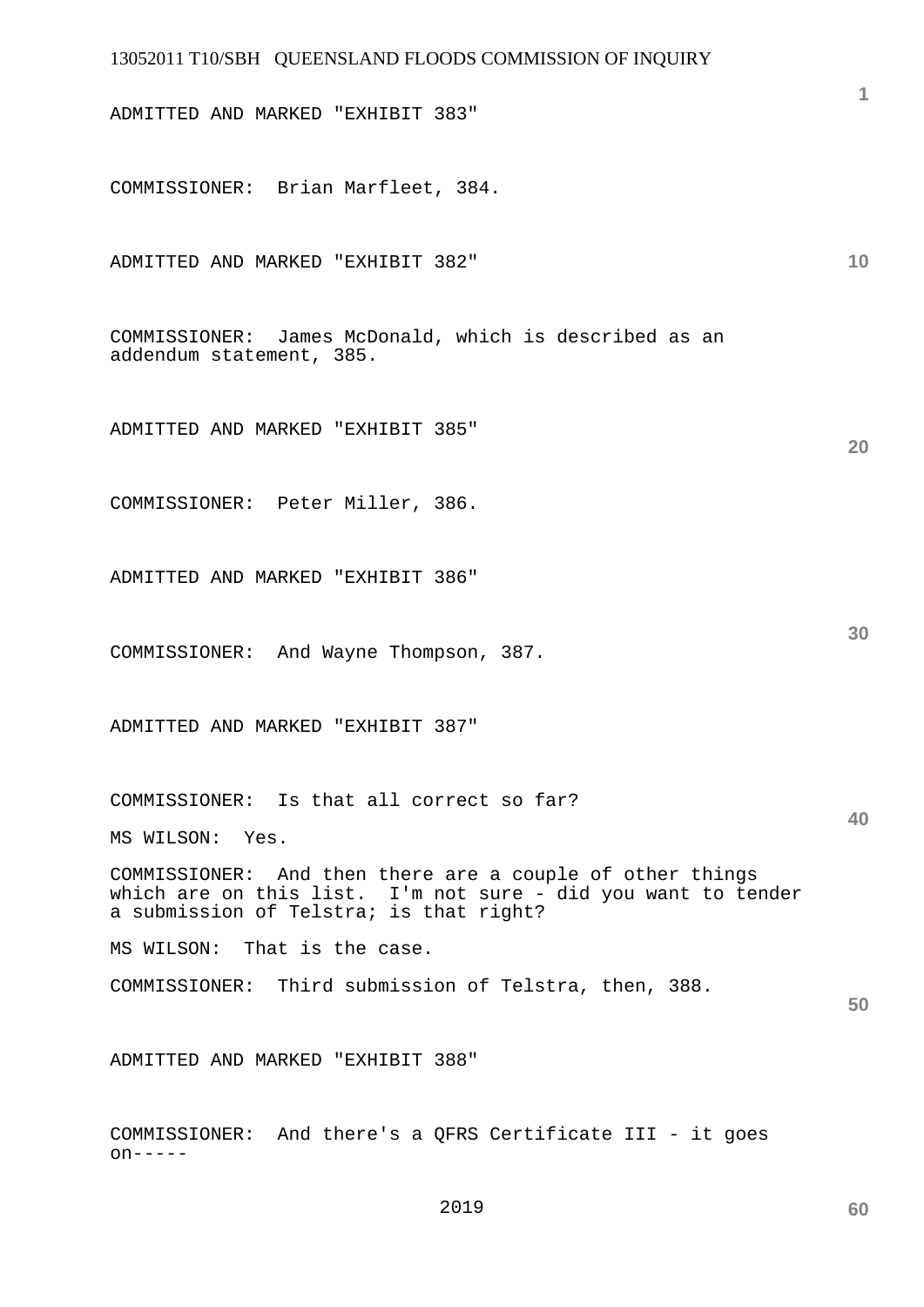ADMITTED AND MARKED "EXHIBIT 383"

COMMISSIONER: Brian Marfleet, 384.

ADMITTED AND MARKED "EXHIBIT 382"

COMMISSIONER: James McDonald, which is described as an addendum statement, 385.

ADMITTED AND MARKED "EXHIBIT 385"

COMMISSIONER: Peter Miller, 386.

ADMITTED AND MARKED "EXHIBIT 386"

COMMISSIONER: And Wayne Thompson, 387.

ADMITTED AND MARKED "EXHIBIT 387"

COMMISSIONER: Is that all correct so far?

MS WILSON: Yes.

COMMISSIONER: And then there are a couple of other things which are on this list. I'm not sure - did you want to tender a submission of Telstra; is that right?

MS WILSON: That is the case.

COMMISSIONER: Third submission of Telstra, then, 388.

ADMITTED AND MARKED "EXHIBIT 388"

COMMISSIONER: And there's a QFRS Certificate III - it goes on-----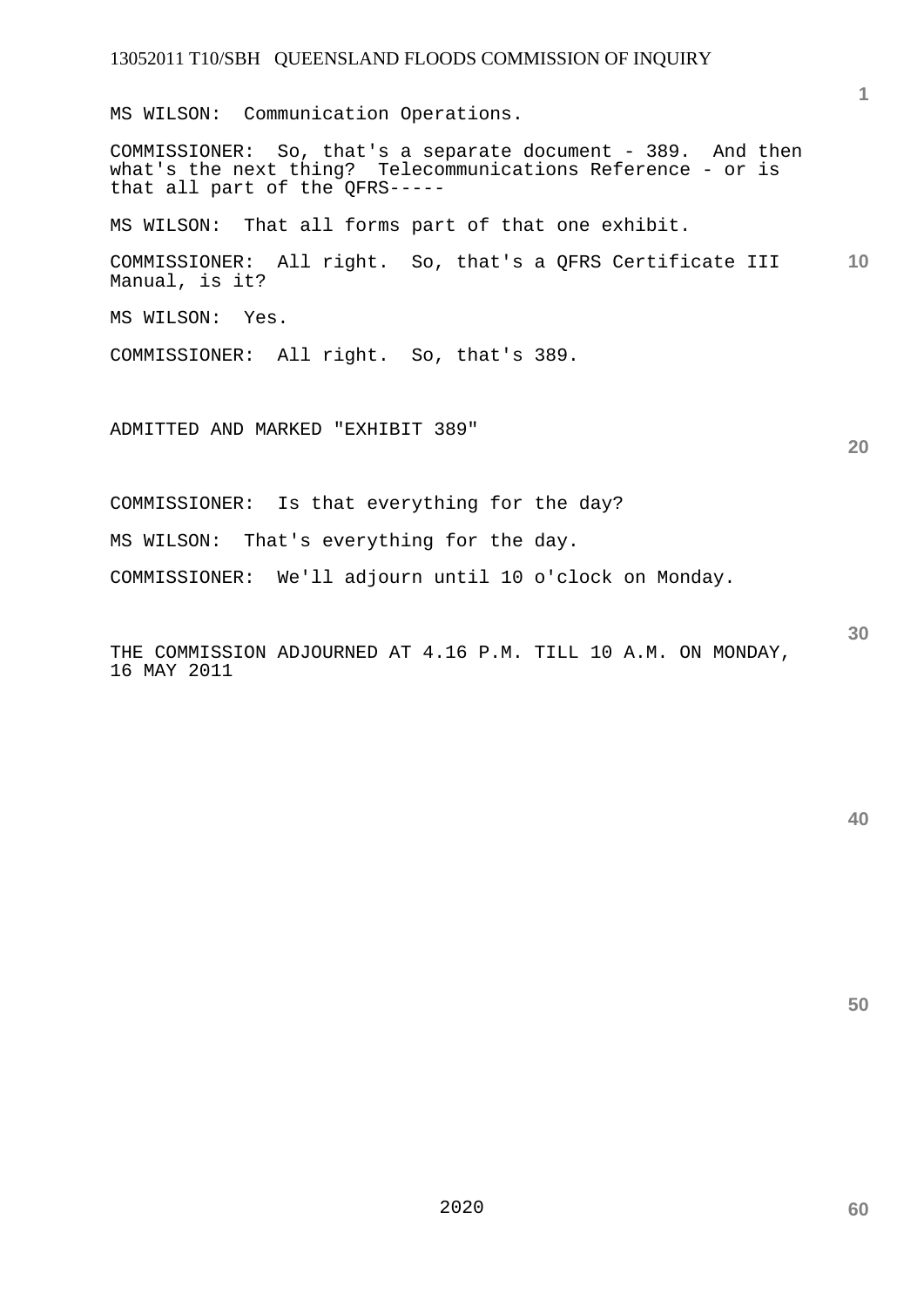MS WILSON: Communication Operations.

COMMISSIONER: So, that's a separate document - 389. And then what's the next thing? Telecommunications Reference - or is that all part of the QFRS-----

MS WILSON: That all forms part of that one exhibit.

COMMISSIONER: All right. So, that's a QFRS Certificate III Manual, is it?

MS WILSON: Yes.

COMMISSIONER: All right. So, that's 389.

ADMITTED AND MARKED "EXHIBIT 389"

COMMISSIONER: Is that everything for the day?

MS WILSON: That's everything for the day.

COMMISSIONER: We'll adjourn until 10 o'clock on Monday.

THE COMMISSION ADJOURNED AT 4.16 P.M. TILL 10 A.M. ON MONDAY, 16 MAY 2011